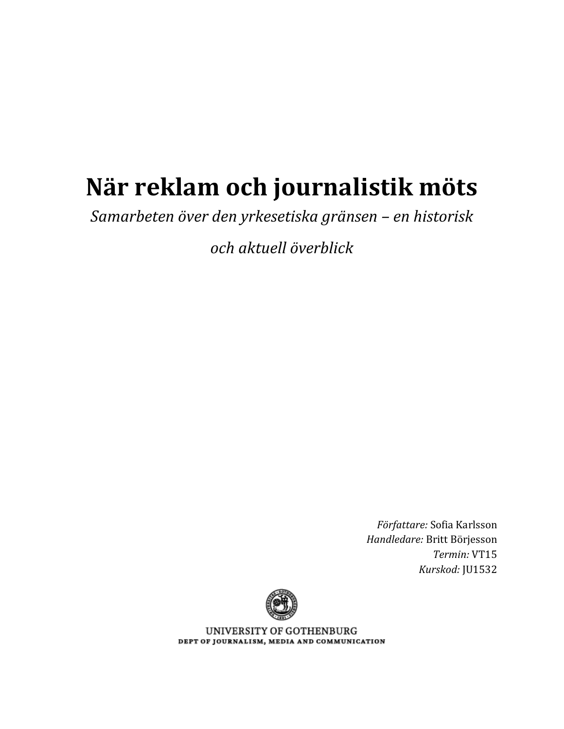# När reklam och journalistik möts

*Samarbeten över den yrkesetiska gränsen – en historisk och aktuell överblick*

*Författare:* Sofia Karlsson
*Handledare:* Britt Börjesson
*Termin:* VT15
*Kurskod:* JU1532

UNIVERSITY OF GOTHENBURG
DEPT OF JOURNALISM, MEDIA AND COMMUNICATION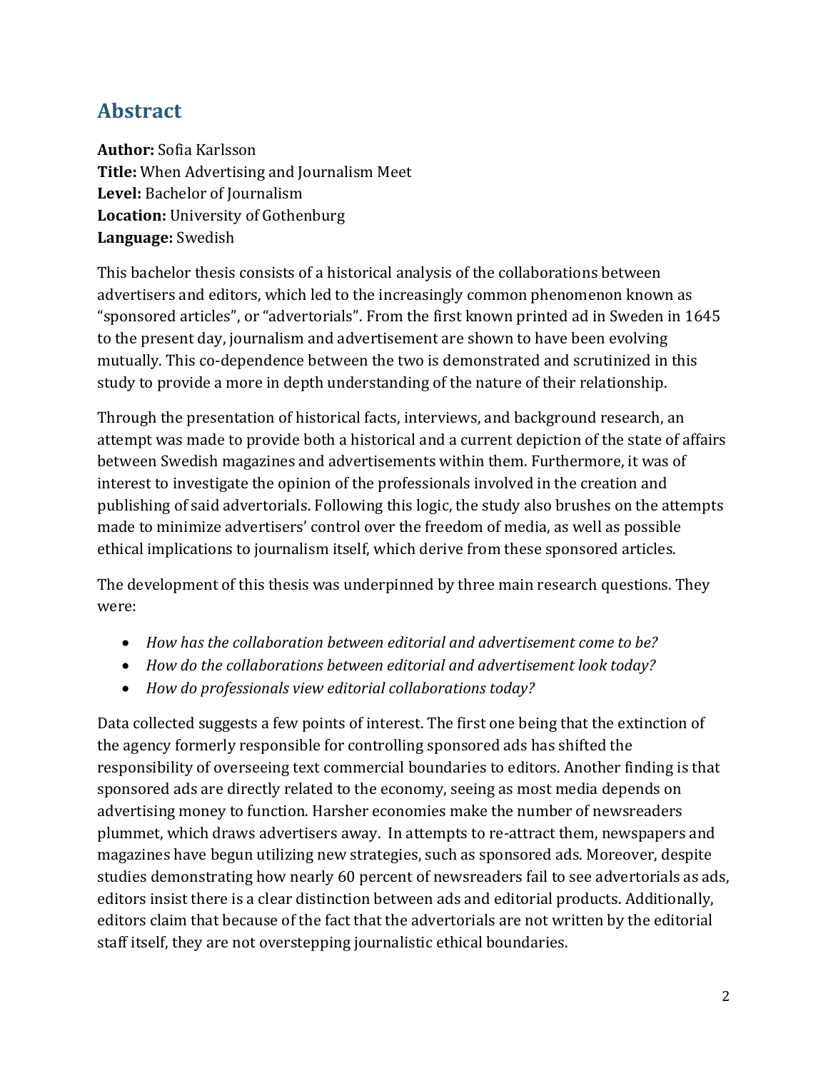## Abstract

**Author:** Sofia Karlsson
**Title:** When Advertising and Journalism Meet
**Level:** Bachelor of Journalism
**Location:** University of Gothenburg
**Language:** Swedish

This bachelor thesis consists of a historical analysis of the collaborations between advertisers and editors, which led to the increasingly common phenomenon known as "sponsored articles", or "advertorials". From the first known printed ad in Sweden in 1645 to the present day, journalism and advertisement are shown to have been evolving mutually. This co-dependence between the two is demonstrated and scrutinized in this study to provide a more in depth understanding of the nature of their relationship.

Through the presentation of historical facts, interviews, and background research, an attempt was made to provide both a historical and a current depiction of the state of affairs between Swedish magazines and advertisements within them. Furthermore, it was of interest to investigate the opinion of the professionals involved in the creation and publishing of said advertorials. Following this logic, the study also brushes on the attempts made to minimize advertisers' control over the freedom of media, as well as possible ethical implications to journalism itself, which derive from these sponsored articles.

The development of this thesis was underpinned by three main research questions. They were:

- *How has the collaboration between editorial and advertisement come to be?*
- *How do the collaborations between editorial and advertisement look today?*
- *How do professionals view editorial collaborations today?*

Data collected suggests a few points of interest. The first one being that the extinction of the agency formerly responsible for controlling sponsored ads has shifted the responsibility of overseeing text commercial boundaries to editors. Another finding is that sponsored ads are directly related to the economy, seeing as most media depends on advertising money to function. Harsher economies make the number of newsreaders plummet, which draws advertisers away. In attempts to re-attract them, newspapers and magazines have begun utilizing new strategies, such as sponsored ads. Moreover, despite studies demonstrating how nearly 60 percent of newsreaders fail to see advertorials as ads, editors insist there is a clear distinction between ads and editorial products. Additionally, editors claim that because of the fact that the advertorials are not written by the editorial staff itself, they are not overstepping journalistic ethical boundaries.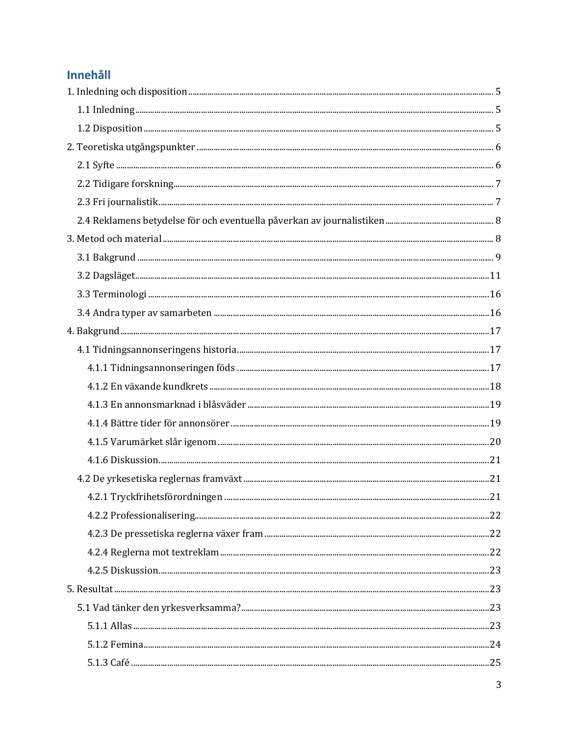## Innehåll

1. Inledning och disposition ..... 5
   - 1.1 Inledning ..... 5
   - 1.2 Disposition ..... 5
2. Teoretiska utgångspunkter ..... 6
   - 2.1 Syfte ..... 6
   - 2.2 Tidigare forskning ..... 7
   - 2.3 Fri journalistik ..... 7
   - 2.4 Reklamens betydelse för och eventuella påverkan av journalistiken ..... 8
3. Metod och material ..... 8
   - 3.1 Bakgrund ..... 9
   - 3.2 Dagsläget ..... 11
   - 3.3 Terminologi ..... 16
   - 3.4 Andra typer av samarbeten ..... 16
4. Bakgrund ..... 17
   - 4.1 Tidningsannonseringens historia ..... 17
     - 4.1.1 Tidningsannonseringen föds ..... 17
     - 4.1.2 En växande kundkrets ..... 18
     - 4.1.3 En annonsmarknad i blåsväder ..... 19
     - 4.1.4 Bättre tider för annonsörer ..... 19
     - 4.1.5 Varumärket slår igenom ..... 20
     - 4.1.6 Diskussion ..... 21
   - 4.2 De yrkesetiska reglernas framväxt ..... 21
     - 4.2.1 Tryckfrihetsförordningen ..... 21
     - 4.2.2 Professionalisering ..... 22
     - 4.2.3 De pressetiska reglerna växer fram ..... 22
     - 4.2.4 Reglerna mot textreklam ..... 22
     - 4.2.5 Diskussion ..... 23
5. Resultat ..... 23
   - 5.1 Vad tänker den yrkesverksamma? ..... 23
     - 5.1.1 Allas ..... 23
     - 5.1.2 Femina ..... 24
     - 5.1.3 Café ..... 25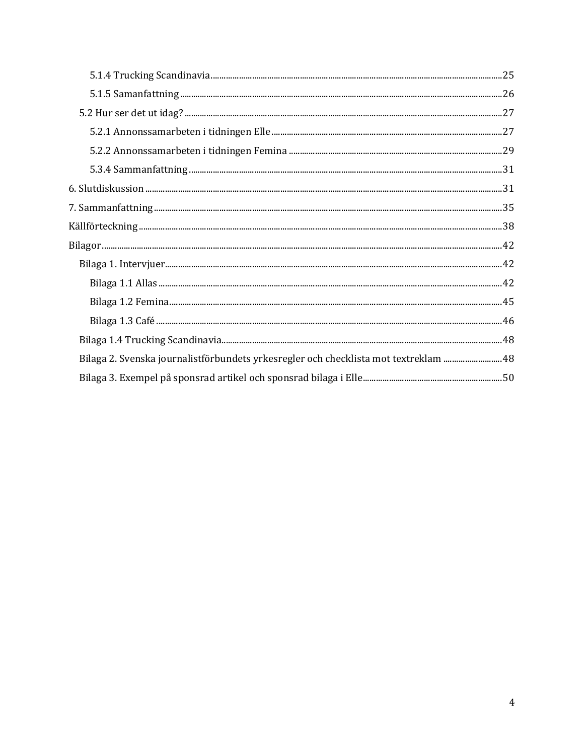5.1.4 Trucking Scandinavia ..................................................................................................................................25

5.1.5 Samanfattning ...................................................................................................................................26

5.2 Hur ser det ut idag? ..............................................................................................................................27

5.2.1 Annonssamarbeten i tidningen Elle .........................................................................................27

5.2.2 Annonssamarbeten i tidningen Femina ..................................................................................29

5.3.4 Sammanfattning ................................................................................................................................31

6. Slutdiskussion ...........................................................................................................................................31

7. Sammanfattning .......................................................................................................................................35

Källförteckning ..............................................................................................................................................38

Bilagor .............................................................................................................................................................42

Bilaga 1. Intervjuer ..................................................................................................................................42

Bilaga 1.1 Allas ..........................................................................................................................................42

Bilaga 1.2 Femina ......................................................................................................................................45

Bilaga 1.3 Café ...........................................................................................................................................46

Bilaga 1.4 Trucking Scandinavia ..........................................................................................................48

Bilaga 2. Svenska journalistförbundets yrkesregler och checklista mot textreklam ..........................48

Bilaga 3. Exempel på sponsrad artikel och sponsrad bilaga i Elle ..................................................50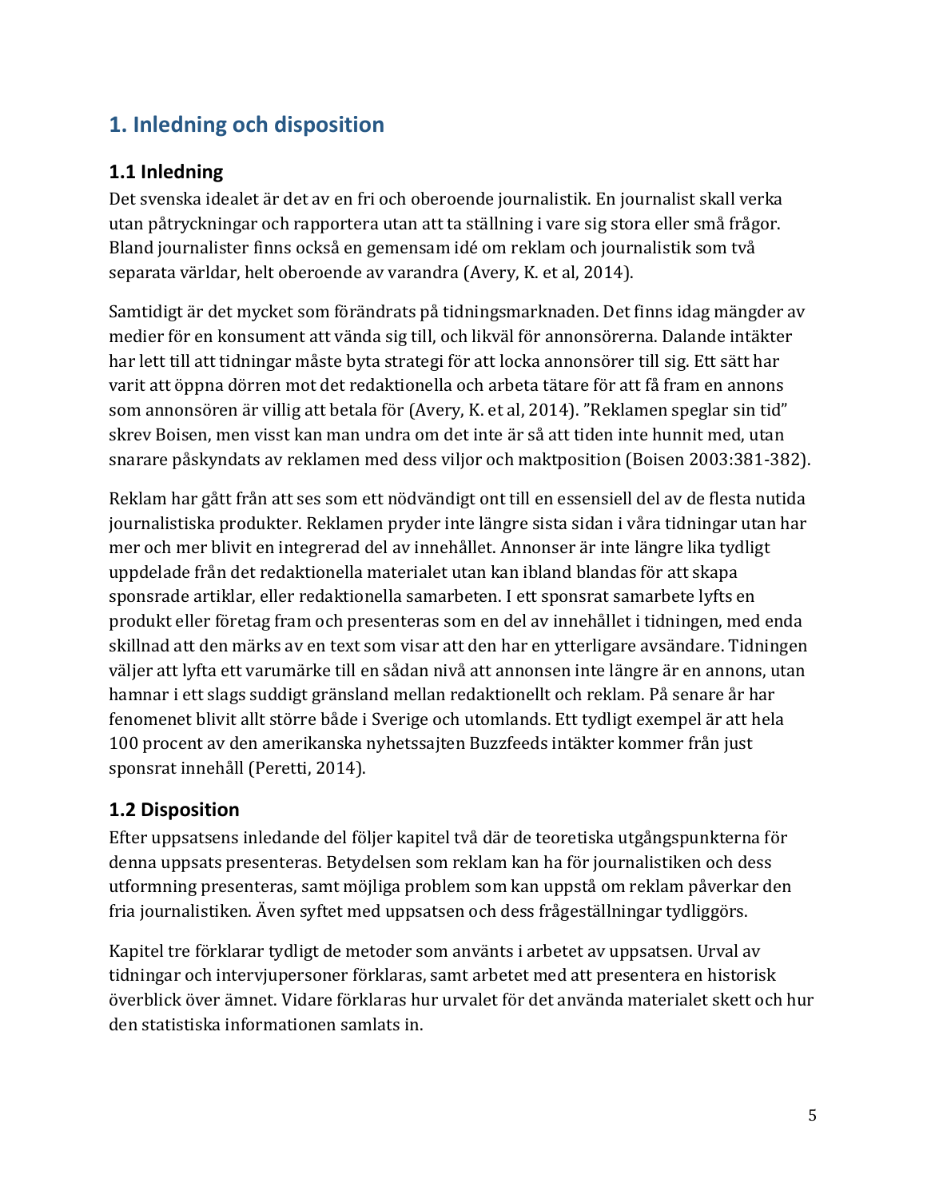# 1. Inledning och disposition

## 1.1 Inledning

Det svenska idealet är det av en fri och oberoende journalistik. En journalist skall verka utan påtryckningar och rapportera utan att ta ställning i vare sig stora eller små frågor. Bland journalister finns också en gemensam idé om reklam och journalistik som två separata världar, helt oberoende av varandra (Avery, K. et al, 2014).

Samtidigt är det mycket som förändrats på tidningsmarknaden. Det finns idag mängder av medier för en konsument att vända sig till, och likväl för annonsörerna. Dalande intäkter har lett till att tidningar måste byta strategi för att locka annonsörer till sig. Ett sätt har varit att öppna dörren mot det redaktionella och arbeta tätare för att få fram en annons som annonsören är villig att betala för (Avery, K. et al, 2014). ”Reklamen speglar sin tid” skrev Boisen, men visst kan man undra om det inte är så att tiden inte hunnit med, utan snarare påskyndats av reklamen med dess viljor och maktposition (Boisen 2003:381-382).

Reklam har gått från att ses som ett nödvändigt ont till en essensiell del av de flesta nutida journalistiska produkter. Reklamen pryder inte längre sista sidan i våra tidningar utan har mer och mer blivit en integrerad del av innehållet. Annonser är inte längre lika tydligt uppdelade från det redaktionella materialet utan kan ibland blandas för att skapa sponsrade artiklar, eller redaktionella samarbeten. I ett sponsrat samarbete lyfts en produkt eller företag fram och presenteras som en del av innehållet i tidningen, med enda skillnad att den märks av en text som visar att den har en ytterligare avsändare. Tidningen väljer att lyfta ett varumärke till en sådan nivå att annonsen inte längre är en annons, utan hamnar i ett slags suddigt gränsland mellan redaktionellt och reklam. På senare år har fenomenet blivit allt större både i Sverige och utomlands. Ett tydligt exempel är att hela 100 procent av den amerikanska nyhetssajten Buzzfeeds intäkter kommer från just sponsrat innehåll (Peretti, 2014).

## 1.2 Disposition

Efter uppsatsens inledande del följer kapitel två där de teoretiska utgångspunkterna för denna uppsats presenteras. Betydelsen som reklam kan ha för journalistiken och dess utformning presenteras, samt möjliga problem som kan uppstå om reklam påverkar den fria journalistiken. Även syftet med uppsatsen och dess frågeställningar tydliggörs.

Kapitel tre förklarar tydligt de metoder som använts i arbetet av uppsatsen. Urval av tidningar och intervjupersoner förklaras, samt arbetet med att presentera en historisk överblick över ämnet. Vidare förklaras hur urvalet för det använda materialet skett och hur den statistiska informationen samlats in.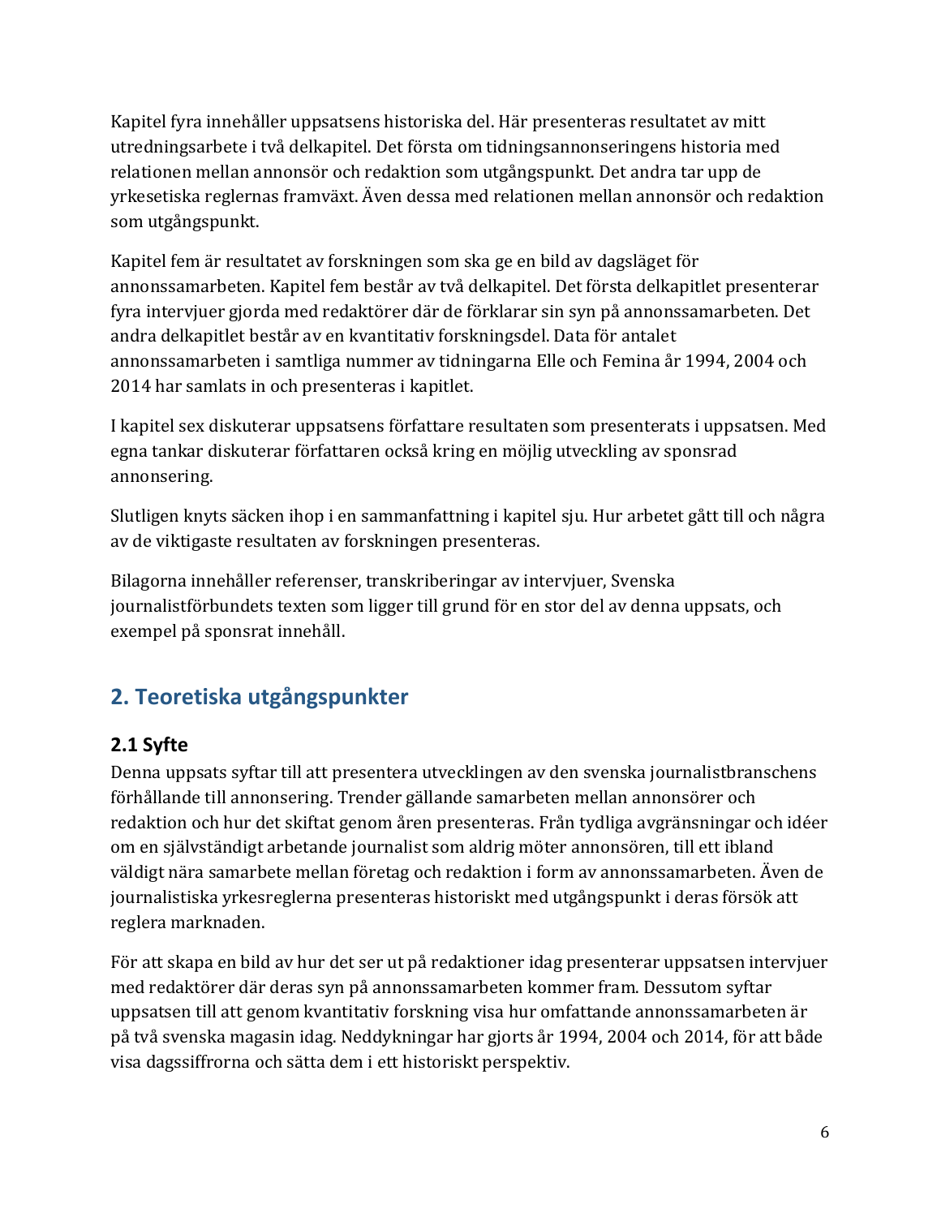Kapitel fyra innehåller uppsatsens historiska del. Här presenteras resultatet av mitt utredningsarbete i två delkapitel. Det första om tidningsannonseringens historia med relationen mellan annonsör och redaktion som utgångspunkt. Det andra tar upp de yrkesetiska reglernas framväxt. Även dessa med relationen mellan annonsör och redaktion som utgångspunkt.

Kapitel fem är resultatet av forskningen som ska ge en bild av dagsläget för annonssamarbeten. Kapitel fem består av två delkapitel. Det första delkapitlet presenterar fyra intervjuer gjorda med redaktörer där de förklarar sin syn på annonssamarbeten. Det andra delkapitlet består av en kvantitativ forskningsdel. Data för antalet annonssamarbeten i samtliga nummer av tidningarna Elle och Femina år 1994, 2004 och 2014 har samlats in och presenteras i kapitlet.

I kapitel sex diskuterar uppsatsens författare resultaten som presenterats i uppsatsen. Med egna tankar diskuterar författaren också kring en möjlig utveckling av sponsrad annonsering.

Slutligen knyts säcken ihop i en sammanfattning i kapitel sju. Hur arbetet gått till och några av de viktigaste resultaten av forskningen presenteras.

Bilagorna innehåller referenser, transkriberingar av intervjuer, Svenska journalistförbundets texten som ligger till grund för en stor del av denna uppsats, och exempel på sponsrat innehåll.

## 2. Teoretiska utgångspunkter

### 2.1 Syfte

Denna uppsats syftar till att presentera utvecklingen av den svenska journalistbranschens förhållande till annonsering. Trender gällande samarbeten mellan annonsörer och redaktion och hur det skiftat genom åren presenteras. Från tydliga avgränsningar och idéer om en självständigt arbetande journalist som aldrig möter annonsören, till ett ibland väldigt nära samarbete mellan företag och redaktion i form av annonssamarbeten. Även de journalistiska yrkesreglerna presenteras historiskt med utgångspunkt i deras försök att reglera marknaden.

För att skapa en bild av hur det ser ut på redaktioner idag presenterar uppsatsen intervjuer med redaktörer där deras syn på annonssamarbeten kommer fram. Dessutom syftar uppsatsen till att genom kvantitativ forskning visa hur omfattande annonssamarbeten är på två svenska magasin idag. Neddykningar har gjorts år 1994, 2004 och 2014, för att både visa dagssiffrorna och sätta dem i ett historiskt perspektiv.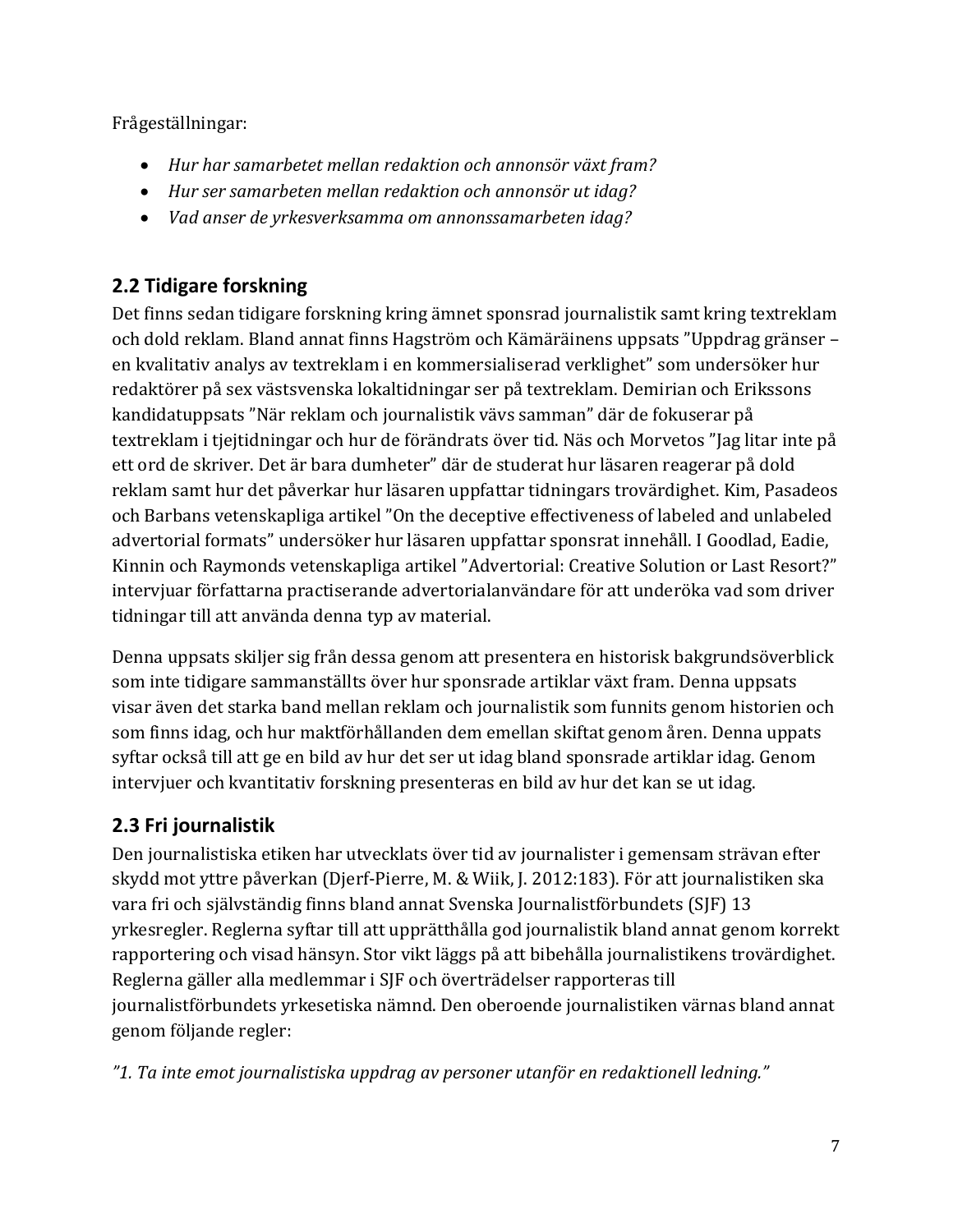Frågeställningar:

- *Hur har samarbetet mellan redaktion och annonsör växt fram?*
- *Hur ser samarbeten mellan redaktion och annonsör ut idag?*
- *Vad anser de yrkesverksamma om annonssamarbeten idag?*

## 2.2 Tidigare forskning

Det finns sedan tidigare forskning kring ämnet sponsrad journalistik samt kring textreklam och dold reklam. Bland annat finns Hagström och Kämäräinens uppsats ”Uppdrag gränser – en kvalitativ analys av textreklam i en kommersialiserad verklighet” som undersöker hur redaktörer på sex västsvenska lokaltidningar ser på textreklam. Demirian och Erikssons kandidatuppsats ”När reklam och journalistik vävs samman” där de fokuserar på textreklam i tjejtidningar och hur de förändrats över tid. Näs och Morvetos ”Jag litar inte på ett ord de skriver. Det är bara dumheter” där de studerat hur läsaren reagerar på dold reklam samt hur det påverkar hur läsaren uppfattar tidningars trovärdighet. Kim, Pasadeos och Barbans vetenskapliga artikel ”On the deceptive effectiveness of labeled and unlabeled advertorial formats” undersöker hur läsaren uppfattar sponsrat innehåll. I Goodlad, Eadie, Kinnin och Raymonds vetenskapliga artikel ”Advertorial: Creative Solution or Last Resort?” intervjuar författarna practiserande advertorialanvändare för att underöka vad som driver tidningar till att använda denna typ av material.

Denna uppsats skiljer sig från dessa genom att presentera en historisk bakgrundsöverblick som inte tidigare sammanställts över hur sponsrade artiklar växt fram. Denna uppsats visar även det starka band mellan reklam och journalistik som funnits genom historien och som finns idag, och hur maktförhållanden dem emellan skiftat genom åren. Denna uppats syftar också till att ge en bild av hur det ser ut idag bland sponsrade artiklar idag. Genom intervjuer och kvantitativ forskning presenteras en bild av hur det kan se ut idag.

## 2.3 Fri journalistik

Den journalistiska etiken har utvecklats över tid av journalister i gemensam strävan efter skydd mot yttre påverkan (Djerf-Pierre, M. & Wiik, J. 2012:183). För att journalistiken ska vara fri och självständig finns bland annat Svenska Journalistförbundets (SJF) 13 yrkesregler. Reglerna syftar till att upprätthålla god journalistik bland annat genom korrekt rapportering och visad hänsyn. Stor vikt läggs på att bibehålla journalistikens trovärdighet. Reglerna gäller alla medlemmar i SJF och överträdelser rapporteras till journalistförbundets yrkesetiska nämnd. Den oberoende journalistiken värnas bland annat genom följande regler:

*”1. Ta inte emot journalistiska uppdrag av personer utanför en redaktionell ledning.”*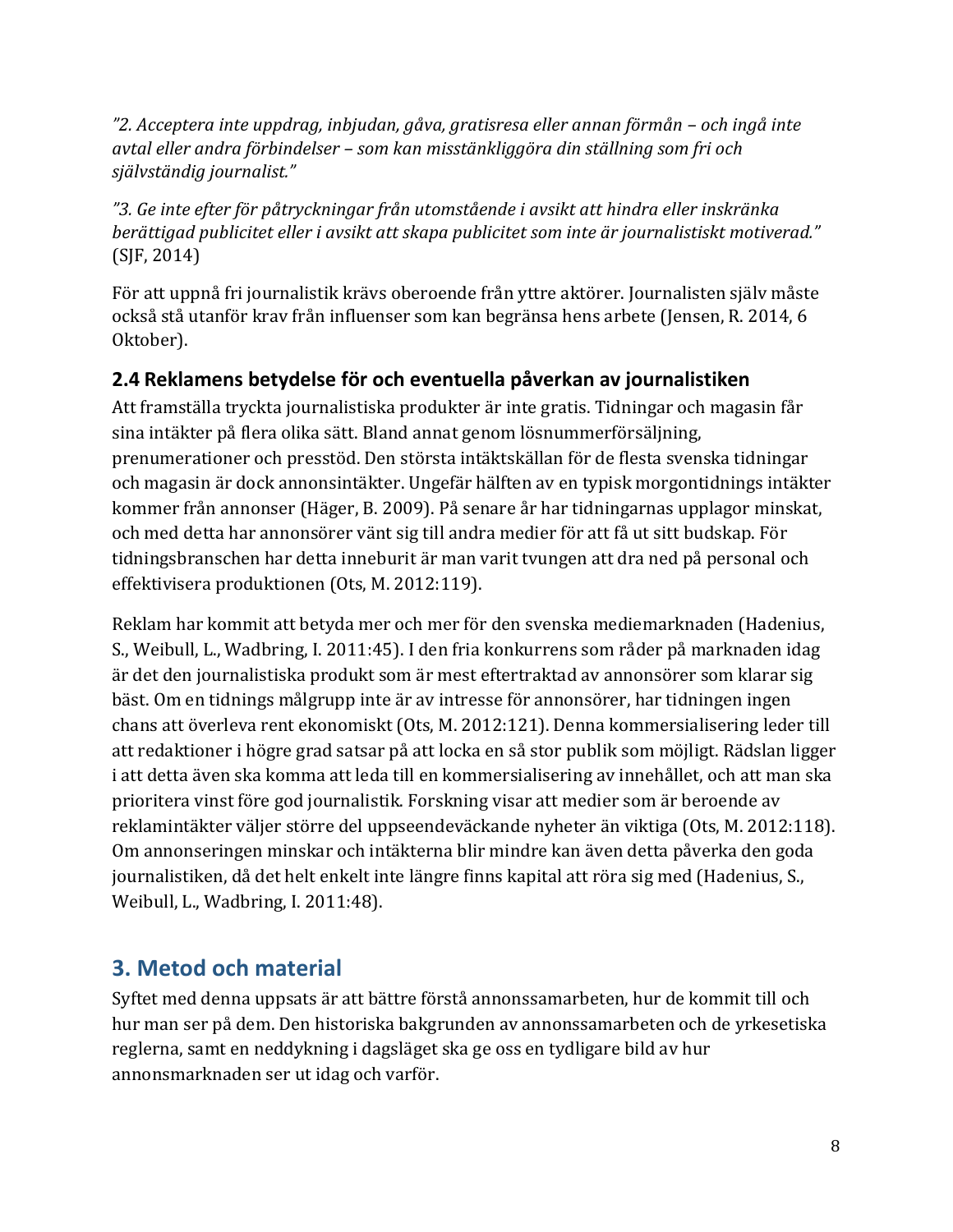*”2. Acceptera inte uppdrag, inbjudan, gåva, gratisresa eller annan förmån – och ingå inte avtal eller andra förbindelser – som kan misstänkliggöra din ställning som fri och självständig journalist.”*

*”3. Ge inte efter för påtryckningar från utomstående i avsikt att hindra eller inskränka berättigad publicitet eller i avsikt att skapa publicitet som inte är journalistiskt motiverad.”* (SJF, 2014)

För att uppnå fri journalistik krävs oberoende från yttre aktörer. Journalisten själv måste också stå utanför krav från influenser som kan begränsa hens arbete (Jensen, R. 2014, 6 Oktober).

### 2.4 Reklamens betydelse för och eventuella påverkan av journalistiken

Att framställa tryckta journalistiska produkter är inte gratis. Tidningar och magasin får sina intäkter på flera olika sätt. Bland annat genom lösnummerförsäljning, prenumerationer och presstöd. Den största intäktskällan för de flesta svenska tidningar och magasin är dock annonsintäkter. Ungefär hälften av en typisk morgontidnings intäkter kommer från annonser (Häger, B. 2009). På senare år har tidningarnas upplagor minskat, och med detta har annonsörer vänt sig till andra medier för att få ut sitt budskap. För tidningsbranschen har detta inneburit är man varit tvungen att dra ned på personal och effektivisera produktionen (Ots, M. 2012:119).

Reklam har kommit att betyda mer och mer för den svenska mediemarknaden (Hadenius, S., Weibull, L., Wadbring, I. 2011:45). I den fria konkurrens som råder på marknaden idag är det den journalistiska produkt som är mest eftertraktad av annonsörer som klarar sig bäst. Om en tidnings målgrupp inte är av intresse för annonsörer, har tidningen ingen chans att överleva rent ekonomiskt (Ots, M. 2012:121). Denna kommersialisering leder till att redaktioner i högre grad satsar på att locka en så stor publik som möjligt. Rädslan ligger i att detta även ska komma att leda till en kommersialisering av innehållet, och att man ska prioritera vinst före god journalistik. Forskning visar att medier som är beroende av reklamintäkter väljer större del uppseendeväckande nyheter än viktiga (Ots, M. 2012:118). Om annonseringen minskar och intäkterna blir mindre kan även detta påverka den goda journalistiken, då det helt enkelt inte längre finns kapital att röra sig med (Hadenius, S., Weibull, L., Wadbring, I. 2011:48).

## 3. Metod och material

Syftet med denna uppsats är att bättre förstå annonssamarbeten, hur de kommit till och hur man ser på dem. Den historiska bakgrunden av annonssamarbeten och de yrkesetiska reglerna, samt en neddykning i dagsläget ska ge oss en tydligare bild av hur annonsmarknaden ser ut idag och varför.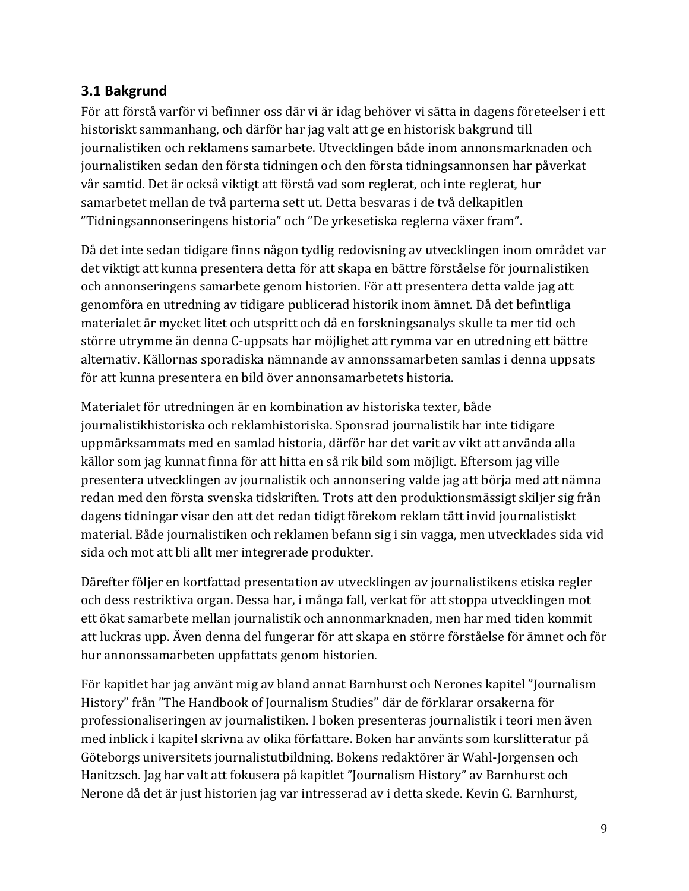## 3.1 Bakgrund

För att förstå varför vi befinner oss där vi är idag behöver vi sätta in dagens företeelser i ett historiskt sammanhang, och därför har jag valt att ge en historisk bakgrund till journalistiken och reklamens samarbete. Utvecklingen både inom annonsmarknaden och journalistiken sedan den första tidningen och den första tidningsannonsen har påverkat vår samtid. Det är också viktigt att förstå vad som reglerat, och inte reglerat, hur samarbetet mellan de två parterna sett ut. Detta besvaras i de två delkapitlen ”Tidningsannonseringens historia” och ”De yrkesetiska reglerna växer fram”.

Då det inte sedan tidigare finns någon tydlig redovisning av utvecklingen inom området var det viktigt att kunna presentera detta för att skapa en bättre förståelse för journalistiken och annonseringens samarbete genom historien. För att presentera detta valde jag att genomföra en utredning av tidigare publicerad historik inom ämnet. Då det befintliga materialet är mycket litet och utspritt och då en forskningsanalys skulle ta mer tid och större utrymme än denna C-uppsats har möjlighet att rymma var en utredning ett bättre alternativ. Källornas sporadiska nämnande av annonssamarbeten samlas i denna uppsats för att kunna presentera en bild över annonsamarbetets historia.

Materialet för utredningen är en kombination av historiska texter, både journalistikhistoriska och reklamhistoriska. Sponsrad journalistik har inte tidigare uppmärksammats med en samlad historia, därför har det varit av vikt att använda alla källor som jag kunnat finna för att hitta en så rik bild som möjligt. Eftersom jag ville presentera utvecklingen av journalistik och annonsering valde jag att börja med att nämna redan med den första svenska tidskriften. Trots att den produktionsmässigt skiljer sig från dagens tidningar visar den att det redan tidigt förekom reklam tätt invid journalistiskt material. Både journalistiken och reklamen befann sig i sin vagga, men utvecklades sida vid sida och mot att bli allt mer integrerade produkter.

Därefter följer en kortfattad presentation av utvecklingen av journalistikens etiska regler och dess restriktiva organ. Dessa har, i många fall, verkat för att stoppa utvecklingen mot ett ökat samarbete mellan journalistik och annonmarknaden, men har med tiden kommit att luckras upp. Även denna del fungerar för att skapa en större förståelse för ämnet och för hur annonssamarbeten uppfattats genom historien.

För kapitlet har jag använt mig av bland annat Barnhurst och Nerones kapitel ”Journalism History” från ”The Handbook of Journalism Studies” där de förklarar orsakerna för professionaliseringen av journalistiken. I boken presenteras journalistik i teori men även med inblick i kapitel skrivna av olika författare. Boken har använts som kurslitteratur på Göteborgs universitets journalistutbildning. Bokens redaktörer är Wahl-Jorgensen och Hanitzsch. Jag har valt att fokusera på kapitlet ”Journalism History” av Barnhurst och Nerone då det är just historien jag var intresserad av i detta skede. Kevin G. Barnhurst,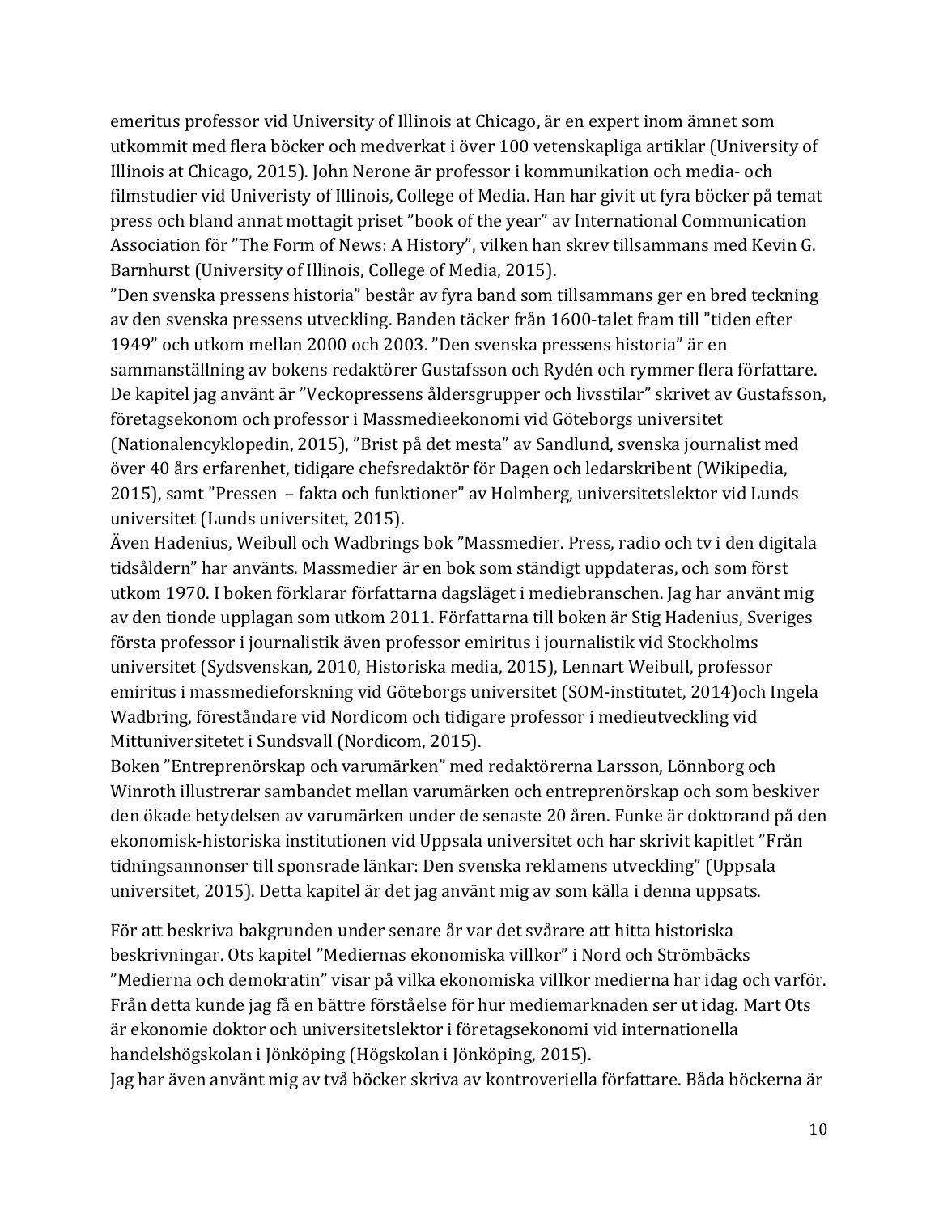emeritus professor vid University of Illinois at Chicago, är en expert inom ämnet som utkommit med flera böcker och medverkat i över 100 vetenskapliga artiklar (University of Illinois at Chicago, 2015). John Nerone är professor i kommunikation och media- och filmstudier vid Univeristy of Illinois, College of Media. Han har givit ut fyra böcker på temat press och bland annat mottagit priset "book of the year" av International Communication Association för "The Form of News: A History", vilken han skrev tillsammans med Kevin G. Barnhurst (University of Illinois, College of Media, 2015).

"Den svenska pressens historia" består av fyra band som tillsammans ger en bred teckning av den svenska pressens utveckling. Banden täcker från 1600-talet fram till "tiden efter 1949" och utkom mellan 2000 och 2003. "Den svenska pressens historia" är en sammanställning av bokens redaktörer Gustafsson och Rydén och rymmer flera författare. De kapitel jag använt är "Veckopressens åldersgrupper och livsstilar" skrivet av Gustafsson, företagsekonom och professor i Massmedieekonomi vid Göteborgs universitet (Nationalencyklopedin, 2015), "Brist på det mesta" av Sandlund, svenska journalist med över 40 års erfarenhet, tidigare chefsredaktör för Dagen och ledarskribent (Wikipedia, 2015), samt "Pressen – fakta och funktioner" av Holmberg, universitetslektor vid Lunds universitet (Lunds universitet, 2015).

Även Hadenius, Weibull och Wadbrings bok "Massmedier. Press, radio och tv i den digitala tidsåldern" har använts. Massmedier är en bok som ständigt uppdateras, och som först utkom 1970. I boken förklarar författarna dagsläget i mediebranschen. Jag har använt mig av den tionde upplagan som utkom 2011. Författarna till boken är Stig Hadenius, Sveriges första professor i journalistik även professor emiritus i journalistik vid Stockholms universitet (Sydsvenskan, 2010, Historiska media, 2015), Lennart Weibull, professor emiritus i massmedieforskning vid Göteborgs universitet (SOM-institutet, 2014)och Ingela Wadbring, föreståndare vid Nordicom och tidigare professor i medieutveckling vid Mittuniversitetet i Sundsvall (Nordicom, 2015).

Boken "Entreprenörskap och varumärken" med redaktörerna Larsson, Lönnborg och Winroth illustrerar sambandet mellan varumärken och entreprenörskap och som beskiver den ökade betydelsen av varumärken under de senaste 20 åren. Funke är doktorand på den ekonomisk-historiska institutionen vid Uppsala universitet och har skrivit kapitlet "Från tidningsannonser till sponsrade länkar: Den svenska reklamens utveckling" (Uppsala universitet, 2015). Detta kapitel är det jag använt mig av som källa i denna uppsats.

För att beskriva bakgrunden under senare år var det svårare att hitta historiska beskrivningar. Ots kapitel "Mediernas ekonomiska villkor" i Nord och Strömbäcks "Medierna och demokratin" visar på vilka ekonomiska villkor medierna har idag och varför. Från detta kunde jag få en bättre förståelse för hur mediemarknaden ser ut idag. Mart Ots är ekonomie doktor och universitetslektor i företagsekonomi vid internationella handelshögskolan i Jönköping (Högskolan i Jönköping, 2015).

Jag har även använt mig av två böcker skriva av kontroveriella författare. Båda böckerna är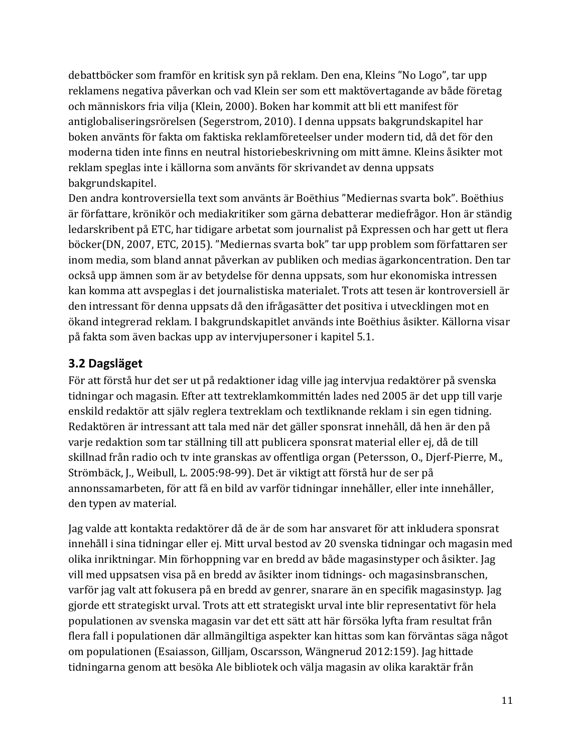debattböcker som framför en kritisk syn på reklam. Den ena, Kleins ”No Logo”, tar upp reklamens negativa påverkan och vad Klein ser som ett maktövertagande av både företag och människors fria vilja (Klein, 2000). Boken har kommit att bli ett manifest för antiglobaliseringsrörelsen (Segerstrom, 2010). I denna uppsats bakgrundskapitel har boken använts för fakta om faktiska reklamföreteelser under modern tid, då det för den moderna tiden inte finns en neutral historiebeskrivning om mitt ämne. Kleins åsikter mot reklam speglas inte i källorna som använts för skrivandet av denna uppsats bakgrundskapitel.
Den andra kontroversiella text som använts är Boëthius ”Mediernas svarta bok”. Boëthius är författare, krönikör och mediakritiker som gärna debatterar mediefrågor. Hon är ständig ledarskribent på ETC, har tidigare arbetat som journalist på Expressen och har gett ut flera böcker(DN, 2007, ETC, 2015). ”Mediernas svarta bok” tar upp problem som författaren ser inom media, som bland annat påverkan av publiken och medias ägarkoncentration. Den tar också upp ämnen som är av betydelse för denna uppsats, som hur ekonomiska intressen kan komma att avspeglas i det journalistiska materialet. Trots att tesen är kontroversiell är den intressant för denna uppsats då den ifrågasätter det positiva i utvecklingen mot en ökand integrerad reklam. I bakgrundskapitlet används inte Boëthius åsikter. Källorna visar på fakta som även backas upp av intervjupersoner i kapitel 5.1.

## 3.2 Dagsläget

För att förstå hur det ser ut på redaktioner idag ville jag intervjua redaktörer på svenska tidningar och magasin. Efter att textreklamkommittén lades ned 2005 är det upp till varje enskild redaktör att själv reglera textreklam och textliknande reklam i sin egen tidning. Redaktören är intressant att tala med när det gäller sponsrat innehåll, då hen är den på varje redaktion som tar ställning till att publicera sponsrat material eller ej, då de till skillnad från radio och tv inte granskas av offentliga organ (Petersson, O., Djerf-Pierre, M., Strömbäck, J., Weibull, L. 2005:98-99). Det är viktigt att förstå hur de ser på annonssamarbeten, för att få en bild av varför tidningar innehåller, eller inte innehåller, den typen av material.

Jag valde att kontakta redaktörer då de är de som har ansvaret för att inkludera sponsrat innehåll i sina tidningar eller ej. Mitt urval bestod av 20 svenska tidningar och magasin med olika inriktningar. Min förhoppning var en bredd av både magasinstyper och åsikter. Jag vill med uppsatsen visa på en bredd av åsikter inom tidnings- och magasinsbranschen, varför jag valt att fokusera på en bredd av genrer, snarare än en specifik magasinstyp. Jag gjorde ett strategiskt urval. Trots att ett strategiskt urval inte blir representativt för hela populationen av svenska magasin var det ett sätt att här försöka lyfta fram resultat från flera fall i populationen där allmängiltiga aspekter kan hittas som kan förväntas säga något om populationen (Esaiasson, Gilljam, Oscarsson, Wängnerud 2012:159). Jag hittade tidningarna genom att besöka Ale bibliotek och välja magasin av olika karaktär från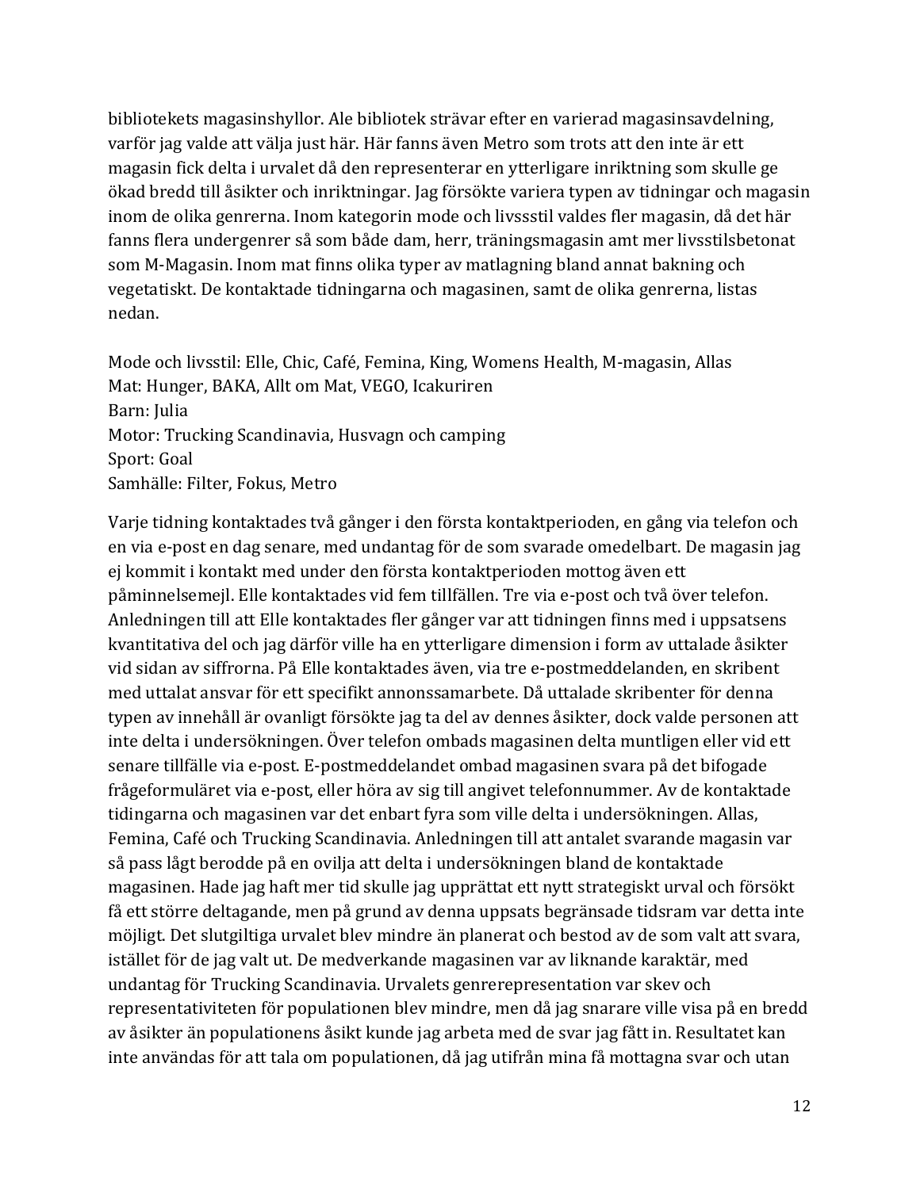bibliotekets magasinshyllor. Ale bibliotek strävar efter en varierad magasinsavdelning, varför jag valde att välja just här. Här fanns även Metro som trots att den inte är ett magasin fick delta i urvalet då den representerar en ytterligare inriktning som skulle ge ökad bredd till åsikter och inriktningar. Jag försökte variera typen av tidningar och magasin inom de olika genrerna. Inom kategorin mode och livssstil valdes fler magasin, då det här fanns flera undergenrer så som både dam, herr, träningsmagasin amt mer livsstilsbetonat som M-Magasin. Inom mat finns olika typer av matlagning bland annat bakning och vegetatiskt. De kontaktade tidningarna och magasinen, samt de olika genrerna, listas nedan.

Mode och livsstil: Elle, Chic, Café, Femina, King, Womens Health, M-magasin, Allas
Mat: Hunger, BAKA, Allt om Mat, VEGO, Icakuriren
Barn: Julia
Motor: Trucking Scandinavia, Husvagn och camping
Sport: Goal
Samhälle: Filter, Fokus, Metro

Varje tidning kontaktades två gånger i den första kontaktperioden, en gång via telefon och en via e-post en dag senare, med undantag för de som svarade omedelbart. De magasin jag ej kommit i kontakt med under den första kontaktperioden mottog även ett påminnelsemejl. Elle kontaktades vid fem tillfällen. Tre via e-post och två över telefon. Anledningen till att Elle kontaktades fler gånger var att tidningen finns med i uppsatsens kvantitativa del och jag därför ville ha en ytterligare dimension i form av uttalade åsikter vid sidan av siffrorna. På Elle kontaktades även, via tre e-postmeddelanden, en skribent med uttalat ansvar för ett specifikt annonssamarbete. Då uttalade skribenter för denna typen av innehåll är ovanligt försökte jag ta del av dennes åsikter, dock valde personen att inte delta i undersökningen. Över telefon ombads magasinen delta muntligen eller vid ett senare tillfälle via e-post. E-postmeddelandet ombad magasinen svara på det bifogade frågeformuläret via e-post, eller höra av sig till angivet telefonnummer. Av de kontaktade tidingarna och magasinen var det enbart fyra som ville delta i undersökningen. Allas, Femina, Café och Trucking Scandinavia. Anledningen till att antalet svarande magasin var så pass lågt berodde på en ovilja att delta i undersökningen bland de kontaktade magasinen. Hade jag haft mer tid skulle jag upprättat ett nytt strategiskt urval och försökt få ett större deltagande, men på grund av denna uppsats begränsade tidsram var detta inte möjligt. Det slutgiltiga urvalet blev mindre än planerat och bestod av de som valt att svara, istället för de jag valt ut. De medverkande magasinen var av liknande karaktär, med undantag för Trucking Scandinavia. Urvalets genrerepresentation var skev och representativiteten för populationen blev mindre, men då jag snarare ville visa på en bredd av åsikter än populationens åsikt kunde jag arbeta med de svar jag fått in. Resultatet kan inte användas för att tala om populationen, då jag utifrån mina få mottagna svar och utan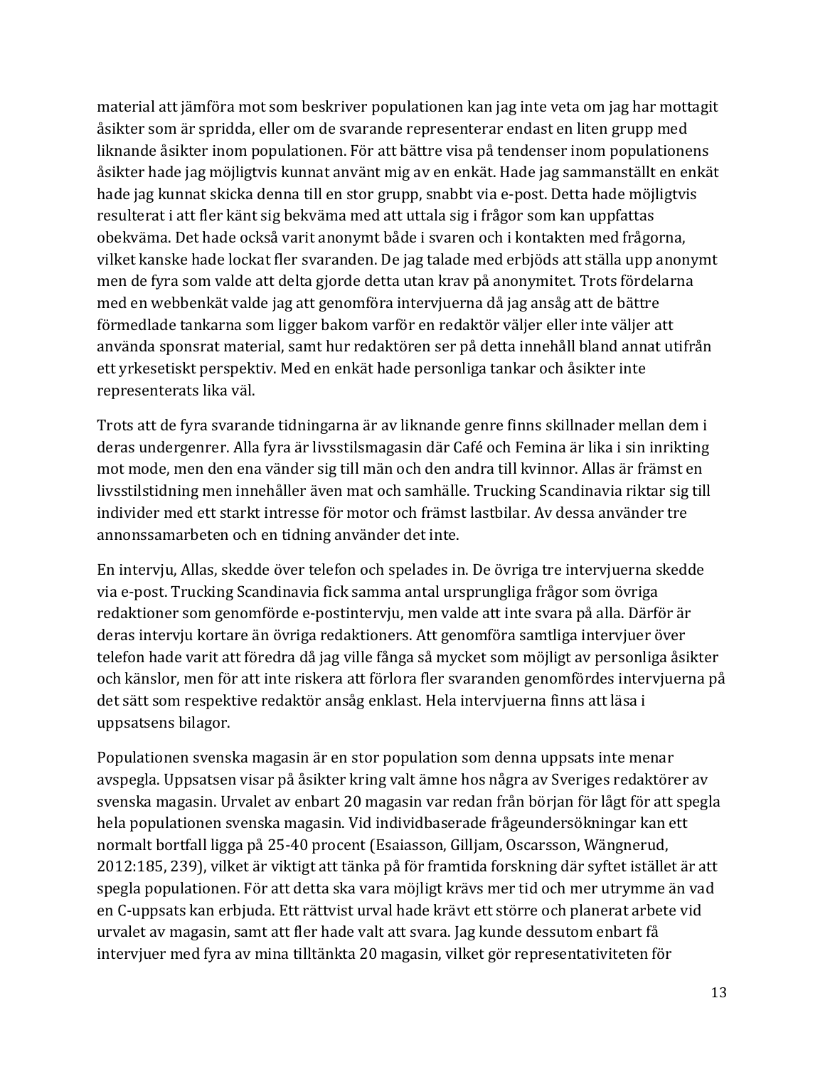material att jämföra mot som beskriver populationen kan jag inte veta om jag har mottagit åsikter som är spridda, eller om de svarande representerar endast en liten grupp med liknande åsikter inom populationen. För att bättre visa på tendenser inom populationens åsikter hade jag möjligtvis kunnat använt mig av en enkät. Hade jag sammanställt en enkät hade jag kunnat skicka denna till en stor grupp, snabbt via e-post. Detta hade möjligtvis resulterat i att fler känt sig bekväma med att uttala sig i frågor som kan uppfattas obekväma. Det hade också varit anonymt både i svaren och i kontakten med frågorna, vilket kanske hade lockat fler svaranden. De jag talade med erbjöds att ställa upp anonymt men de fyra som valde att delta gjorde detta utan krav på anonymitet. Trots fördelarna med en webbenkät valde jag att genomföra intervjuerna då jag ansåg att de bättre förmedlade tankarna som ligger bakom varför en redaktör väljer eller inte väljer att använda sponsrat material, samt hur redaktören ser på detta innehåll bland annat utifrån ett yrkesetiskt perspektiv. Med en enkät hade personliga tankar och åsikter inte representerats lika väl.

Trots att de fyra svarande tidningarna är av liknande genre finns skillnader mellan dem i deras undergenrer. Alla fyra är livsstilsmagasin där Café och Femina är lika i sin inrikting mot mode, men den ena vänder sig till män och den andra till kvinnor. Allas är främst en livsstilstidning men innehåller även mat och samhälle. Trucking Scandinavia riktar sig till individer med ett starkt intresse för motor och främst lastbilar. Av dessa använder tre annonssamarbeten och en tidning använder det inte.

En intervju, Allas, skedde över telefon och spelades in. De övriga tre intervjuerna skedde via e-post. Trucking Scandinavia fick samma antal ursprungliga frågor som övriga redaktioner som genomförde e-postintervju, men valde att inte svara på alla. Därför är deras intervju kortare än övriga redaktioners. Att genomföra samtliga intervjuer över telefon hade varit att föredra då jag ville fånga så mycket som möjligt av personliga åsikter och känslor, men för att inte riskera att förlora fler svaranden genomfördes intervjuerna på det sätt som respektive redaktör ansåg enklast. Hela intervjuerna finns att läsa i uppsatsens bilagor.

Populationen svenska magasin är en stor population som denna uppsats inte menar avspegla. Uppsatsen visar på åsikter kring valt ämne hos några av Sveriges redaktörer av svenska magasin. Urvalet av enbart 20 magasin var redan från början för lågt för att spegla hela populationen svenska magasin. Vid individbaserade frågeundersökningar kan ett normalt bortfall ligga på 25-40 procent (Esaiasson, Gilljam, Oscarsson, Wängnerud, 2012:185, 239), vilket är viktigt att tänka på för framtida forskning där syftet istället är att spegla populationen. För att detta ska vara möjligt krävs mer tid och mer utrymme än vad en C-uppsats kan erbjuda. Ett rättvist urval hade krävt ett större och planerat arbete vid urvalet av magasin, samt att fler hade valt att svara. Jag kunde dessutom enbart få intervjuer med fyra av mina tilltänkta 20 magasin, vilket gör representativiteten för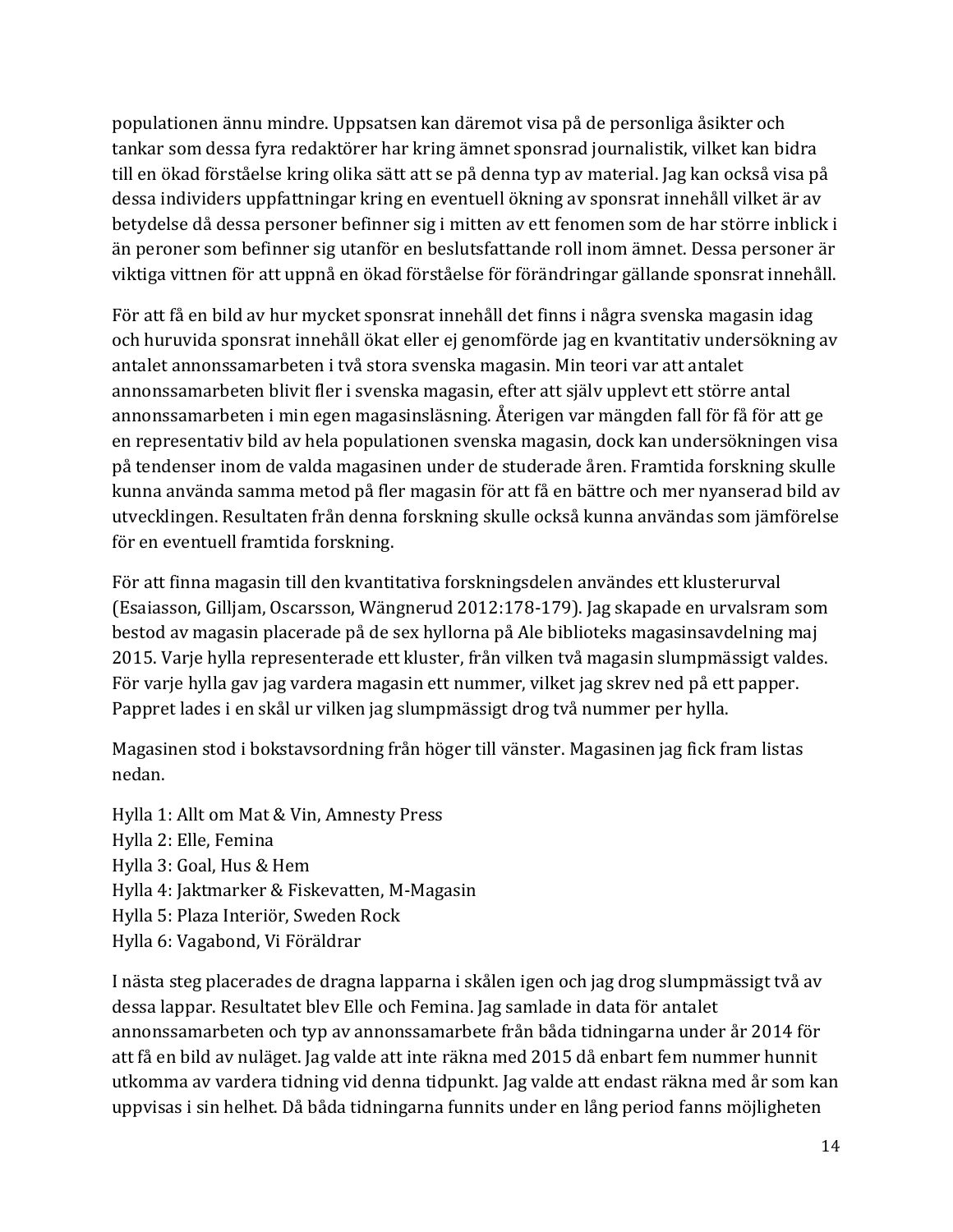populationen ännu mindre. Uppsatsen kan däremot visa på de personliga åsikter och tankar som dessa fyra redaktörer har kring ämnet sponsrad journalistik, vilket kan bidra till en ökad förståelse kring olika sätt att se på denna typ av material. Jag kan också visa på dessa individers uppfattningar kring en eventuell ökning av sponsrat innehåll vilket är av betydelse då dessa personer befinner sig i mitten av ett fenomen som de har större inblick i än peroner som befinner sig utanför en beslutsfattande roll inom ämnet. Dessa personer är viktiga vittnen för att uppnå en ökad förståelse för förändringar gällande sponsrat innehåll.

För att få en bild av hur mycket sponsrat innehåll det finns i några svenska magasin idag och huruvida sponsrat innehåll ökat eller ej genomförde jag en kvantitativ undersökning av antalet annonssamarbeten i två stora svenska magasin. Min teori var att antalet annonssamarbeten blivit fler i svenska magasin, efter att själv upplevt ett större antal annonssamarbeten i min egen magasinsläsning. Återigen var mängden fall för få för att ge en representativ bild av hela populationen svenska magasin, dock kan undersökningen visa på tendenser inom de valda magasinen under de studerade åren. Framtida forskning skulle kunna använda samma metod på fler magasin för att få en bättre och mer nyanserad bild av utvecklingen. Resultaten från denna forskning skulle också kunna användas som jämförelse för en eventuell framtida forskning.

För att finna magasin till den kvantitativa forskningsdelen användes ett klusterurval (Esaiasson, Gilljam, Oscarsson, Wängnerud 2012:178-179). Jag skapade en urvalsram som bestod av magasin placerade på de sex hyllorna på Ale biblioteks magasinsavdelning maj 2015. Varje hylla representerade ett kluster, från vilken två magasin slumpmässigt valdes. För varje hylla gav jag vardera magasin ett nummer, vilket jag skrev ned på ett papper. Pappret lades i en skål ur vilken jag slumpmässigt drog två nummer per hylla.

Magasinen stod i bokstavsordning från höger till vänster. Magasinen jag fick fram listas nedan.

Hylla 1: Allt om Mat & Vin, Amnesty Press
Hylla 2: Elle, Femina
Hylla 3: Goal, Hus & Hem
Hylla 4: Jaktmarker & Fiskevatten, M-Magasin
Hylla 5: Plaza Interiör, Sweden Rock
Hylla 6: Vagabond, Vi Föräldrar

I nästa steg placerades de dragna lapparna i skålen igen och jag drog slumpmässigt två av dessa lappar. Resultatet blev Elle och Femina. Jag samlade in data för antalet annonssamarbeten och typ av annonssamarbete från båda tidningarna under år 2014 för att få en bild av nuläget. Jag valde att inte räkna med 2015 då enbart fem nummer hunnit utkomma av vardera tidning vid denna tidpunkt. Jag valde att endast räkna med år som kan uppvisas i sin helhet. Då båda tidningarna funnits under en lång period fanns möjligheten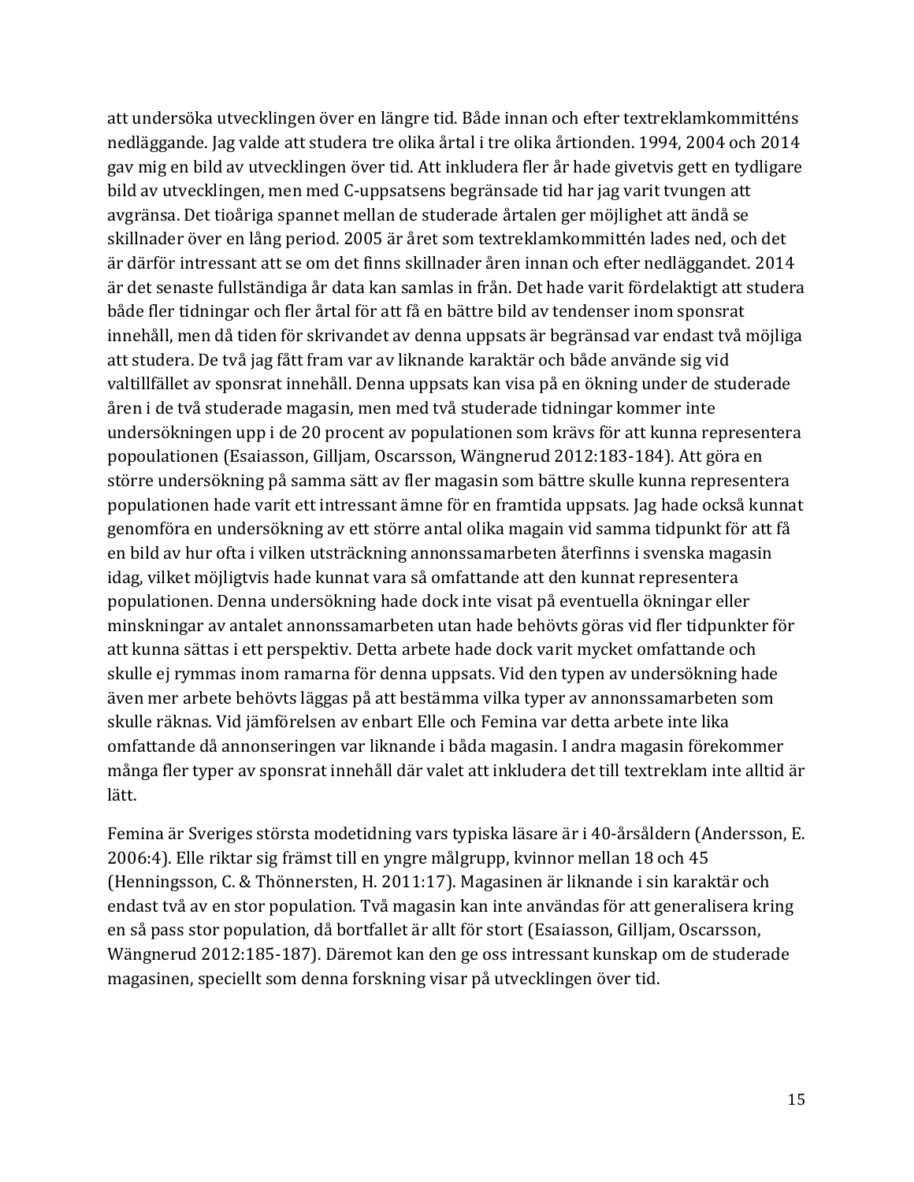att undersöka utvecklingen över en längre tid. Både innan och efter textreklamkommitténs nedläggande. Jag valde att studera tre olika årtal i tre olika årtionden. 1994, 2004 och 2014 gav mig en bild av utvecklingen över tid. Att inkludera fler år hade givetvis gett en tydligare bild av utvecklingen, men med C-uppsatsens begränsade tid har jag varit tvungen att avgränsa. Det tioåriga spannet mellan de studerade årtalen ger möjlighet att ändå se skillnader över en lång period. 2005 är året som textreklamkommittén lades ned, och det är därför intressant att se om det finns skillnader åren innan och efter nedläggandet. 2014 är det senaste fullständiga år data kan samlas in från. Det hade varit fördelaktigt att studera både fler tidningar och fler årtal för att få en bättre bild av tendenser inom sponsrat innehåll, men då tiden för skrivandet av denna uppsats är begränsad var endast två möjliga att studera. De två jag fått fram var av liknande karaktär och både använde sig vid valtillfället av sponsrat innehåll. Denna uppsats kan visa på en ökning under de studerade åren i de två studerade magasin, men med två studerade tidningar kommer inte undersökningen upp i de 20 procent av populationen som krävs för att kunna representera popoulationen (Esaiasson, Gilljam, Oscarsson, Wängnerud 2012:183-184). Att göra en större undersökning på samma sätt av fler magasin som bättre skulle kunna representera populationen hade varit ett intressant ämne för en framtida uppsats. Jag hade också kunnat genomföra en undersökning av ett större antal olika magain vid samma tidpunkt för att få en bild av hur ofta i vilken utsträckning annonssamarbeten återfinns i svenska magasin idag, vilket möjligtvis hade kunnat vara så omfattande att den kunnat representera populationen. Denna undersökning hade dock inte visat på eventuella ökningar eller minskningar av antalet annonssamarbeten utan hade behövts göras vid fler tidpunkter för att kunna sättas i ett perspektiv. Detta arbete hade dock varit mycket omfattande och skulle ej rymmas inom ramarna för denna uppsats. Vid den typen av undersökning hade även mer arbete behövts läggas på att bestämma vilka typer av annonssamarbeten som skulle räknas. Vid jämförelsen av enbart Elle och Femina var detta arbete inte lika omfattande då annonseringen var liknande i båda magasin. I andra magasin förekommer många fler typer av sponsrat innehåll där valet att inkludera det till textreklam inte alltid är lätt.

Femina är Sveriges största modetidning vars typiska läsare är i 40-årsåldern (Andersson, E. 2006:4). Elle riktar sig främst till en yngre målgrupp, kvinnor mellan 18 och 45 (Henningsson, C. & Thönnersten, H. 2011:17). Magasinen är liknande i sin karaktär och endast två av en stor population. Två magasin kan inte användas för att generalisera kring en så pass stor population, då bortfallet är allt för stort (Esaiasson, Gilljam, Oscarsson, Wängnerud 2012:185-187). Däremot kan den ge oss intressant kunskap om de studerade magasinen, speciellt som denna forskning visar på utvecklingen över tid.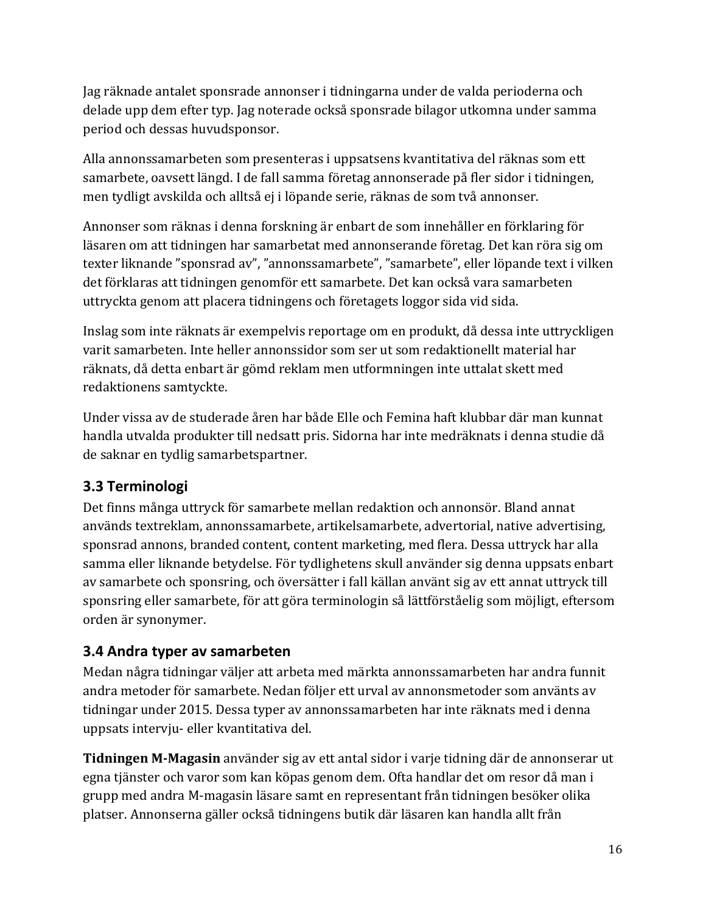Jag räknade antalet sponsrade annonser i tidningarna under de valda perioderna och delade upp dem efter typ. Jag noterade också sponsrade bilagor utkomna under samma period och dessas huvudsponsor.

Alla annonssamarbeten som presenteras i uppsatsens kvantitativa del räknas som ett samarbete, oavsett längd. I de fall samma företag annonserade på fler sidor i tidningen, men tydligt avskilda och alltså ej i löpande serie, räknas de som två annonser.

Annonser som räknas i denna forskning är enbart de som innehåller en förklaring för läsaren om att tidningen har samarbetat med annonserande företag. Det kan röra sig om texter liknande ”sponsrad av”, ”annonssamarbete”, ”samarbete”, eller löpande text i vilken det förklaras att tidningen genomför ett samarbete. Det kan också vara samarbeten uttryckta genom att placera tidningens och företagets loggor sida vid sida.

Inslag som inte räknats är exempelvis reportage om en produkt, då dessa inte uttryckligen varit samarbeten. Inte heller annonssidor som ser ut som redaktionellt material har räknats, då detta enbart är gömd reklam men utformningen inte uttalat skett med redaktionens samtyckte.

Under vissa av de studerade åren har både Elle och Femina haft klubbar där man kunnat handla utvalda produkter till nedsatt pris. Sidorna har inte medräknats i denna studie då de saknar en tydlig samarbetspartner.

## 3.3 Terminologi

Det finns många uttryck för samarbete mellan redaktion och annonsör. Bland annat används textreklam, annonssamarbete, artikelsamarbete, advertorial, native advertising, sponsrad annons, branded content, content marketing, med flera. Dessa uttryck har alla samma eller liknande betydelse. För tydlighetens skull använder sig denna uppsats enbart av samarbete och sponsring, och översätter i fall källan använt sig av ett annat uttryck till sponsring eller samarbete, för att göra terminologin så lättförståelig som möjligt, eftersom orden är synonymer.

## 3.4 Andra typer av samarbeten

Medan några tidningar väljer att arbeta med märkta annonssamarbeten har andra funnit andra metoder för samarbete. Nedan följer ett urval av annonsmetoder som använts av tidningar under 2015. Dessa typer av annonssamarbeten har inte räknats med i denna uppsats intervju- eller kvantitativa del.

**Tidningen M-Magasin** använder sig av ett antal sidor i varje tidning där de annonserar ut egna tjänster och varor som kan köpas genom dem. Ofta handlar det om resor då man i grupp med andra M-magasin läsare samt en representant från tidningen besöker olika platser. Annonserna gäller också tidningens butik där läsaren kan handla allt från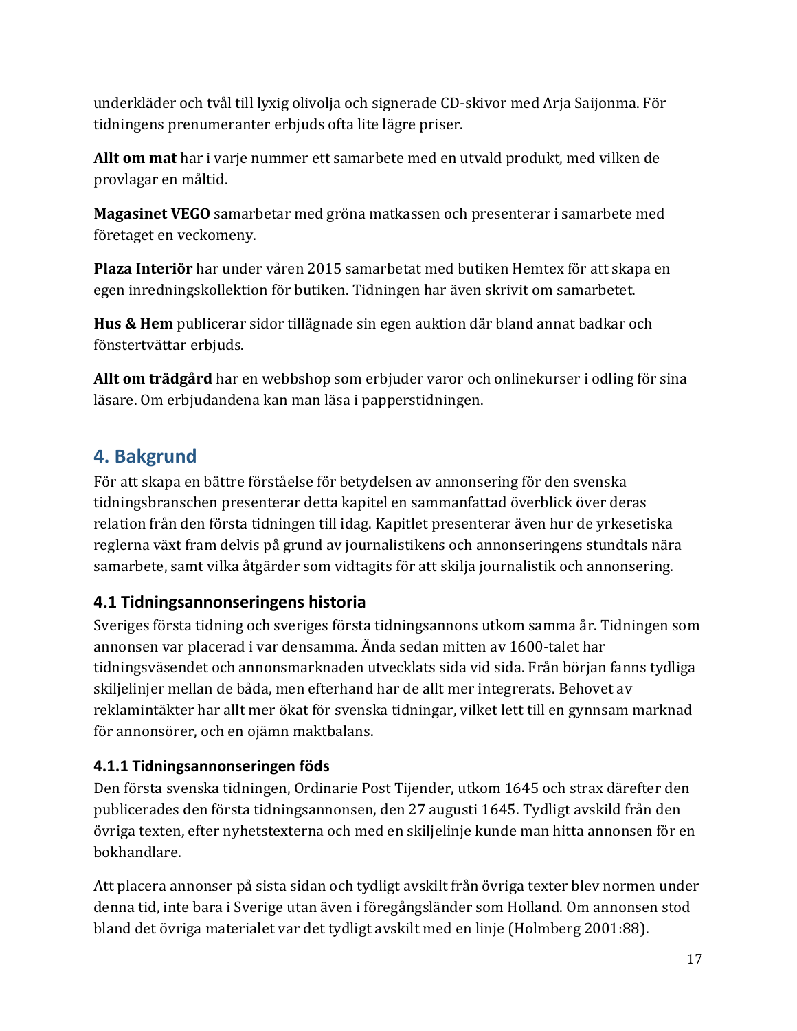underkläder och tvål till lyxig olivolja och signerade CD-skivor med Arja Saijonma. För tidningens prenumeranter erbjuds ofta lite lägre priser.

**Allt om mat** har i varje nummer ett samarbete med en utvald produkt, med vilken de provlagar en måltid.

**Magasinet VEGO** samarbetar med gröna matkassen och presenterar i samarbete med företaget en veckomeny.

**Plaza Interiör** har under våren 2015 samarbetat med butiken Hemtex för att skapa en egen inredningskollektion för butiken. Tidningen har även skrivit om samarbetet.

**Hus & Hem** publicerar sidor tillägnade sin egen auktion där bland annat badkar och fönstertvättar erbjuds.

**Allt om trädgård** har en webbshop som erbjuder varor och onlinekurser i odling för sina läsare. Om erbjudandena kan man läsa i papperstidningen.

# 4. Bakgrund

För att skapa en bättre förståelse för betydelsen av annonsering för den svenska tidningsbranschen presenterar detta kapitel en sammanfattad överblick över deras relation från den första tidningen till idag. Kapitlet presenterar även hur de yrkesetiska reglerna växt fram delvis på grund av journalistikens och annonseringens stundtals nära samarbete, samt vilka åtgärder som vidtagits för att skilja journalistik och annonsering.

## 4.1 Tidningsannonseringens historia

Sveriges första tidning och sveriges första tidningsannons utkom samma år. Tidningen som annonsen var placerad i var densamma. Ända sedan mitten av 1600-talet har tidningsväsendet och annonsmarknaden utvecklats sida vid sida. Från början fanns tydliga skiljelinjer mellan de båda, men efterhand har de allt mer integrerats. Behovet av reklamintäkter har allt mer ökat för svenska tidningar, vilket lett till en gynnsam marknad för annonsörer, och en ojämn maktbalans.

### 4.1.1 Tidningsannonseringen föds

Den första svenska tidningen, Ordinarie Post Tijender, utkom 1645 och strax därefter den publicerades den första tidningsannonsen, den 27 augusti 1645. Tydligt avskild från den övriga texten, efter nyhetstexterna och med en skiljelinje kunde man hitta annonsen för en bokhandlare.

Att placera annonser på sista sidan och tydligt avskilt från övriga texter blev normen under denna tid, inte bara i Sverige utan även i föregångsländer som Holland. Om annonsen stod bland det övriga materialet var det tydligt avskilt med en linje (Holmberg 2001:88).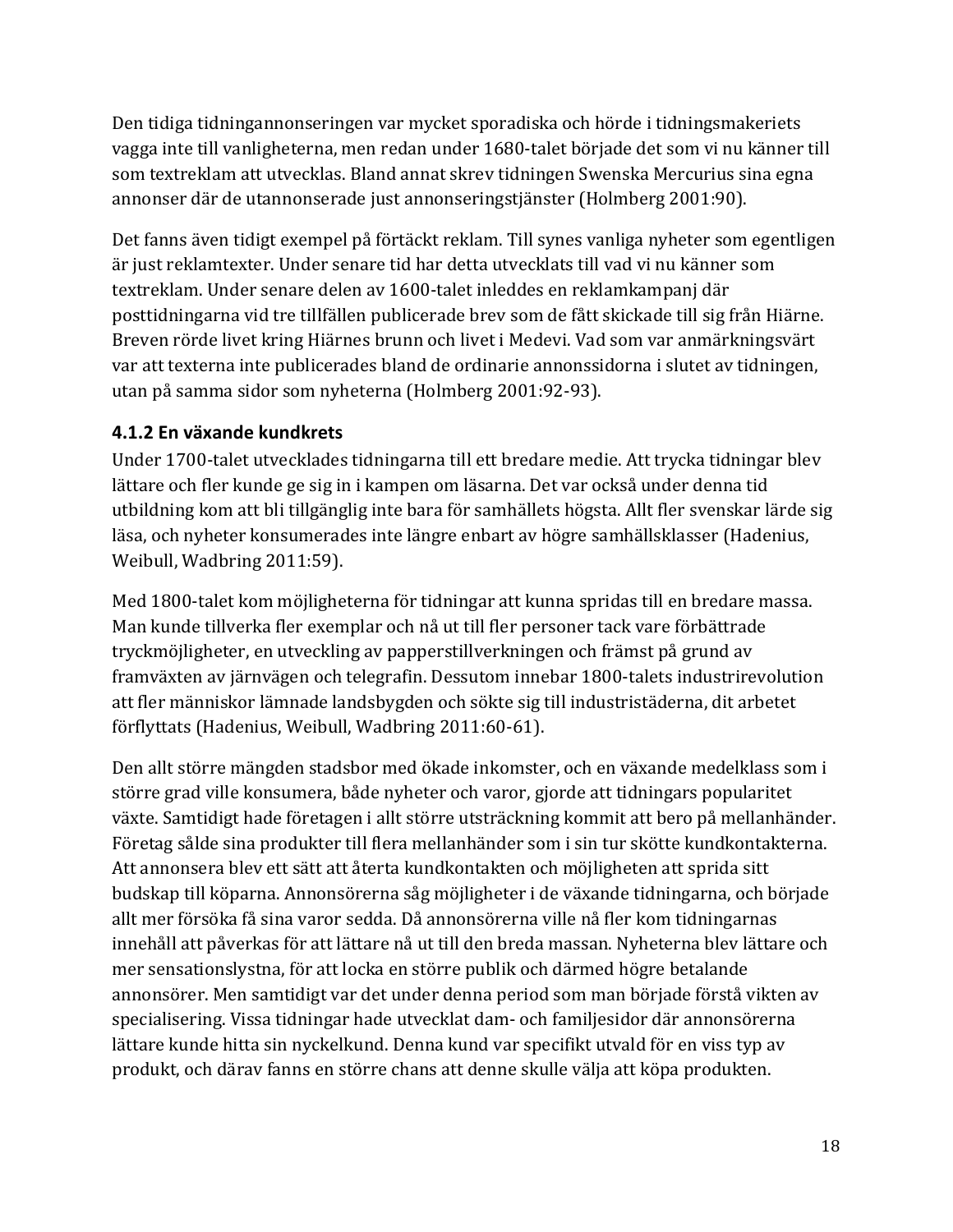Den tidiga tidningannonseringen var mycket sporadiska och hörde i tidningsmakeriets vagga inte till vanligheterna, men redan under 1680-talet började det som vi nu känner till som textreklam att utvecklas. Bland annat skrev tidningen Swenska Mercurius sina egna annonser där de utannonserade just annonseringstjänster (Holmberg 2001:90).

Det fanns även tidigt exempel på förtäckt reklam. Till synes vanliga nyheter som egentligen är just reklamtexter. Under senare tid har detta utvecklats till vad vi nu känner som textreklam. Under senare delen av 1600-talet inleddes en reklamkampanj där posttidningarna vid tre tillfällen publicerade brev som de fått skickade till sig från Hiärne. Breven rörde livet kring Hiärnes brunn och livet i Medevi. Vad som var anmärkningsvärt var att texterna inte publicerades bland de ordinarie annonssidorna i slutet av tidningen, utan på samma sidor som nyheterna (Holmberg 2001:92-93).

### 4.1.2 En växande kundkrets

Under 1700-talet utvecklades tidningarna till ett bredare medie. Att trycka tidningar blev lättare och fler kunde ge sig in i kampen om läsarna. Det var också under denna tid utbildning kom att bli tillgänglig inte bara för samhällets högsta. Allt fler svenskar lärde sig läsa, och nyheter konsumerades inte längre enbart av högre samhällsklasser (Hadenius, Weibull, Wadbring 2011:59).

Med 1800-talet kom möjligheterna för tidningar att kunna spridas till en bredare massa. Man kunde tillverka fler exemplar och nå ut till fler personer tack vare förbättrade tryckmöjligheter, en utveckling av papperstillverkningen och främst på grund av framväxten av järnvägen och telegrafin. Dessutom innebar 1800-talets industrirevolution att fler människor lämnade landsbygden och sökte sig till industristäderna, dit arbetet förflyttats (Hadenius, Weibull, Wadbring 2011:60-61).

Den allt större mängden stadsbor med ökade inkomster, och en växande medelklass som i större grad ville konsumera, både nyheter och varor, gjorde att tidningars popularitet växte. Samtidigt hade företagen i allt större utsträckning kommit att bero på mellanhänder. Företag sålde sina produkter till flera mellanhänder som i sin tur skötte kundkontakterna. Att annonsera blev ett sätt att återta kundkontakten och möjligheten att sprida sitt budskap till köparna. Annonsörerna såg möjligheter i de växande tidningarna, och började allt mer försöka få sina varor sedda. Då annonsörerna ville nå fler kom tidningarnas innehåll att påverkas för att lättare nå ut till den breda massan. Nyheterna blev lättare och mer sensationslystna, för att locka en större publik och därmed högre betalande annonsörer. Men samtidigt var det under denna period som man började förstå vikten av specialisering. Vissa tidningar hade utvecklat dam- och familjesidor där annonsörerna lättare kunde hitta sin nyckelkund. Denna kund var specifikt utvald för en viss typ av produkt, och därav fanns en större chans att denne skulle välja att köpa produkten.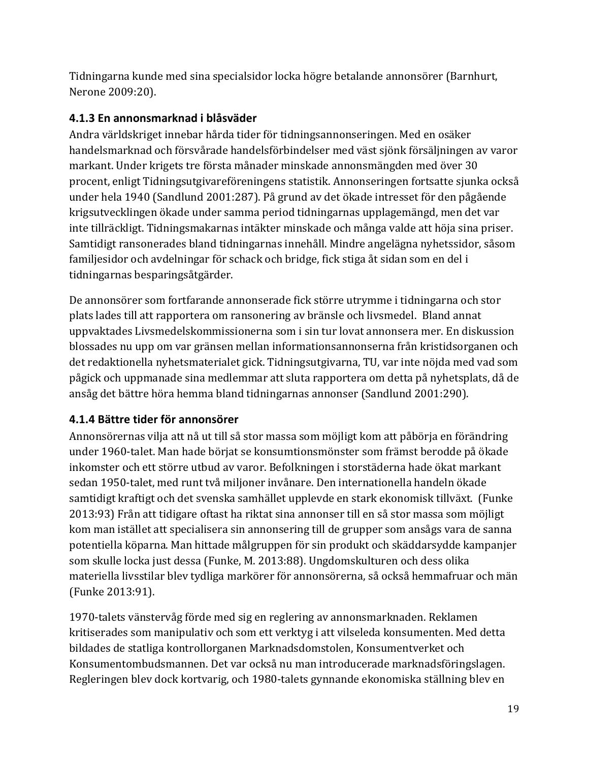Tidningarna kunde med sina specialsidor locka högre betalande annonsörer (Barnhurt, Nerone 2009:20).

### 4.1.3 En annonsmarknad i blåsväder

Andra världskriget innebar hårda tider för tidningsannonseringen. Med en osäker handelsmarknad och försvårade handelsförbindelser med väst sjönk försäljningen av varor markant. Under krigets tre första månader minskade annonsmängden med över 30 procent, enligt Tidningsutgivareföreningens statistik. Annonseringen fortsatte sjunka också under hela 1940 (Sandlund 2001:287). På grund av det ökade intresset för den pågående krigsutvecklingen ökade under samma period tidningarnas upplagemängd, men det var inte tillräckligt. Tidningsmakarnas intäkter minskade och många valde att höja sina priser. Samtidigt ransonerades bland tidningarnas innehåll. Mindre angelägna nyhetssidor, såsom familjesidor och avdelningar för schack och bridge, fick stiga åt sidan som en del i tidningarnas besparingsåtgärder.

De annonsörer som fortfarande annonserade fick större utrymme i tidningarna och stor plats lades till att rapportera om ransonering av bränsle och livsmedel. Bland annat uppvaktades Livsmedelskommissionerna som i sin tur lovat annonsera mer. En diskussion blossades nu upp om var gränsen mellan informationsannonserna från kristidsorganen och det redaktionella nyhetsmaterialet gick. Tidningsutgivarna, TU, var inte nöjda med vad som pågick och uppmanade sina medlemmar att sluta rapportera om detta på nyhetsplats, då de ansåg det bättre höra hemma bland tidningarnas annonser (Sandlund 2001:290).

### 4.1.4 Bättre tider för annonsörer

Annonsörernas vilja att nå ut till så stor massa som möjligt kom att påbörja en förändring under 1960-talet. Man hade börjat se konsumtionsmönster som främst berodde på ökade inkomster och ett större utbud av varor. Befolkningen i storstäderna hade ökat markant sedan 1950-talet, med runt två miljoner invånare. Den internationella handeln ökade samtidigt kraftigt och det svenska samhället upplevde en stark ekonomisk tillväxt. (Funke 2013:93) Från att tidigare oftast ha riktat sina annonser till en så stor massa som möjligt kom man istället att specialisera sin annonsering till de grupper som ansågs vara de sanna potentiella köparna. Man hittade målgruppen för sin produkt och skräddarsydde kampanjer som skulle locka just dessa (Funke, M. 2013:88). Ungdomskulturen och dess olika materiella livsstilar blev tydliga markörer för annonsörerna, så också hemmafruar och män (Funke 2013:91).

1970-talets vänstervåg förde med sig en reglering av annonsmarknaden. Reklamen kritiserades som manipulativ och som ett verktyg i att vilseleda konsumenten. Med detta bildades de statliga kontrollorganen Marknadsdomstolen, Konsumentverket och Konsumentombudsmannen. Det var också nu man introducerade marknadsföringslagen. Regleringen blev dock kortvarig, och 1980-talets gynnande ekonomiska ställning blev en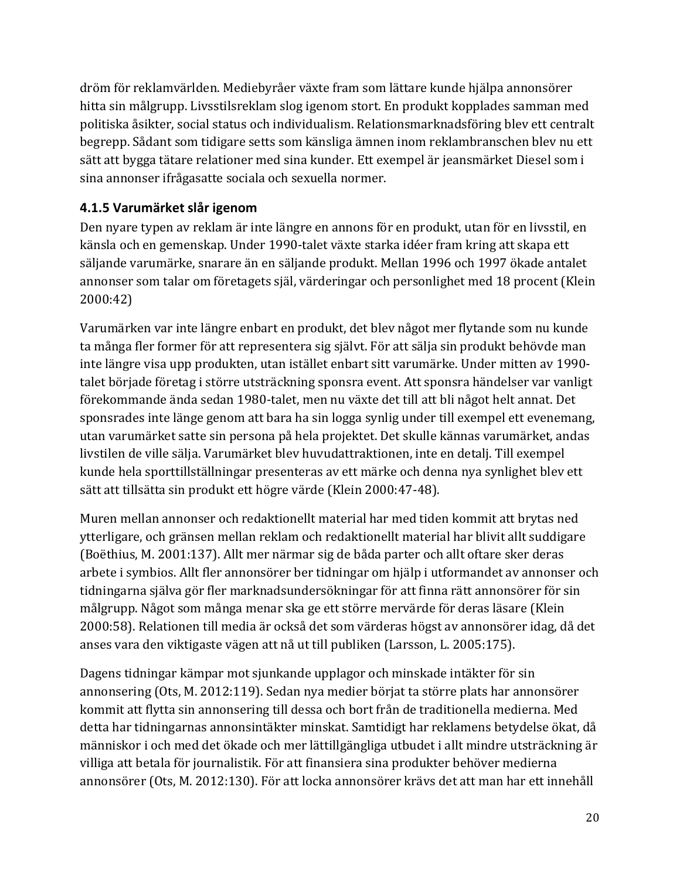dröm för reklamvärlden. Mediebyråer växte fram som lättare kunde hjälpa annonsörer hitta sin målgrupp. Livsstilsreklam slog igenom stort. En produkt kopplades samman med politiska åsikter, social status och individualism. Relationsmarknadsföring blev ett centralt begrepp. Sådant som tidigare setts som känsliga ämnen inom reklambranschen blev nu ett sätt att bygga tätare relationer med sina kunder. Ett exempel är jeansmärket Diesel som i sina annonser ifrågasatte sociala och sexuella normer.

### 4.1.5 Varumärket slår igenom

Den nyare typen av reklam är inte längre en annons för en produkt, utan för en livsstil, en känsla och en gemenskap. Under 1990-talet växte starka idéer fram kring att skapa ett säljande varumärke, snarare än en säljande produkt. Mellan 1996 och 1997 ökade antalet annonser som talar om företagets själ, värderingar och personlighet med 18 procent (Klein 2000:42)

Varumärken var inte längre enbart en produkt, det blev något mer flytande som nu kunde ta många fler former för att representera sig självt. För att sälja sin produkt behövde man inte längre visa upp produkten, utan istället enbart sitt varumärke. Under mitten av 1990-talet började företag i större utsträckning sponsra event. Att sponsra händelser var vanligt förekommande ända sedan 1980-talet, men nu växte det till att bli något helt annat. Det sponsrades inte länge genom att bara ha sin logga synlig under till exempel ett evenemang, utan varumärket satte sin persona på hela projektet. Det skulle kännas varumärket, andas livstilen de ville sälja. Varumärket blev huvudattraktionen, inte en detalj. Till exempel kunde hela sporttillställningar presenteras av ett märke och denna nya synlighet blev ett sätt att tillsätta sin produkt ett högre värde (Klein 2000:47-48).

Muren mellan annonser och redaktionellt material har med tiden kommit att brytas ned ytterligare, och gränsen mellan reklam och redaktionellt material har blivit allt suddigare (Boëthius, M. 2001:137). Allt mer närmar sig de båda parter och allt oftare sker deras arbete i symbios. Allt fler annonsörer ber tidningar om hjälp i utformandet av annonser och tidningarna själva gör fler marknadsundersökningar för att finna rätt annonsörer för sin målgrupp. Något som många menar ska ge ett större mervärde för deras läsare (Klein 2000:58). Relationen till media är också det som värderas högst av annonsörer idag, då det anses vara den viktigaste vägen att nå ut till publiken (Larsson, L. 2005:175).

Dagens tidningar kämpar mot sjunkande upplagor och minskade intäkter för sin annonsering (Ots, M. 2012:119). Sedan nya medier börjat ta större plats har annonsörer kommit att flytta sin annonsering till dessa och bort från de traditionella medierna. Med detta har tidningarnas annonsintäkter minskat. Samtidigt har reklamens betydelse ökat, då människor i och med det ökade och mer lättillgängliga utbudet i allt mindre utsträckning är villiga att betala för journalistik. För att finansiera sina produkter behöver medierna annonsörer (Ots, M. 2012:130). För att locka annonsörer krävs det att man har ett innehåll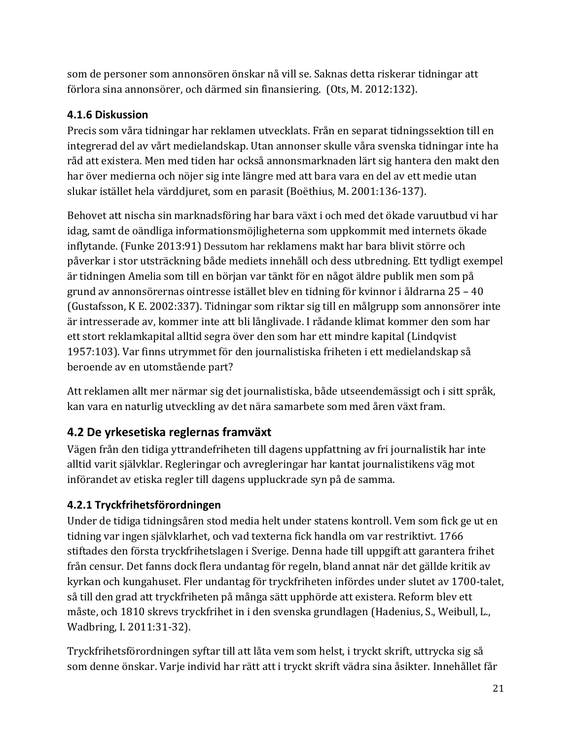som de personer som annonsören önskar nå vill se. Saknas detta riskerar tidningar att förlora sina annonsörer, och därmed sin finansiering. (Ots, M. 2012:132).

### 4.1.6 Diskussion

Precis som våra tidningar har reklamen utvecklats. Från en separat tidningssektion till en integrerad del av vårt medielandskap. Utan annonser skulle våra svenska tidningar inte ha råd att existera. Men med tiden har också annonsmarknaden lärt sig hantera den makt den har över medierna och nöjer sig inte längre med att bara vara en del av ett medie utan slukar istället hela värddjuret, som en parasit (Boëthius, M. 2001:136-137).

Behovet att nischa sin marknadsföring har bara växt i och med det ökade varuutbud vi har idag, samt de oändliga informationsmöjligheterna som uppkommit med internets ökade inflytande. (Funke 2013:91) Dessutom har reklamens makt har bara blivit större och påverkar i stor utsträckning både mediets innehåll och dess utbredning. Ett tydligt exempel är tidningen Amelia som till en början var tänkt för en något äldre publik men som på grund av annonsörernas ointresse istället blev en tidning för kvinnor i åldrarna 25 – 40 (Gustafsson, K E. 2002:337). Tidningar som riktar sig till en målgrupp som annonsörer inte är intresserade av, kommer inte att bli långlivade. I rådande klimat kommer den som har ett stort reklamkapital alltid segra över den som har ett mindre kapital (Lindqvist 1957:103). Var finns utrymmet för den journalistiska friheten i ett medielandskap så beroende av en utomstående part?

Att reklamen allt mer närmar sig det journalistiska, både utseendemässigt och i sitt språk, kan vara en naturlig utveckling av det nära samarbete som med åren växt fram.

## 4.2 De yrkesetiska reglernas framväxt

Vägen från den tidiga yttrandefriheten till dagens uppfattning av fri journalistik har inte alltid varit självklar. Regleringar och avregleringar har kantat journalistikens väg mot införandet av etiska regler till dagens uppluckrade syn på de samma.

### 4.2.1 Tryckfrihetsförordningen

Under de tidiga tidningsåren stod media helt under statens kontroll. Vem som fick ge ut en tidning var ingen självklarhet, och vad texterna fick handla om var restriktivt. 1766 stiftades den första tryckfrihetslagen i Sverige. Denna hade till uppgift att garantera frihet från censur. Det fanns dock flera undantag för regeln, bland annat när det gällde kritik av kyrkan och kungahuset. Fler undantag för tryckfriheten infördes under slutet av 1700-talet, så till den grad att tryckfriheten på många sätt upphörde att existera. Reform blev ett måste, och 1810 skrevs tryckfrihet in i den svenska grundlagen (Hadenius, S., Weibull, L., Wadbring, I. 2011:31-32).

Tryckfrihetsförordningen syftar till att låta vem som helst, i tryckt skrift, uttrycka sig så som denne önskar. Varje individ har rätt att i tryckt skrift vädra sina åsikter. Innehållet får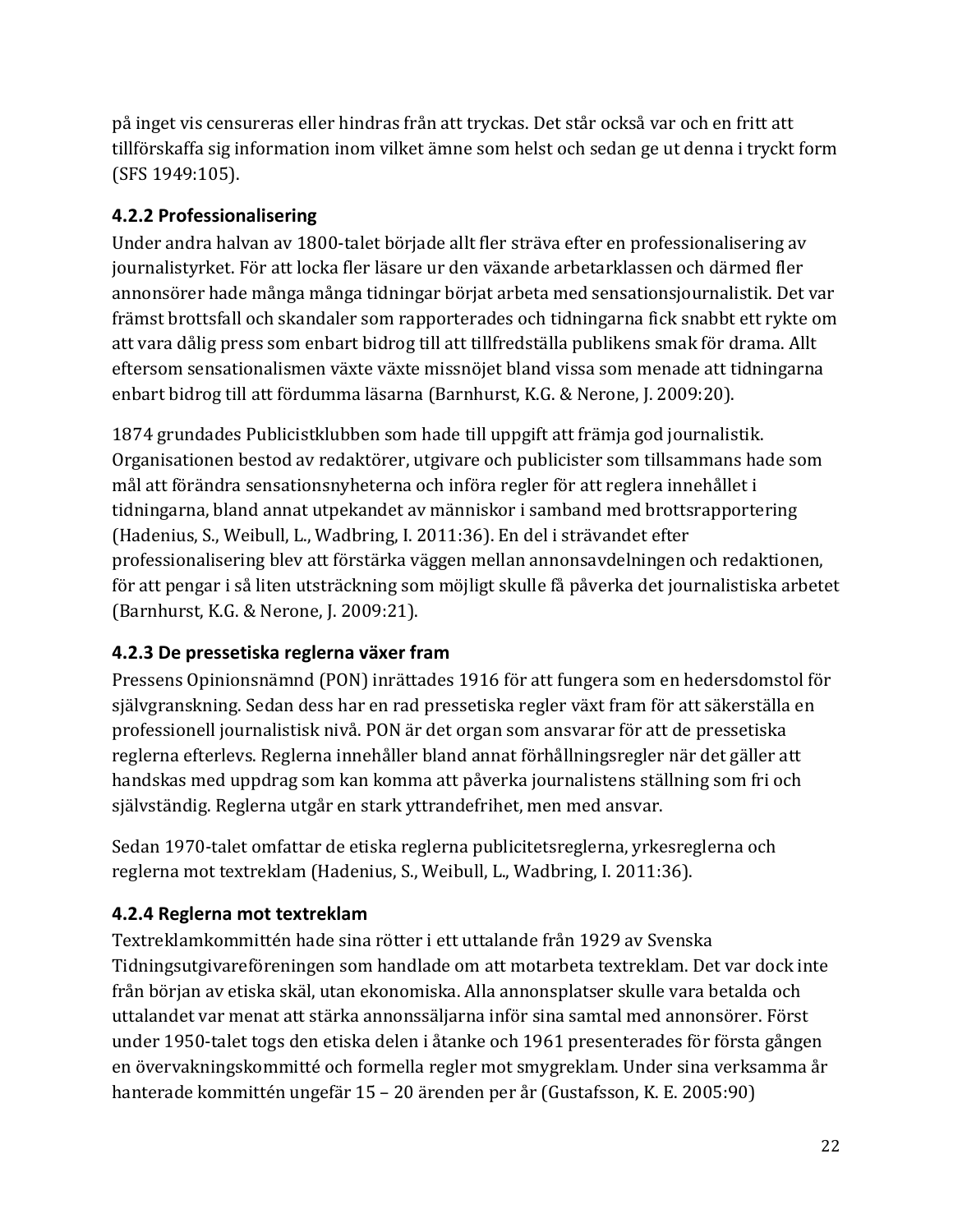på inget vis censureras eller hindras från att tryckas. Det står också var och en fritt att tillförskaffa sig information inom vilket ämne som helst och sedan ge ut denna i tryckt form (SFS 1949:105).

### 4.2.2 Professionalisering

Under andra halvan av 1800-talet började allt fler sträva efter en professionalisering av journalistyrket. För att locka fler läsare ur den växande arbetarklassen och därmed fler annonsörer hade många många tidningar börjat arbeta med sensationsjournalistik. Det var främst brottsfall och skandaler som rapporterades och tidningarna fick snabbt ett rykte om att vara dålig press som enbart bidrog till att tillfredställa publikens smak för drama. Allt eftersom sensationalismen växte växte missnöjet bland vissa som menade att tidningarna enbart bidrog till att fördumma läsarna (Barnhurst, K.G. & Nerone, J. 2009:20).

1874 grundades Publicistklubben som hade till uppgift att främja god journalistik. Organisationen bestod av redaktörer, utgivare och publicister som tillsammans hade som mål att förändra sensationsnyheterna och införa regler för att reglera innehållet i tidningarna, bland annat utpekandet av människor i samband med brottsrapportering (Hadenius, S., Weibull, L., Wadbring, I. 2011:36). En del i strävandet efter professionalisering blev att förstärka väggen mellan annonsavdelningen och redaktionen, för att pengar i så liten utsträckning som möjligt skulle få påverka det journalistiska arbetet (Barnhurst, K.G. & Nerone, J. 2009:21).

### 4.2.3 De pressetiska reglerna växer fram

Pressens Opinionsnämnd (PON) inrättades 1916 för att fungera som en hedersdomstol för självgranskning. Sedan dess har en rad pressetiska regler växt fram för att säkerställa en professionell journalistisk nivå. PON är det organ som ansvarar för att de pressetiska reglerna efterlevs. Reglerna innehåller bland annat förhållningsregler när det gäller att handskas med uppdrag som kan komma att påverka journalistens ställning som fri och självständig. Reglerna utgår en stark yttrandefrihet, men med ansvar.

Sedan 1970-talet omfattar de etiska reglerna publicitetsreglerna, yrkesreglerna och reglerna mot textreklam (Hadenius, S., Weibull, L., Wadbring, I. 2011:36).

### 4.2.4 Reglerna mot textreklam

Textreklamkommittén hade sina rötter i ett uttalande från 1929 av Svenska Tidningsutgivareföreningen som handlade om att motarbeta textreklam. Det var dock inte från början av etiska skäl, utan ekonomiska. Alla annonsplatser skulle vara betalda och uttalandet var menat att stärka annonssäljarna inför sina samtal med annonsörer. Först under 1950-talet togs den etiska delen i åtanke och 1961 presenterades för första gången en övervakningskommitté och formella regler mot smygreklam. Under sina verksamma år hanterade kommittén ungefär 15 – 20 ärenden per år (Gustafsson, K. E. 2005:90)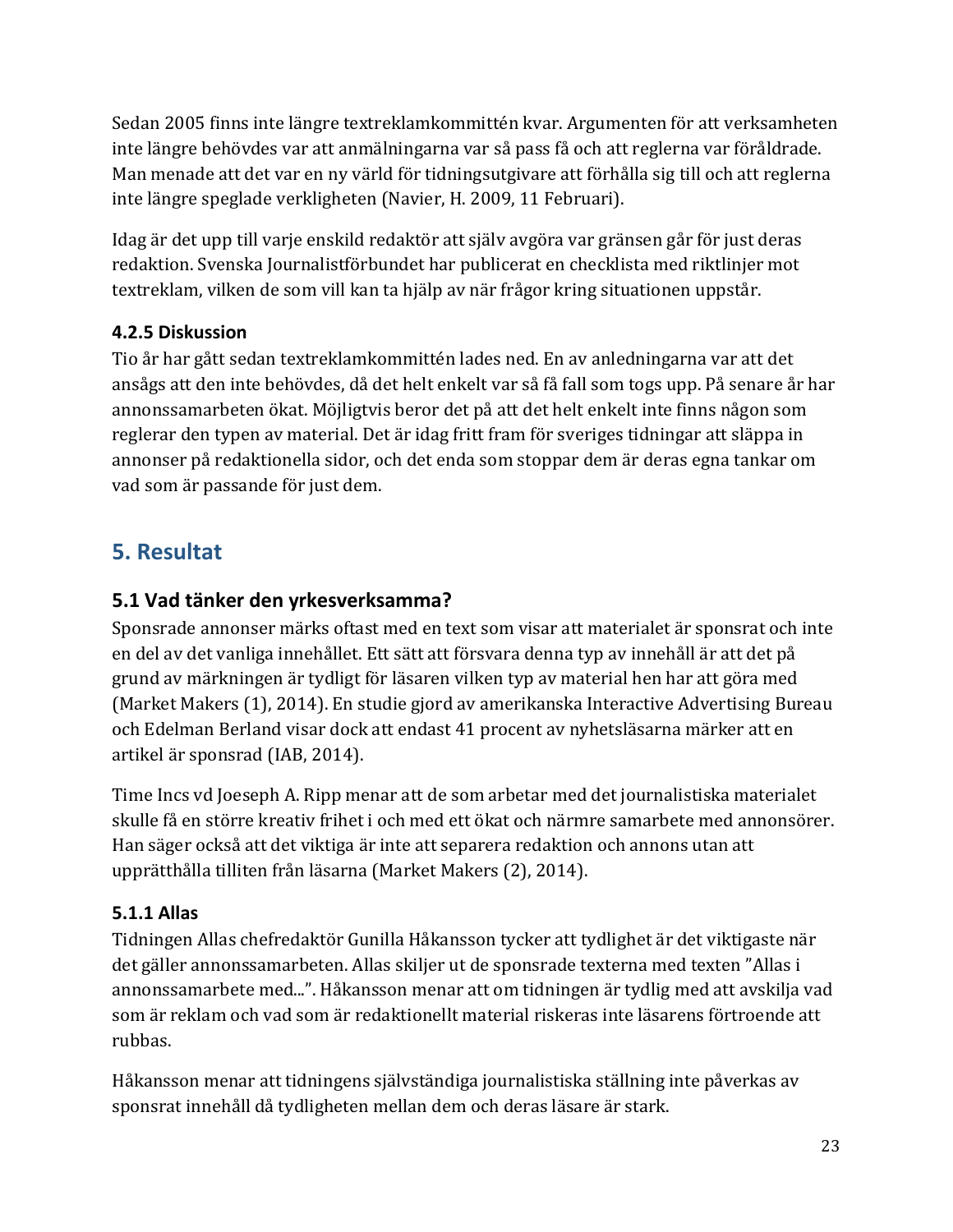Sedan 2005 finns inte längre textreklamkommittén kvar. Argumenten för att verksamheten inte längre behövdes var att anmälningarna var så pass få och att reglerna var föråldrade. Man menade att det var en ny värld för tidningsutgivare att förhålla sig till och att reglerna inte längre speglade verkligheten (Navier, H. 2009, 11 Februari).

Idag är det upp till varje enskild redaktör att själv avgöra var gränsen går för just deras redaktion. Svenska Journalistförbundet har publicerat en checklista med riktlinjer mot textreklam, vilken de som vill kan ta hjälp av när frågor kring situationen uppstår.

### 4.2.5 Diskussion

Tio år har gått sedan textreklamkommittén lades ned. En av anledningarna var att det ansågs att den inte behövdes, då det helt enkelt var så få fall som togs upp. På senare år har annonssamarbeten ökat. Möjligtvis beror det på att det helt enkelt inte finns någon som reglerar den typen av material. Det är idag fritt fram för sveriges tidningar att släppa in annonser på redaktionella sidor, och det enda som stoppar dem är deras egna tankar om vad som är passande för just dem.

# 5. Resultat

## 5.1 Vad tänker den yrkesverksamma?

Sponsrade annonser märks oftast med en text som visar att materialet är sponsrat och inte en del av det vanliga innehållet. Ett sätt att försvara denna typ av innehåll är att det på grund av märkningen är tydligt för läsaren vilken typ av material hen har att göra med (Market Makers (1), 2014). En studie gjord av amerikanska Interactive Advertising Bureau och Edelman Berland visar dock att endast 41 procent av nyhetsläsarna märker att en artikel är sponsrad (IAB, 2014).

Time Incs vd Joeseph A. Ripp menar att de som arbetar med det journalistiska materialet skulle få en större kreativ frihet i och med ett ökat och närmre samarbete med annonsörer. Han säger också att det viktiga är inte att separera redaktion och annons utan att upprätthålla tilliten från läsarna (Market Makers (2), 2014).

### 5.1.1 Allas

Tidningen Allas chefredaktör Gunilla Håkansson tycker att tydlighet är det viktigaste när det gäller annonssamarbeten. Allas skiljer ut de sponsrade texterna med texten ”Allas i annonssamarbete med...”. Håkansson menar att om tidningen är tydlig med att avskilja vad som är reklam och vad som är redaktionellt material riskeras inte läsarens förtroende att rubbas.

Håkansson menar att tidningens självständiga journalistiska ställning inte påverkas av sponsrat innehåll då tydligheten mellan dem och deras läsare är stark.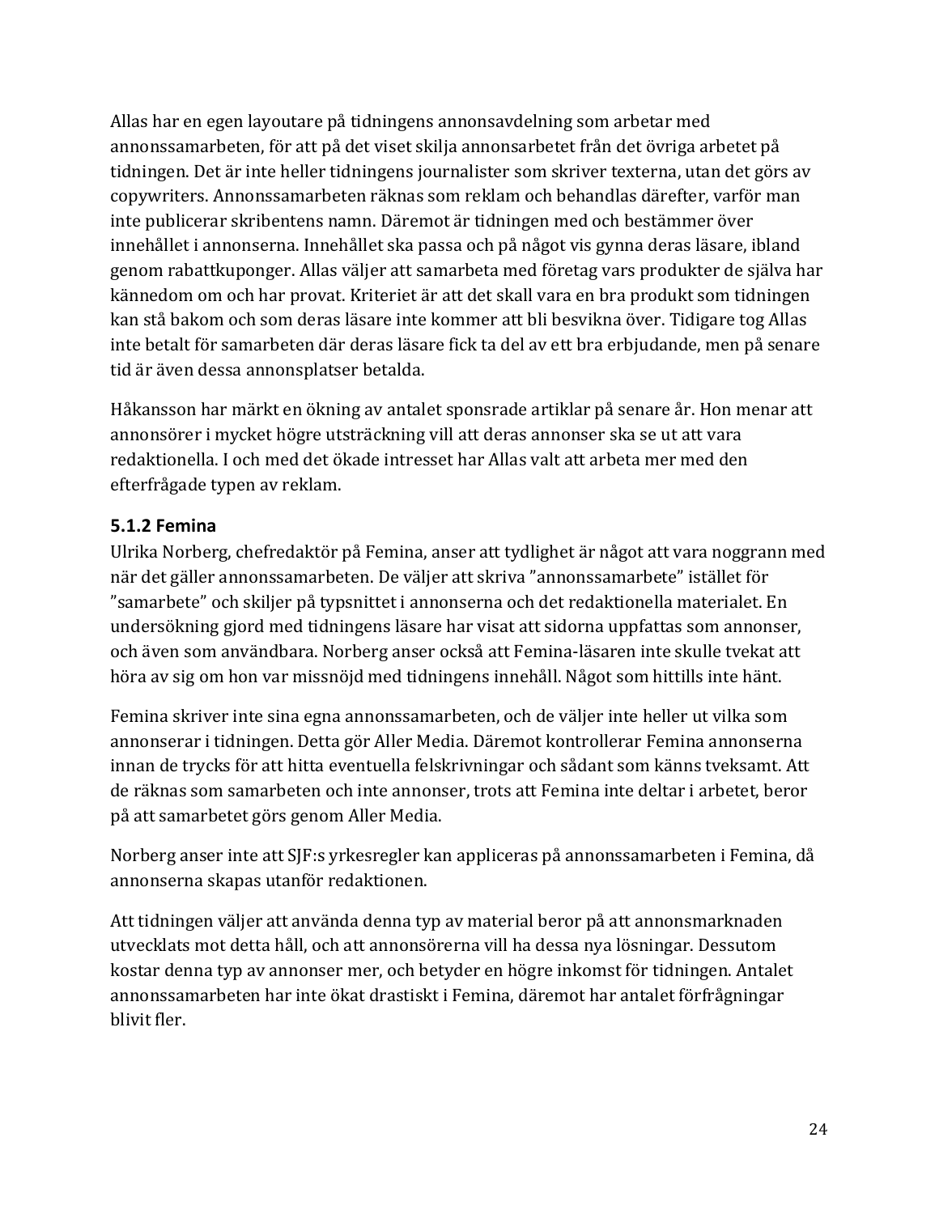Allas har en egen layoutare på tidningens annonsavdelning som arbetar med annonssamarbeten, för att på det viset skilja annonsarbetet från det övriga arbetet på tidningen. Det är inte heller tidningens journalister som skriver texterna, utan det görs av copywriters. Annonssamarbeten räknas som reklam och behandlas därefter, varför man inte publicerar skribentens namn. Däremot är tidningen med och bestämmer över innehållet i annonserna. Innehållet ska passa och på något vis gynna deras läsare, ibland genom rabattkuponger. Allas väljer att samarbeta med företag vars produkter de själva har kännedom om och har provat. Kriteriet är att det skall vara en bra produkt som tidningen kan stå bakom och som deras läsare inte kommer att bli besvikna över. Tidigare tog Allas inte betalt för samarbeten där deras läsare fick ta del av ett bra erbjudande, men på senare tid är även dessa annonsplatser betalda.

Håkansson har märkt en ökning av antalet sponsrade artiklar på senare år. Hon menar att annonsörer i mycket högre utsträckning vill att deras annonser ska se ut att vara redaktionella. I och med det ökade intresset har Allas valt att arbeta mer med den efterfrågade typen av reklam.

### 5.1.2 Femina

Ulrika Norberg, chefredaktör på Femina, anser att tydlighet är något att vara noggrann med när det gäller annonssamarbeten. De väljer att skriva "annonssamarbete" istället för "samarbete" och skiljer på typsnittet i annonserna och det redaktionella materialet. En undersökning gjord med tidningens läsare har visat att sidorna uppfattas som annonser, och även som användbara. Norberg anser också att Femina-läsaren inte skulle tvekat att höra av sig om hon var missnöjd med tidningens innehåll. Något som hittills inte hänt.

Femina skriver inte sina egna annonssamarbeten, och de väljer inte heller ut vilka som annonserar i tidningen. Detta gör Aller Media. Däremot kontrollerar Femina annonserna innan de trycks för att hitta eventuella felskrivningar och sådant som känns tveksamt. Att de räknas som samarbeten och inte annonser, trots att Femina inte deltar i arbetet, beror på att samarbetet görs genom Aller Media.

Norberg anser inte att SJF:s yrkesregler kan appliceras på annonssamarbeten i Femina, då annonserna skapas utanför redaktionen.

Att tidningen väljer att använda denna typ av material beror på att annonsmarknaden utvecklats mot detta håll, och att annonsörerna vill ha dessa nya lösningar. Dessutom kostar denna typ av annonser mer, och betyder en högre inkomst för tidningen. Antalet annonssamarbeten har inte ökat drastiskt i Femina, däremot har antalet förfrågningar blivit fler.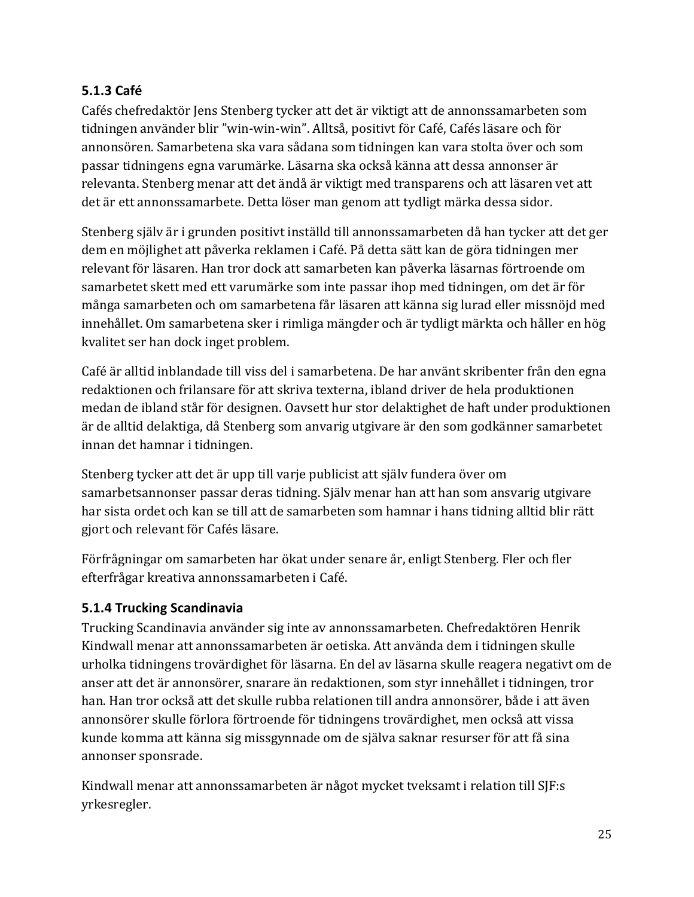### 5.1.3 Café

Cafés chefredaktör Jens Stenberg tycker att det är viktigt att de annonssamarbeten som tidningen använder blir ”win-win-win”. Alltså, positivt för Café, Cafés läsare och för annonsören. Samarbetena ska vara sådana som tidningen kan vara stolta över och som passar tidningens egna varumärke. Läsarna ska också känna att dessa annonser är relevanta. Stenberg menar att det ändå är viktigt med transparens och att läsaren vet att det är ett annonssamarbete. Detta löser man genom att tydligt märka dessa sidor.

Stenberg själv är i grunden positivt inställd till annonssamarbeten då han tycker att det ger dem en möjlighet att påverka reklamen i Café. På detta sätt kan de göra tidningen mer relevant för läsaren. Han tror dock att samarbeten kan påverka läsarnas förtroende om samarbetet skett med ett varumärke som inte passar ihop med tidningen, om det är för många samarbeten och om samarbetena får läsaren att känna sig lurad eller missnöjd med innehållet. Om samarbetena sker i rimliga mängder och är tydligt märkta och håller en hög kvalitet ser han dock inget problem.

Café är alltid inblandade till viss del i samarbetena. De har använt skribenter från den egna redaktionen och frilansare för att skriva texterna, ibland driver de hela produktionen medan de ibland står för designen. Oavsett hur stor delaktighet de haft under produktionen är de alltid delaktiga, då Stenberg som anvarig utgivare är den som godkänner samarbetet innan det hamnar i tidningen.

Stenberg tycker att det är upp till varje publicist att själv fundera över om samarbetsannonser passar deras tidning. Själv menar han att han som ansvarig utgivare har sista ordet och kan se till att de samarbeten som hamnar i hans tidning alltid blir rätt gjort och relevant för Cafés läsare.

Förfrågningar om samarbeten har ökat under senare år, enligt Stenberg. Fler och fler efterfrågar kreativa annonssamarbeten i Café.

### 5.1.4 Trucking Scandinavia

Trucking Scandinavia använder sig inte av annonssamarbeten. Chefredaktören Henrik Kindwall menar att annonssamarbeten är oetiska. Att använda dem i tidningen skulle urholka tidningens trovärdighet för läsarna. En del av läsarna skulle reagera negativt om de anser att det är annonsörer, snarare än redaktionen, som styr innehållet i tidningen, tror han. Han tror också att det skulle rubba relationen till andra annonsörer, både i att även annonsörer skulle förlora förtroende för tidningens trovärdighet, men också att vissa kunde komma att känna sig missgynnade om de själva saknar resurser för att få sina annonser sponsrade.

Kindwall menar att annonssamarbeten är något mycket tveksamt i relation till SJF:s yrkesregler.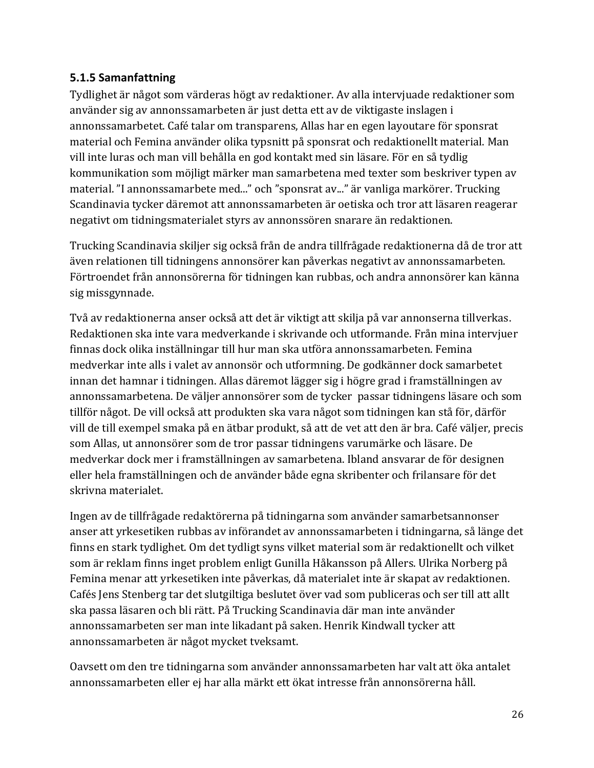### 5.1.5 Samanfattning

Tydlighet är något som värderas högt av redaktioner. Av alla intervjuade redaktioner som använder sig av annonssamarbeten är just detta ett av de viktigaste inslagen i annonssamarbetet. Café talar om transparens, Allas har en egen layoutare för sponsrat material och Femina använder olika typsnitt på sponsrat och redaktionellt material. Man vill inte luras och man vill behålla en god kontakt med sin läsare. För en så tydlig kommunikation som möjligt märker man samarbetena med texter som beskriver typen av material. ”I annonssamarbete med...” och ”sponsrat av...” är vanliga markörer. Trucking Scandinavia tycker däremot att annonssamarbeten är oetiska och tror att läsaren reagerar negativt om tidningsmaterialet styrs av annonssören snarare än redaktionen.

Trucking Scandinavia skiljer sig också från de andra tillfrågade redaktionerna då de tror att även relationen till tidningens annonsörer kan påverkas negativt av annonssamarbeten. Förtroendet från annonsörerna för tidningen kan rubbas, och andra annonsörer kan känna sig missgynnade.

Två av redaktionerna anser också att det är viktigt att skilja på var annonserna tillverkas. Redaktionen ska inte vara medverkande i skrivande och utformande. Från mina intervjuer finnas dock olika inställningar till hur man ska utföra annonssamarbeten. Femina medverkar inte alls i valet av annonsör och utformning. De godkänner dock samarbetet innan det hamnar i tidningen. Allas däremot lägger sig i högre grad i framställningen av annonssamarbetena. De väljer annonsörer som de tycker  passar tidningens läsare och som tillför något. De vill också att produkten ska vara något som tidningen kan stå för, därför vill de till exempel smaka på en ätbar produkt, så att de vet att den är bra. Café väljer, precis som Allas, ut annonsörer som de tror passar tidningens varumärke och läsare. De medverkar dock mer i framställningen av samarbetena. Ibland ansvarar de för designen eller hela framställningen och de använder både egna skribenter och frilansare för det skrivna materialet.

Ingen av de tillfrågade redaktörerna på tidningarna som använder samarbetsannonser anser att yrkesetiken rubbas av införandet av annonssamarbeten i tidningarna, så länge det finns en stark tydlighet. Om det tydligt syns vilket material som är redaktionellt och vilket som är reklam finns inget problem enligt Gunilla Håkansson på Allers. Ulrika Norberg på Femina menar att yrkesetiken inte påverkas, då materialet inte är skapat av redaktionen. Cafés Jens Stenberg tar det slutgiltiga beslutet över vad som publiceras och ser till att allt ska passa läsaren och bli rätt. På Trucking Scandinavia där man inte använder annonssamarbeten ser man inte likadant på saken. Henrik Kindwall tycker att annonssamarbeten är något mycket tveksamt.

Oavsett om den tre tidningarna som använder annonssamarbeten har valt att öka antalet annonssamarbeten eller ej har alla märkt ett ökat intresse från annonsörerna håll.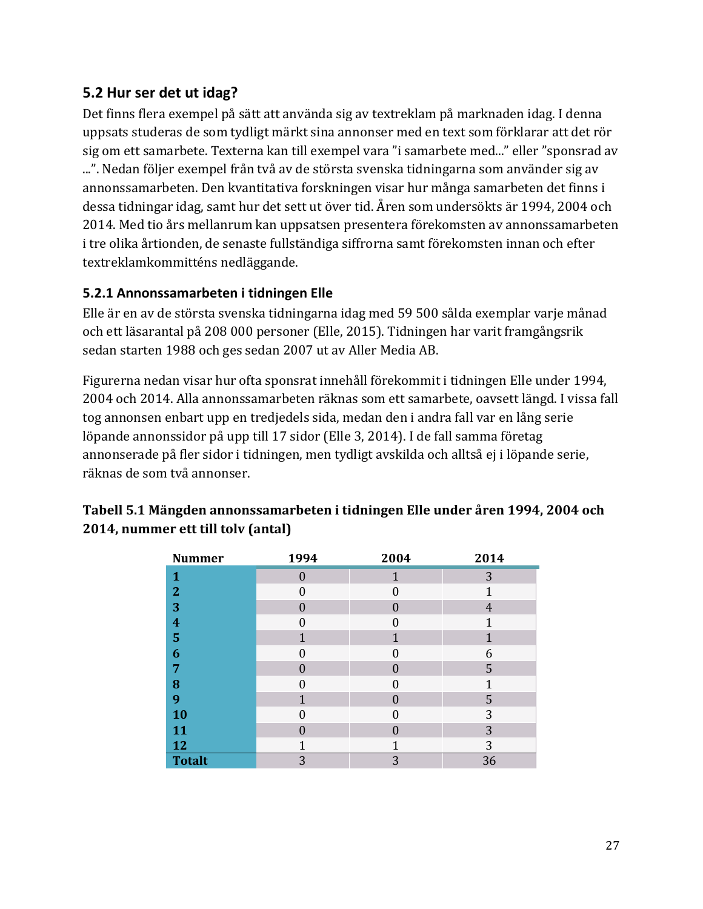## 5.2 Hur ser det ut idag?

Det finns flera exempel på sätt att använda sig av textreklam på marknaden idag. I denna uppsats studeras de som tydligt märkt sina annonser med en text som förklarar att det rör sig om ett samarbete. Texterna kan till exempel vara ”i samarbete med...” eller ”sponsrad av ...”. Nedan följer exempel från två av de största svenska tidningarna som använder sig av annonssamarbeten. Den kvantitativa forskningen visar hur många samarbeten det finns i dessa tidningar idag, samt hur det sett ut över tid. Åren som undersökts är 1994, 2004 och 2014. Med tio års mellanrum kan uppsatsen presentera förekomsten av annonssamarbeten i tre olika årtionden, de senaste fullständiga siffrorna samt förekomsten innan och efter textreklamkommitténs nedläggande.

### 5.2.1 Annonssamarbeten i tidningen Elle

Elle är en av de största svenska tidningarna idag med 59 500 sålda exemplar varje månad och ett läsarantal på 208 000 personer (Elle, 2015). Tidningen har varit framgångsrik sedan starten 1988 och ges sedan 2007 ut av Aller Media AB.

Figurerna nedan visar hur ofta sponsrat innehåll förekommit i tidningen Elle under 1994, 2004 och 2014. Alla annonssamarbeten räknas som ett samarbete, oavsett längd. I vissa fall tog annonsen enbart upp en tredjedels sida, medan den i andra fall var en lång serie löpande annonssidor på upp till 17 sidor (Elle 3, 2014). I de fall samma företag annonserade på fler sidor i tidningen, men tydligt avskilda och alltså ej i löpande serie, räknas de som två annonser.

**Tabell 5.1 Mängden annonssamarbeten i tidningen Elle under åren 1994, 2004 och 2014, nummer ett till tolv (antal)**

| Nummer | 1994 | 2004 | 2014 |
|---|---|---|---|
| **1** | 0 | 1 | 3 |
| **2** | 0 | 0 | 1 |
| **3** | 0 | 0 | 4 |
| **4** | 0 | 0 | 1 |
| **5** | 1 | 1 | 1 |
| **6** | 0 | 0 | 6 |
| **7** | 0 | 0 | 5 |
| **8** | 0 | 0 | 1 |
| **9** | 1 | 0 | 5 |
| **10** | 0 | 0 | 3 |
| **11** | 0 | 0 | 3 |
| **12** | 1 | 1 | 3 |
| **Totalt** | 3 | 3 | 36 |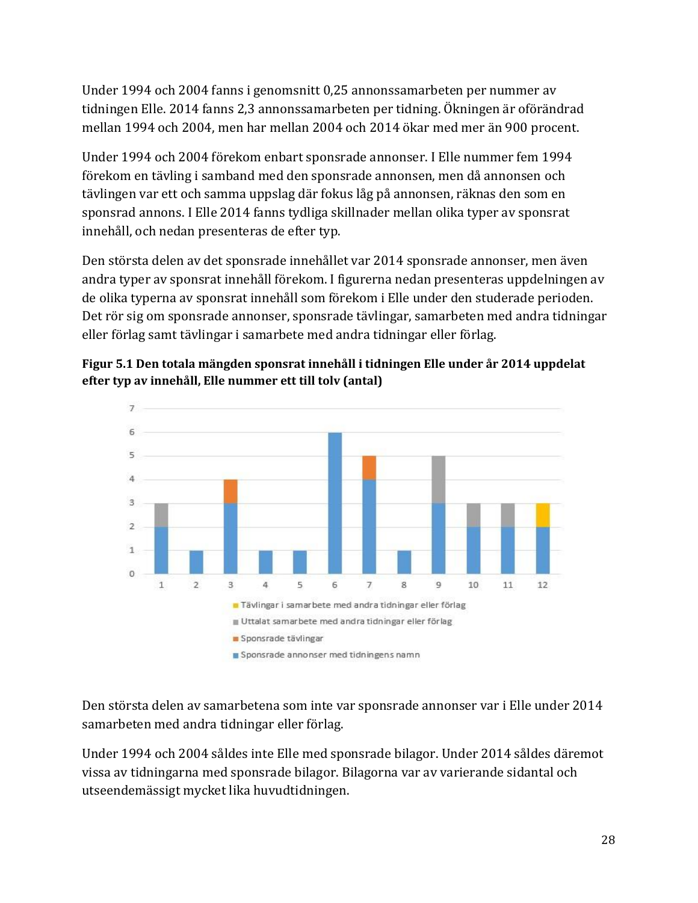Under 1994 och 2004 fanns i genomsnitt 0,25 annonssamarbeten per nummer av tidningen Elle. 2014 fanns 2,3 annonssamarbeten per tidning. Ökningen är oförändrad mellan 1994 och 2004, men har mellan 2004 och 2014 ökar med mer än 900 procent.

Under 1994 och 2004 förekom enbart sponsrade annonser. I Elle nummer fem 1994 förekom en tävling i samband med den sponsrade annonsen, men då annonsen och tävlingen var ett och samma uppslag där fokus låg på annonsen, räknas den som en sponsrad annons. I Elle 2014 fanns tydliga skillnader mellan olika typer av sponsrat innehåll, och nedan presenteras de efter typ.

Den största delen av det sponsrade innehållet var 2014 sponsrade annonser, men även andra typer av sponsrat innehåll förekom. I figurerna nedan presenteras uppdelningen av de olika typerna av sponsrat innehåll som förekom i Elle under den studerade perioden. Det rör sig om sponsrade annonser, sponsrade tävlingar, samarbeten med andra tidningar eller förlag samt tävlingar i samarbete med andra tidningar eller förlag.

**Figur 5.1 Den totala mängden sponsrat innehåll i tidningen Elle under år 2014 uppdelat efter typ av innehåll, Elle nummer ett till tolv (antal)**

| Nummer | 1 | 2 | 3 | 4 | 5 | 6 | 7 | 8 | 9 | 10 | 11 | 12 |
|---|---|---|---|---|---|---|---|---|---|---|---|---|
| Sponsrade annonser med tidningens namn | 2 | 1 | 3 | 1 | 1 | 6 | 4 | 1 | 3 | 2 | 2 | 2 |
| Sponsrade tävlingar | | | 1 | | | | 1 | | | | | |
| Uttalat samarbete med andra tidningar eller förlag | 1 | | | | | | | | 2 | 1 | 1 | |
| Tävlingar i samarbete med andra tidningar eller förlag | | | | | | | | | | | | 1 |

Den största delen av samarbetena som inte var sponsrade annonser var i Elle under 2014 samarbeten med andra tidningar eller förlag.

Under 1994 och 2004 såldes inte Elle med sponsrade bilagor. Under 2014 såldes däremot vissa av tidningarna med sponsrade bilagor. Bilagorna var av varierande sidantal och utseendemässigt mycket lika huvudtidningen.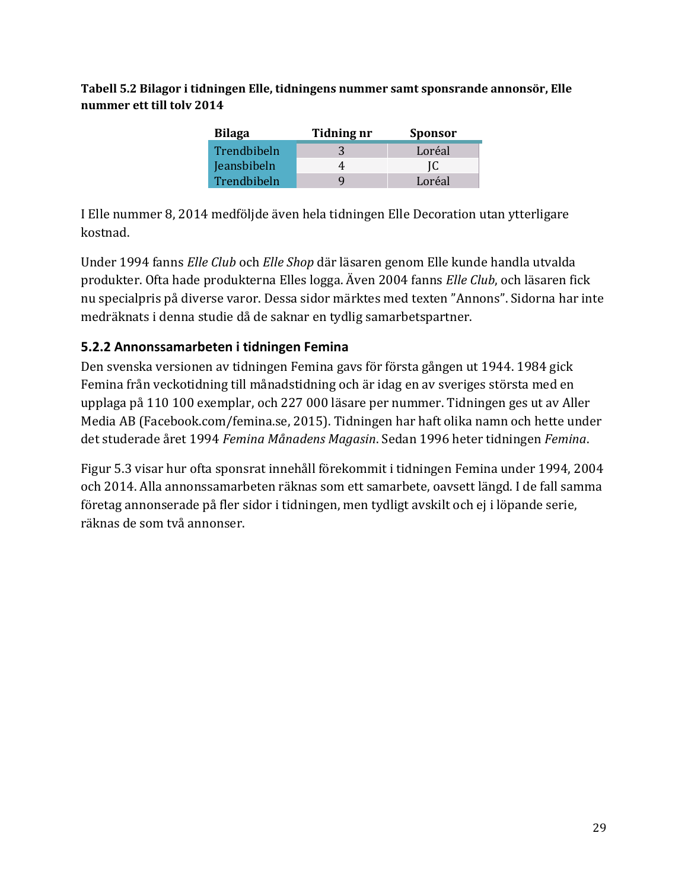**Tabell 5.2 Bilagor i tidningen Elle, tidningens nummer samt sponsrande annonsör, Elle nummer ett till tolv 2014**

| Bilaga | Tidning nr | Sponsor |
|---|---|---|
| Trendbibeln | 3 | Loréal |
| Jeansbibeln | 4 | JC |
| Trendbibeln | 9 | Loréal |

I Elle nummer 8, 2014 medföljde även hela tidningen Elle Decoration utan ytterligare kostnad.

Under 1994 fanns *Elle Club* och *Elle Shop* där läsaren genom Elle kunde handla utvalda produkter. Ofta hade produkterna Elles logga. Även 2004 fanns *Elle Club*, och läsaren fick nu specialpris på diverse varor. Dessa sidor märktes med texten ”Annons”. Sidorna har inte medräknats i denna studie då de saknar en tydlig samarbetspartner.

### 5.2.2 Annonssamarbeten i tidningen Femina

Den svenska versionen av tidningen Femina gavs för första gången ut 1944. 1984 gick Femina från veckotidning till månadstidning och är idag en av sveriges största med en upplaga på 110 100 exemplar, och 227 000 läsare per nummer. Tidningen ges ut av Aller Media AB (Facebook.com/femina.se, 2015). Tidningen har haft olika namn och hette under det studerade året 1994 *Femina Månadens Magasin*. Sedan 1996 heter tidningen *Femina*.

Figur 5.3 visar hur ofta sponsrat innehåll förekommit i tidningen Femina under 1994, 2004 och 2014. Alla annonssamarbeten räknas som ett samarbete, oavsett längd. I de fall samma företag annonserade på fler sidor i tidningen, men tydligt avskilt och ej i löpande serie, räknas de som två annonser.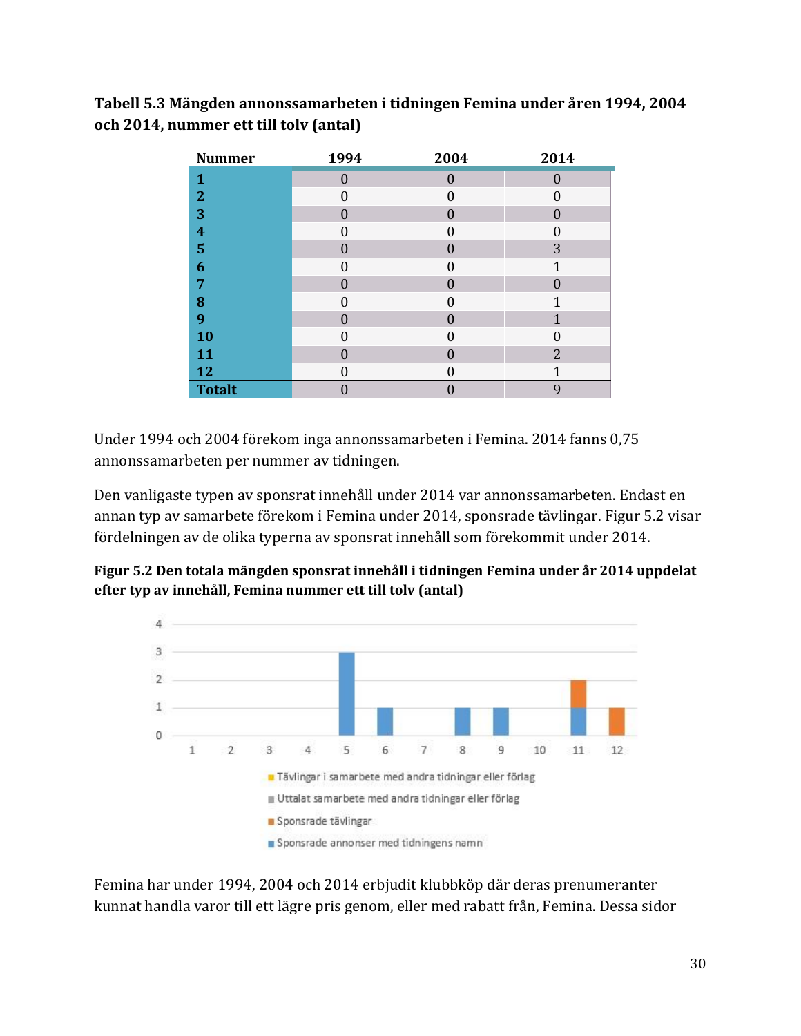**Tabell 5.3 Mängden annonssamarbeten i tidningen Femina under åren 1994, 2004 och 2014, nummer ett till tolv (antal)**

| Nummer | 1994 | 2004 | 2014 |
|---|---|---|---|
| **1** | 0 | 0 | 0 |
| **2** | 0 | 0 | 0 |
| **3** | 0 | 0 | 0 |
| **4** | 0 | 0 | 0 |
| **5** | 0 | 0 | 3 |
| **6** | 0 | 0 | 1 |
| **7** | 0 | 0 | 0 |
| **8** | 0 | 0 | 1 |
| **9** | 0 | 0 | 1 |
| **10** | 0 | 0 | 0 |
| **11** | 0 | 0 | 2 |
| **12** | 0 | 0 | 1 |
| **Totalt** | 0 | 0 | 9 |

Under 1994 och 2004 förekom inga annonssamarbeten i Femina. 2014 fanns 0,75 annonssamarbeten per nummer av tidningen.

Den vanligaste typen av sponsrat innehåll under 2014 var annonssamarbeten. Endast en annan typ av samarbete förekom i Femina under 2014, sponsrade tävlingar. Figur 5.2 visar fördelningen av de olika typerna av sponsrat innehåll som förekommit under 2014.

**Figur 5.2 Den totala mängden sponsrat innehåll i tidningen Femina under år 2014 uppdelat efter typ av innehåll, Femina nummer ett till tolv (antal)**

| Nummer | Sponsrade annonser med tidningens namn | Sponsrade tävlingar | Uttalat samarbete med andra tidningar eller förlag | Tävlingar i samarbete med andra tidningar eller förlag |
|---|---|---|---|---|
| 1 | 0 | 0 | 0 | 0 |
| 2 | 0 | 0 | 0 | 0 |
| 3 | 0 | 0 | 0 | 0 |
| 4 | 0 | 0 | 0 | 0 |
| 5 | 3 | 0 | 0 | 0 |
| 6 | 1 | 0 | 0 | 0 |
| 7 | 0 | 0 | 0 | 0 |
| 8 | 1 | 0 | 0 | 0 |
| 9 | 1 | 0 | 0 | 0 |
| 10 | 0 | 0 | 0 | 0 |
| 11 | 1 | 1 | 0 | 0 |
| 12 | 0 | 1 | 0 | 0 |

Femina har under 1994, 2004 och 2014 erbjudit klubbköp där deras prenumeranter kunnat handla varor till ett lägre pris genom, eller med rabatt från, Femina. Dessa sidor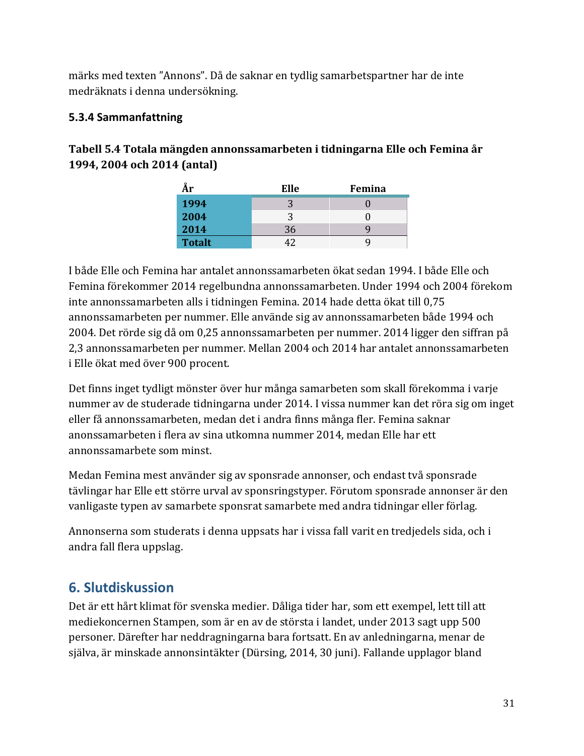märks med texten ”Annons”. Då de saknar en tydlig samarbetspartner har de inte medräknats i denna undersökning.

### 5.3.4 Sammanfattning

**Tabell 5.4 Totala mängden annonssamarbeten i tidningarna Elle och Femina år 1994, 2004 och 2014 (antal)**

| År | Elle | Femina |
|---|---|---|
| **1994** | 3 | 0 |
| **2004** | 3 | 0 |
| **2014** | 36 | 9 |
| **Totalt** | 42 | 9 |

I både Elle och Femina har antalet annonssamarbeten ökat sedan 1994. I både Elle och Femina förekommer 2014 regelbundna annonssamarbeten. Under 1994 och 2004 förekom inte annonssamarbeten alls i tidningen Femina. 2014 hade detta ökat till 0,75 annonssamarbeten per nummer. Elle använde sig av annonssamarbeten både 1994 och 2004. Det rörde sig då om 0,25 annonssamarbeten per nummer. 2014 ligger den siffran på 2,3 annonssamarbeten per nummer. Mellan 2004 och 2014 har antalet annonssamarbeten i Elle ökat med över 900 procent.

Det finns inget tydligt mönster över hur många samarbeten som skall förekomma i varje nummer av de studerade tidningarna under 2014. I vissa nummer kan det röra sig om inget eller få annonssamarbeten, medan det i andra finns många fler. Femina saknar anonssamarbeten i flera av sina utkomna nummer 2014, medan Elle har ett annonssamarbete som minst.

Medan Femina mest använder sig av sponsrade annonser, och endast två sponsrade tävlingar har Elle ett större urval av sponsringstyper. Förutom sponsrade annonser är den vanligaste typen av samarbete sponsrat samarbete med andra tidningar eller förlag.

Annonserna som studerats i denna uppsats har i vissa fall varit en tredjedels sida, och i andra fall flera uppslag.

## 6. Slutdiskussion

Det är ett hårt klimat för svenska medier. Dåliga tider har, som ett exempel, lett till att mediekoncernen Stampen, som är en av de största i landet, under 2013 sagt upp 500 personer. Därefter har neddragningarna bara fortsatt. En av anledningarna, menar de själva, är minskade annonsintäkter (Dürsing, 2014, 30 juni). Fallande upplagor bland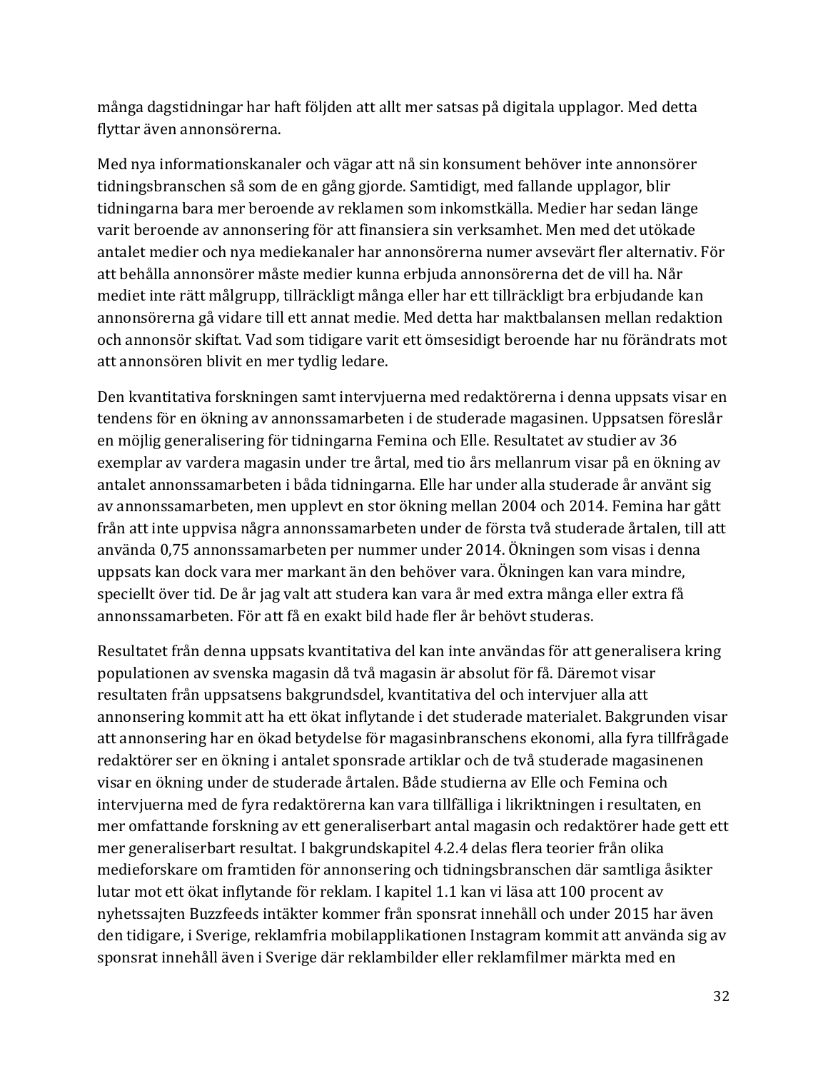många dagstidningar har haft följden att allt mer satsas på digitala upplagor. Med detta flyttar även annonsörerna.

Med nya informationskanaler och vägar att nå sin konsument behöver inte annonsörer tidningsbranschen så som de en gång gjorde. Samtidigt, med fallande upplagor, blir tidningarna bara mer beroende av reklamen som inkomstkälla. Medier har sedan länge varit beroende av annonsering för att finansiera sin verksamhet. Men med det utökade antalet medier och nya mediekanaler har annonsörerna numer avsevärt fler alternativ. För att behålla annonsörer måste medier kunna erbjuda annonsörerna det de vill ha. Når mediet inte rätt målgrupp, tillräckligt många eller har ett tillräckligt bra erbjudande kan annonsörerna gå vidare till ett annat medie. Med detta har maktbalansen mellan redaktion och annonsör skiftat. Vad som tidigare varit ett ömsesidigt beroende har nu förändrats mot att annonsören blivit en mer tydlig ledare.

Den kvantitativa forskningen samt intervjuerna med redaktörerna i denna uppsats visar en tendens för en ökning av annonssamarbeten i de studerade magasinen. Uppsatsen föreslår en möjlig generalisering för tidningarna Femina och Elle. Resultatet av studier av 36 exemplar av vardera magasin under tre årtal, med tio års mellanrum visar på en ökning av antalet annonssamarbeten i båda tidningarna. Elle har under alla studerade år använt sig av annonssamarbeten, men upplevt en stor ökning mellan 2004 och 2014. Femina har gått från att inte uppvisa några annonssamarbeten under de första två studerade årtalen, till att använda 0,75 annonssamarbeten per nummer under 2014. Ökningen som visas i denna uppsats kan dock vara mer markant än den behöver vara. Ökningen kan vara mindre, speciellt över tid. De år jag valt att studera kan vara år med extra många eller extra få annonssamarbeten. För att få en exakt bild hade fler år behövt studeras.

Resultatet från denna uppsats kvantitativa del kan inte användas för att generalisera kring populationen av svenska magasin då två magasin är absolut för få. Däremot visar resultaten från uppsatsens bakgrundsdel, kvantitativa del och intervjuer alla att annonsering kommit att ha ett ökat inflytande i det studerade materialet. Bakgrunden visar att annonsering har en ökad betydelse för magasinbranschens ekonomi, alla fyra tillfrågade redaktörer ser en ökning i antalet sponsrade artiklar och de två studerade magasinenen visar en ökning under de studerade årtalen. Både studierna av Elle och Femina och intervjuerna med de fyra redaktörerna kan vara tillfälliga i likriktningen i resultaten, en mer omfattande forskning av ett generaliserbart antal magasin och redaktörer hade gett ett mer generaliserbart resultat. I bakgrundskapitel 4.2.4 delas flera teorier från olika medieforskare om framtiden för annonsering och tidningsbranschen där samtliga åsikter lutar mot ett ökat inflytande för reklam. I kapitel 1.1 kan vi läsa att 100 procent av nyhetssajten Buzzfeeds intäkter kommer från sponsrat innehåll och under 2015 har även den tidigare, i Sverige, reklamfria mobilapplikationen Instagram kommit att använda sig av sponsrat innehåll även i Sverige där reklambilder eller reklamfilmer märkta med en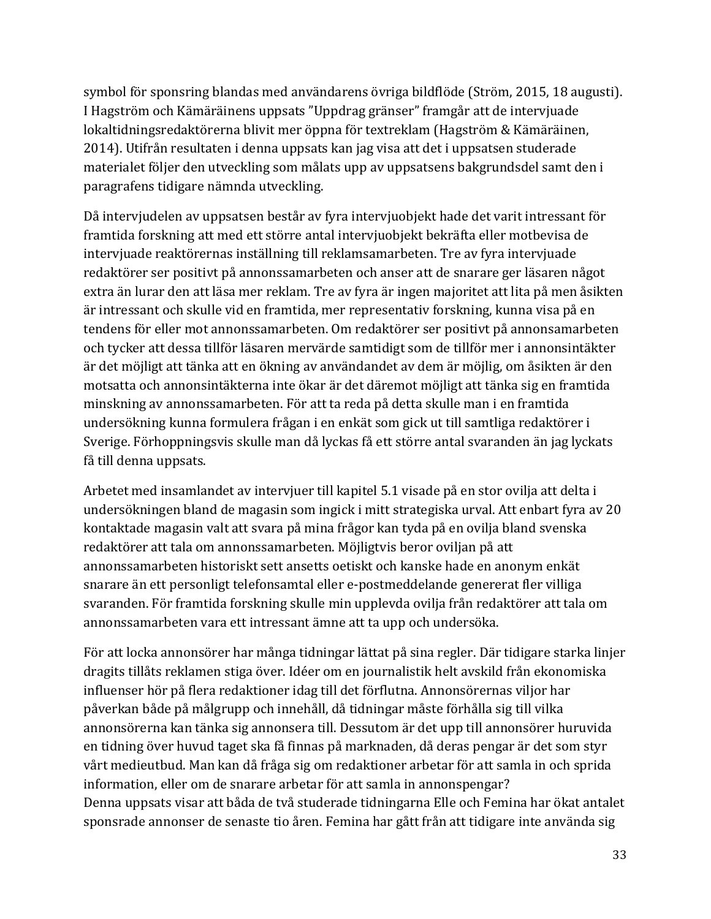symbol för sponsring blandas med användarens övriga bildflöde (Ström, 2015, 18 augusti). I Hagström och Kämäräinens uppsats ”Uppdrag gränser” framgår att de intervjuade lokaltidningsredaktörerna blivit mer öppna för textreklam (Hagström & Kämäräinen, 2014). Utifrån resultaten i denna uppsats kan jag visa att det i uppsatsen studerade materialet följer den utveckling som målats upp av uppsatsens bakgrundsdel samt den i paragrafens tidigare nämnda utveckling.

Då intervjudelen av uppsatsen består av fyra intervjuobjekt hade det varit intressant för framtida forskning att med ett större antal intervjuobjekt bekräfta eller motbevisa de intervjuade reaktörernas inställning till reklamsamarbeten. Tre av fyra intervjuade redaktörer ser positivt på annonssamarbeten och anser att de snarare ger läsaren något extra än lurar den att läsa mer reklam. Tre av fyra är ingen majoritet att lita på men åsikten är intressant och skulle vid en framtida, mer representativ forskning, kunna visa på en tendens för eller mot annonssamarbeten. Om redaktörer ser positivt på annonsamarbeten och tycker att dessa tillför läsaren mervärde samtidigt som de tillför mer i annonsintäkter är det möjligt att tänka att en ökning av användandet av dem är möjlig, om åsikten är den motsatta och annonsintäkterna inte ökar är det däremot möjligt att tänka sig en framtida minskning av annonssamarbeten. För att ta reda på detta skulle man i en framtida undersökning kunna formulera frågan i en enkät som gick ut till samtliga redaktörer i Sverige. Förhoppningsvis skulle man då lyckas få ett större antal svaranden än jag lyckats få till denna uppsats.

Arbetet med insamlandet av intervjuer till kapitel 5.1 visade på en stor ovilja att delta i undersökningen bland de magasin som ingick i mitt strategiska urval. Att enbart fyra av 20 kontaktade magasin valt att svara på mina frågor kan tyda på en ovilja bland svenska redaktörer att tala om annonssamarbeten. Möjligtvis beror oviljan på att annonssamarbeten historiskt sett ansetts oetiskt och kanske hade en anonym enkät snarare än ett personligt telefonsamtal eller e-postmeddelande genererat fler villiga svaranden. För framtida forskning skulle min upplevda ovilja från redaktörer att tala om annonssamarbeten vara ett intressant ämne att ta upp och undersöka.

För att locka annonsörer har många tidningar lättat på sina regler. Där tidigare starka linjer dragits tillåts reklamen stiga över. Idéer om en journalistik helt avskild från ekonomiska influenser hör på flera redaktioner idag till det förflutna. Annonsörernas viljor har påverkan både på målgrupp och innehåll, då tidningar måste förhålla sig till vilka annonsörerna kan tänka sig annonsera till. Dessutom är det upp till annonsörer huruvida en tidning över huvud taget ska få finnas på marknaden, då deras pengar är det som styr vårt medieutbud. Man kan då fråga sig om redaktioner arbetar för att samla in och sprida information, eller om de snarare arbetar för att samla in annonspengar?
Denna uppsats visar att båda de två studerade tidningarna Elle och Femina har ökat antalet sponsrade annonser de senaste tio åren. Femina har gått från att tidigare inte använda sig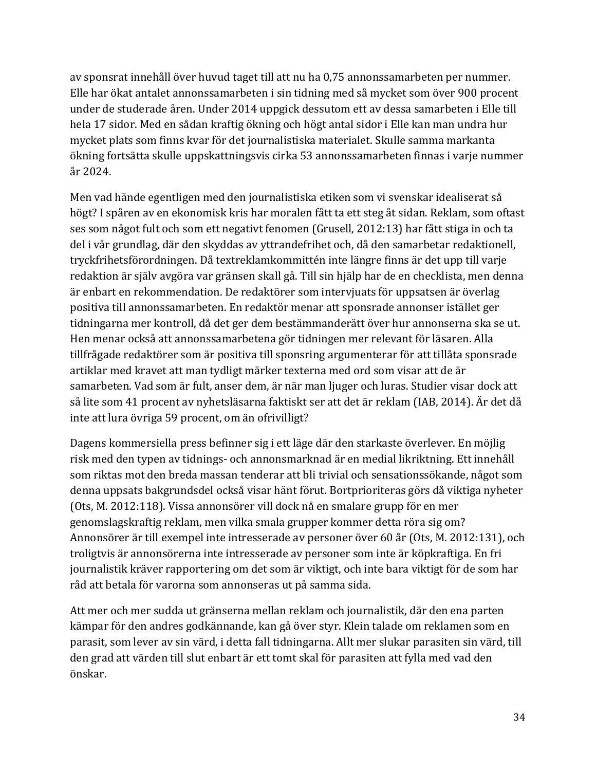av sponsrat innehåll över huvud taget till att nu ha 0,75 annonssamarbeten per nummer. Elle har ökat antalet annonssamarbeten i sin tidning med så mycket som över 900 procent under de studerade åren. Under 2014 uppgick dessutom ett av dessa samarbeten i Elle till hela 17 sidor. Med en sådan kraftig ökning och högt antal sidor i Elle kan man undra hur mycket plats som finns kvar för det journalistiska materialet. Skulle samma markanta ökning fortsätta skulle uppskattningsvis cirka 53 annonssamarbeten finnas i varje nummer år 2024.

Men vad hände egentligen med den journalistiska etiken som vi svenskar idealiserat så högt? I spåren av en ekonomisk kris har moralen fått ta ett steg åt sidan. Reklam, som oftast ses som något fult och som ett negativt fenomen (Grusell, 2012:13) har fått stiga in och ta del i vår grundlag, där den skyddas av yttrandefrihet och, då den samarbetar redaktionell, tryckfrihetsförordningen. Då textreklamkommittén inte längre finns är det upp till varje redaktion är själv avgöra var gränsen skall gå. Till sin hjälp har de en checklista, men denna är enbart en rekommendation. De redaktörer som intervjuats för uppsatsen är överlag positiva till annonssamarbeten. En redaktör menar att sponsrade annonser istället ger tidningarna mer kontroll, då det ger dem bestämmanderätt över hur annonserna ska se ut. Hen menar också att annonssamarbetena gör tidningen mer relevant för läsaren. Alla tillfrågade redaktörer som är positiva till sponsring argumenterar för att tillåta sponsrade artiklar med kravet att man tydligt märker texterna med ord som visar att de är samarbeten. Vad som är fult, anser dem, är när man ljuger och luras. Studier visar dock att så lite som 41 procent av nyhetsläsarna faktiskt ser att det är reklam (IAB, 2014). Är det då inte att lura övriga 59 procent, om än ofrivilligt?

Dagens kommersiella press befinner sig i ett läge där den starkaste överlever. En möjlig risk med den typen av tidnings- och annonsmarknad är en medial likriktning. Ett innehåll som riktas mot den breda massan tenderar att bli trivial och sensationssökande, något som denna uppsats bakgrundsdel också visar hänt förut. Bortprioriteras görs då viktiga nyheter (Ots, M. 2012:118). Vissa annonsörer vill dock nå en smalare grupp för en mer genomslagskraftig reklam, men vilka smala grupper kommer detta röra sig om? Annonsörer är till exempel inte intresserade av personer över 60 år (Ots, M. 2012:131), och troligtvis är annonsörerna inte intresserade av personer som inte är köpkraftiga. En fri journalistik kräver rapportering om det som är viktigt, och inte bara viktigt för de som har råd att betala för varorna som annonseras ut på samma sida.

Att mer och mer sudda ut gränserna mellan reklam och journalistik, där den ena parten kämpar för den andres godkännande, kan gå över styr. Klein talade om reklamen som en parasit, som lever av sin värd, i detta fall tidningarna. Allt mer slukar parasiten sin värd, till den grad att värden till slut enbart är ett tomt skal för parasiten att fylla med vad den önskar.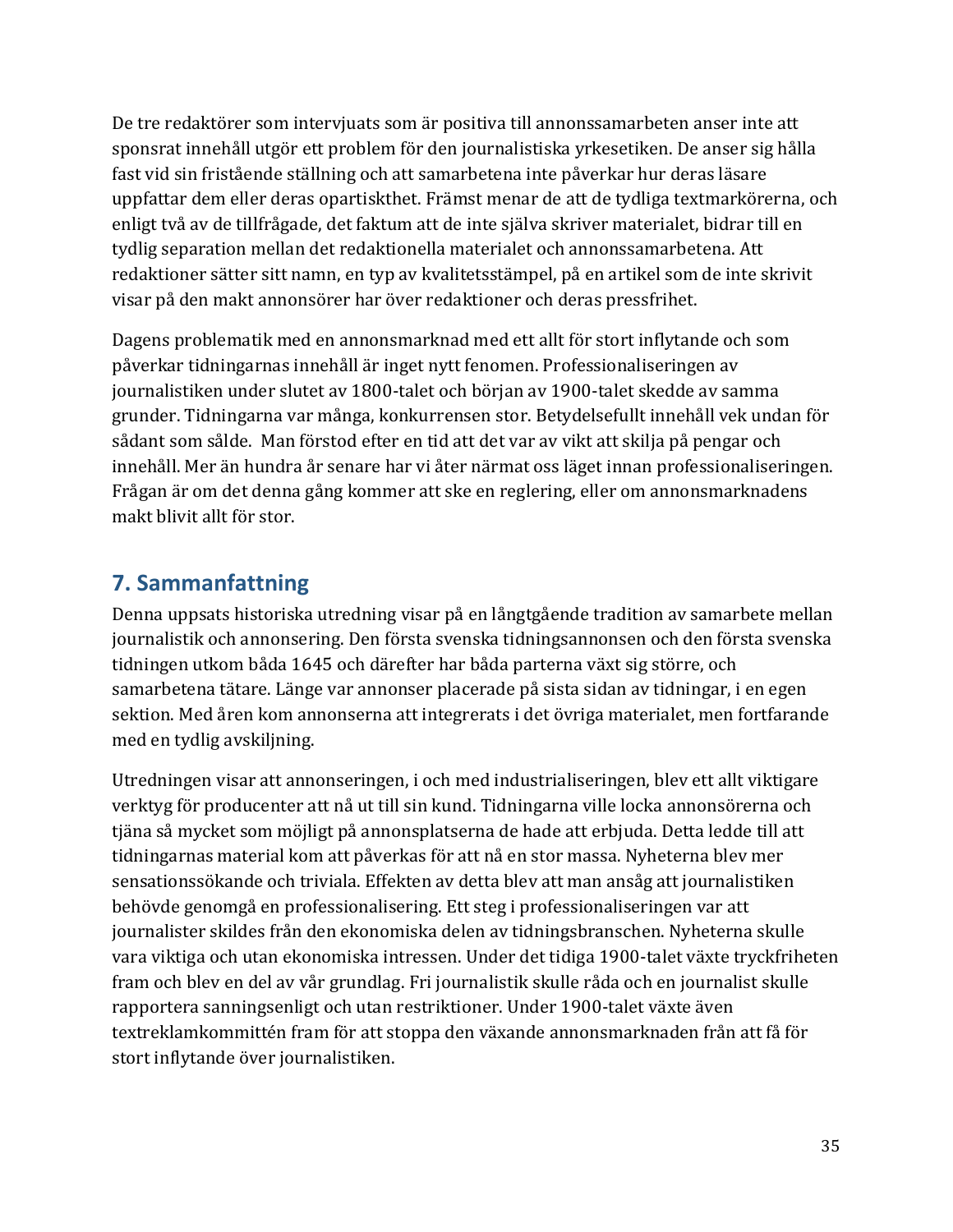De tre redaktörer som intervjuats som är positiva till annonssamarbeten anser inte att sponsrat innehåll utgör ett problem för den journalistiska yrkesetiken. De anser sig hålla fast vid sin fristående ställning och att samarbetena inte påverkar hur deras läsare uppfattar dem eller deras opartiskthet. Främst menar de att de tydliga textmarkörerna, och enligt två av de tillfrågade, det faktum att de inte själva skriver materialet, bidrar till en tydlig separation mellan det redaktionella materialet och annonssamarbetena. Att redaktioner sätter sitt namn, en typ av kvalitetsstämpel, på en artikel som de inte skrivit visar på den makt annonsörer har över redaktioner och deras pressfrihet.

Dagens problematik med en annonsmarknad med ett allt för stort inflytande och som påverkar tidningarnas innehåll är inget nytt fenomen. Professionaliseringen av journalistiken under slutet av 1800-talet och början av 1900-talet skedde av samma grunder. Tidningarna var många, konkurrensen stor. Betydelsefullt innehåll vek undan för sådant som sålde.  Man förstod efter en tid att det var av vikt att skilja på pengar och innehåll. Mer än hundra år senare har vi åter närmat oss läget innan professionaliseringen. Frågan är om det denna gång kommer att ske en reglering, eller om annonsmarknadens makt blivit allt för stor.

## 7. Sammanfattning

Denna uppsats historiska utredning visar på en långtgående tradition av samarbete mellan journalistik och annonsering. Den första svenska tidningsannonsen och den första svenska tidningen utkom båda 1645 och därefter har båda parterna växt sig större, och samarbetena tätare. Länge var annonser placerade på sista sidan av tidningar, i en egen sektion. Med åren kom annonserna att integrerats i det övriga materialet, men fortfarande med en tydlig avskiljning.

Utredningen visar att annonseringen, i och med industrialiseringen, blev ett allt viktigare verktyg för producenter att nå ut till sin kund. Tidningarna ville locka annonsörerna och tjäna så mycket som möjligt på annonsplatserna de hade att erbjuda. Detta ledde till att tidningarnas material kom att påverkas för att nå en stor massa. Nyheterna blev mer sensationssökande och triviala. Effekten av detta blev att man ansåg att journalistiken behövde genomgå en professionalisering. Ett steg i professionaliseringen var att journalister skildes från den ekonomiska delen av tidningsbranschen. Nyheterna skulle vara viktiga och utan ekonomiska intressen. Under det tidiga 1900-talet växte tryckfriheten fram och blev en del av vår grundlag. Fri journalistik skulle råda och en journalist skulle rapportera sanningsenligt och utan restriktioner. Under 1900-talet växte även textreklamkommittén fram för att stoppa den växande annonsmarknaden från att få för stort inflytande över journalistiken.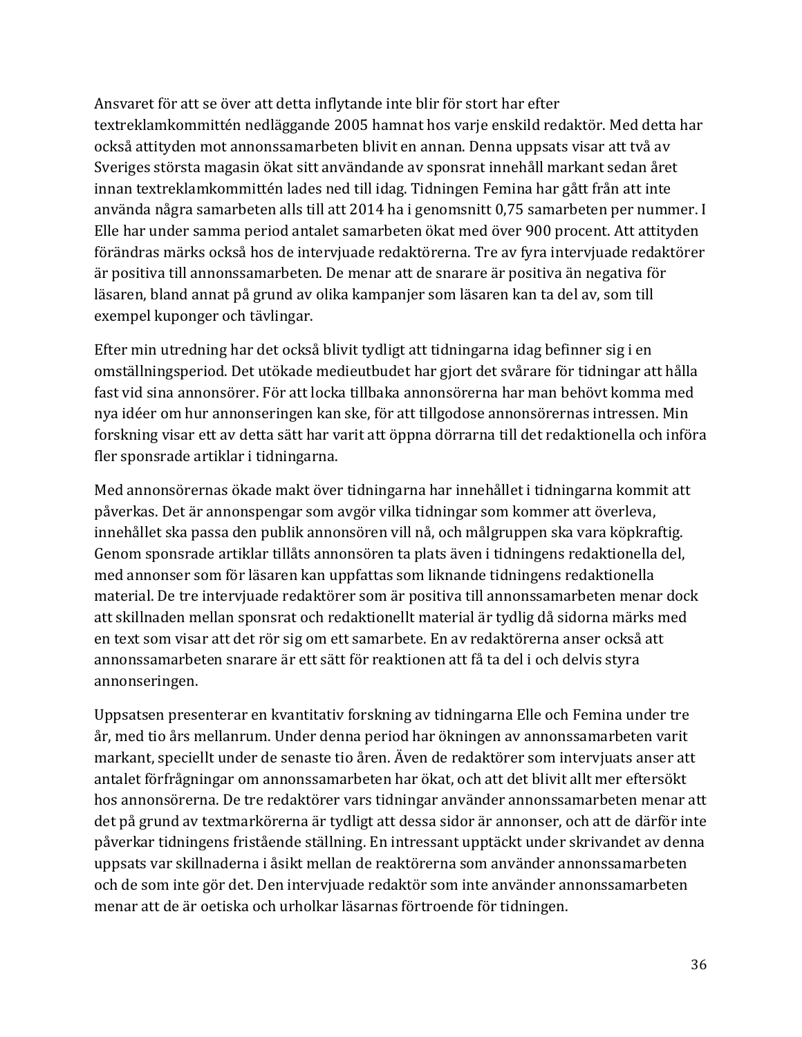Ansvaret för att se över att detta inflytande inte blir för stort har efter textreklamkommittén nedläggande 2005 hamnat hos varje enskild redaktör. Med detta har också attityden mot annonssamarbeten blivit en annan. Denna uppsats visar att två av Sveriges största magasin ökat sitt användande av sponsrat innehåll markant sedan året innan textreklamkommittén lades ned till idag. Tidningen Femina har gått från att inte använda några samarbeten alls till att 2014 ha i genomsnitt 0,75 samarbeten per nummer. I Elle har under samma period antalet samarbeten ökat med över 900 procent. Att attityden förändras märks också hos de intervjuade redaktörerna. Tre av fyra intervjuade redaktörer är positiva till annonssamarbeten. De menar att de snarare är positiva än negativa för läsaren, bland annat på grund av olika kampanjer som läsaren kan ta del av, som till exempel kuponger och tävlingar.

Efter min utredning har det också blivit tydligt att tidningarna idag befinner sig i en omställningsperiod. Det utökade medieutbudet har gjort det svårare för tidningar att hålla fast vid sina annonsörer. För att locka tillbaka annonsörerna har man behövt komma med nya idéer om hur annonseringen kan ske, för att tillgodose annonsörernas intressen. Min forskning visar ett av detta sätt har varit att öppna dörrarna till det redaktionella och införa fler sponsrade artiklar i tidningarna.

Med annonsörernas ökade makt över tidningarna har innehållet i tidningarna kommit att påverkas. Det är annonspengar som avgör vilka tidningar som kommer att överleva, innehållet ska passa den publik annonsören vill nå, och målgruppen ska vara köpkraftig. Genom sponsrade artiklar tillåts annonsören ta plats även i tidningens redaktionella del, med annonser som för läsaren kan uppfattas som liknande tidningens redaktionella material. De tre intervjuade redaktörer som är positiva till annonssamarbeten menar dock att skillnaden mellan sponsrat och redaktionellt material är tydlig då sidorna märks med en text som visar att det rör sig om ett samarbete. En av redaktörerna anser också att annonssamarbeten snarare är ett sätt för reaktionen att få ta del i och delvis styra annonseringen.

Uppsatsen presenterar en kvantitativ forskning av tidningarna Elle och Femina under tre år, med tio års mellanrum. Under denna period har ökningen av annonssamarbeten varit markant, speciellt under de senaste tio åren. Även de redaktörer som intervjuats anser att antalet förfrågningar om annonssamarbeten har ökat, och att det blivit allt mer eftersökt hos annonsörerna. De tre redaktörer vars tidningar använder annonssamarbeten menar att det på grund av textmarkörerna är tydligt att dessa sidor är annonser, och att de därför inte påverkar tidningens fristående ställning. En intressant upptäckt under skrivandet av denna uppsats var skillnaderna i åsikt mellan de reaktörerna som använder annonssamarbeten och de som inte gör det. Den intervjuade redaktör som inte använder annonssamarbeten menar att de är oetiska och urholkar läsarnas förtroende för tidningen.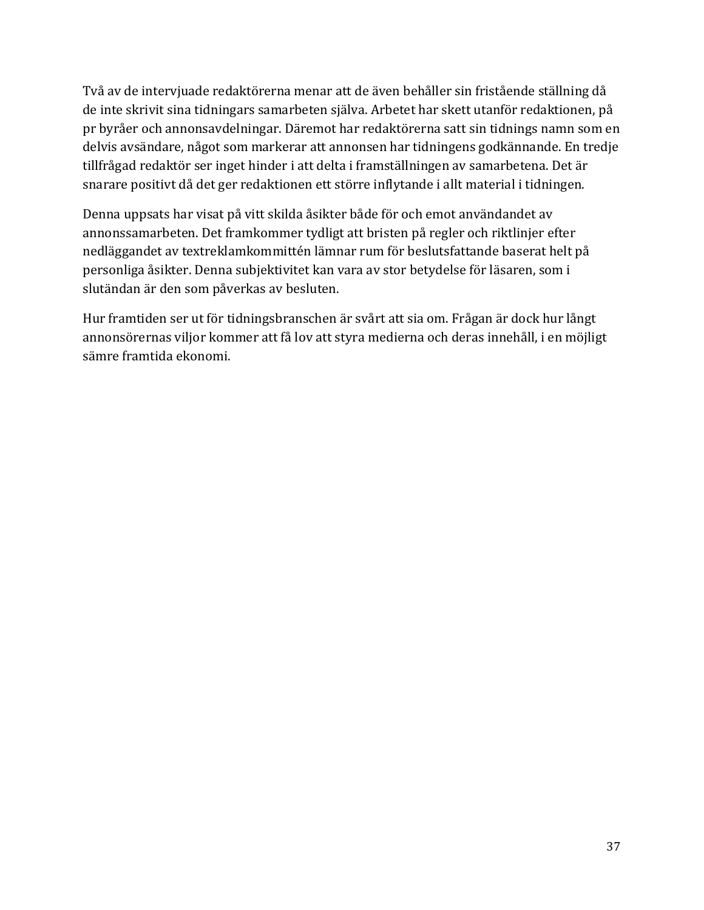Två av de intervjuade redaktörerna menar att de även behåller sin fristående ställning då de inte skrivit sina tidningars samarbeten själva. Arbetet har skett utanför redaktionen, på pr byråer och annonsavdelningar. Däremot har redaktörerna satt sin tidnings namn som en delvis avsändare, något som markerar att annonsen har tidningens godkännande. En tredje tillfrågad redaktör ser inget hinder i att delta i framställningen av samarbetena. Det är snarare positivt då det ger redaktionen ett större inflytande i allt material i tidningen.

Denna uppsats har visat på vitt skilda åsikter både för och emot användandet av annonssamarbeten. Det framkommer tydligt att bristen på regler och riktlinjer efter nedläggandet av textreklamkommittén lämnar rum för beslutsfattande baserat helt på personliga åsikter. Denna subjektivitet kan vara av stor betydelse för läsaren, som i slutändan är den som påverkas av besluten.

Hur framtiden ser ut för tidningsbranschen är svårt att sia om. Frågan är dock hur långt annonsörernas viljor kommer att få lov att styra medierna och deras innehåll, i en möjligt sämre framtida ekonomi.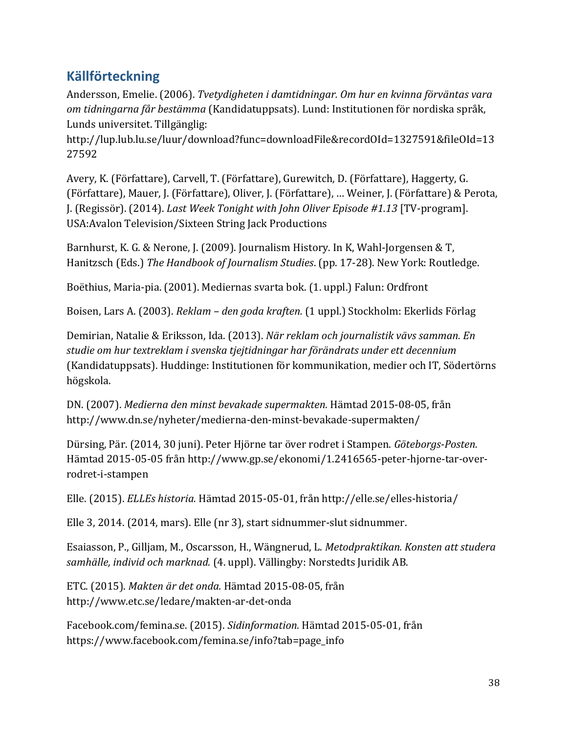## Källförteckning

Andersson, Emelie. (2006). *Tvetydigheten i damtidningar. Om hur en kvinna förväntas vara om tidningarna får bestämma* (Kandidatuppsats). Lund: Institutionen för nordiska språk, Lunds universitet. Tillgänglig: http://lup.lub.lu.se/luur/download?func=downloadFile&recordOId=1327591&fileOId=1327592

Avery, K. (Författare), Carvell, T. (Författare), Gurewitch, D. (Författare), Haggerty, G. (Författare), Mauer, J. (Författare), Oliver, J. (Författare), … Weiner, J. (Författare) & Perota, J. (Regissör). (2014). *Last Week Tonight with John Oliver Episode #1.13* [TV-program]. USA:Avalon Television/Sixteen String Jack Productions

Barnhurst, K. G. & Nerone, J. (2009). Journalism History. In K, Wahl-Jorgensen & T, Hanitzsch (Eds.) *The Handbook of Journalism Studies*. (pp. 17-28). New York: Routledge.

Boëthius, Maria-pia. (2001). Mediernas svarta bok. (1. uppl.) Falun: Ordfront

Boisen, Lars A. (2003). *Reklam – den goda kraften.* (1 uppl.) Stockholm: Ekerlids Förlag

Demirian, Natalie & Eriksson, Ida. (2013). *När reklam och journalistik vävs samman. En studie om hur textreklam i svenska tjejtidningar har förändrats under ett decennium* (Kandidatuppsats). Huddinge: Institutionen för kommunikation, medier och IT, Södertörns högskola.

DN. (2007). *Medierna den minst bevakade supermakten.* Hämtad 2015-08-05, från http://www.dn.se/nyheter/medierna-den-minst-bevakade-supermakten/

Dürsing, Pär. (2014, 30 juni). Peter Hjörne tar över rodret i Stampen. *Göteborgs-Posten.* Hämtad 2015-05-05 från http://www.gp.se/ekonomi/1.2416565-peter-hjorne-tar-over-rodret-i-stampen

Elle. (2015). *ELLEs historia.* Hämtad 2015-05-01, från http://elle.se/elles-historia/

Elle 3, 2014. (2014, mars). Elle (nr 3), start sidnummer-slut sidnummer.

Esaiasson, P., Gilljam, M., Oscarsson, H., Wängnerud, L. *Metodpraktikan. Konsten att studera samhälle, individ och marknad.* (4. uppl). Vällingby: Norstedts Juridik AB.

ETC. (2015). *Makten är det onda.* Hämtad 2015-08-05, från http://www.etc.se/ledare/makten-ar-det-onda

Facebook.com/femina.se. (2015). *Sidinformation.* Hämtad 2015-05-01, från https://www.facebook.com/femina.se/info?tab=page_info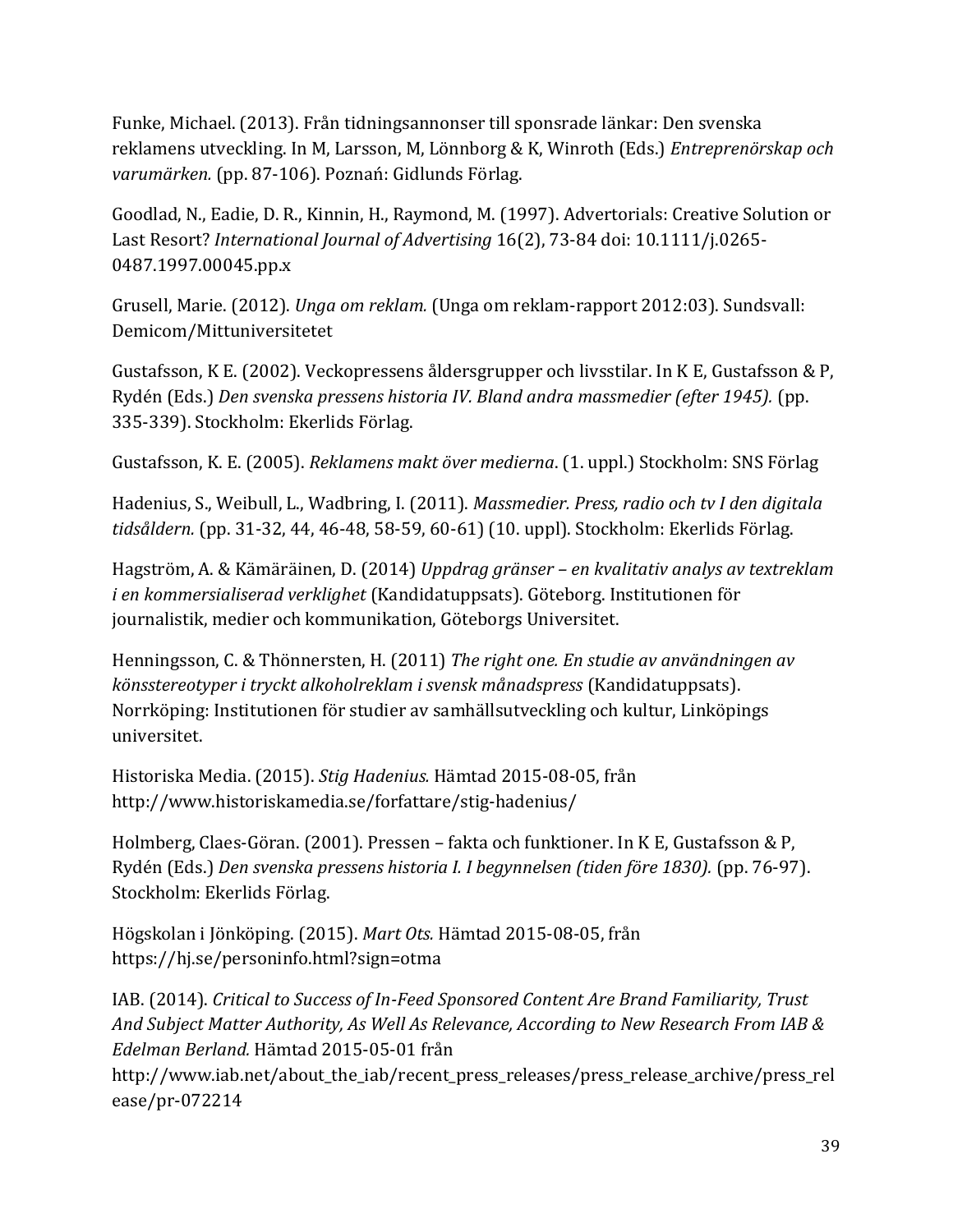Funke, Michael. (2013). Från tidningsannonser till sponsrade länkar: Den svenska reklamens utveckling. In M, Larsson, M, Lönnborg & K, Winroth (Eds.) *Entreprenörskap och varumärken.* (pp. 87-106). Poznań: Gidlunds Förlag.

Goodlad, N., Eadie, D. R., Kinnin, H., Raymond, M. (1997). Advertorials: Creative Solution or Last Resort? *International Journal of Advertising* 16(2), 73-84 doi: 10.1111/j.0265-0487.1997.00045.pp.x

Grusell, Marie. (2012). *Unga om reklam.* (Unga om reklam-rapport 2012:03). Sundsvall: Demicom/Mittuniversitetet

Gustafsson, K E. (2002). Veckopressens åldersgrupper och livsstilar. In K E, Gustafsson & P, Rydén (Eds.) *Den svenska pressens historia IV. Bland andra massmedier (efter 1945).* (pp. 335-339). Stockholm: Ekerlids Förlag.

Gustafsson, K. E. (2005). *Reklamens makt över medierna*. (1. uppl.) Stockholm: SNS Förlag

Hadenius, S., Weibull, L., Wadbring, I. (2011). *Massmedier. Press, radio och tv I den digitala tidsåldern.* (pp. 31-32, 44, 46-48, 58-59, 60-61) (10. uppl). Stockholm: Ekerlids Förlag.

Hagström, A. & Kämäräinen, D. (2014) *Uppdrag gränser – en kvalitativ analys av textreklam i en kommersialiserad verklighet* (Kandidatuppsats). Göteborg. Institutionen för journalistik, medier och kommunikation, Göteborgs Universitet.

Henningsson, C. & Thönnersten, H. (2011) *The right one. En studie av användningen av könsstereotyper i tryckt alkoholreklam i svensk månadspress* (Kandidatuppsats). Norrköping: Institutionen för studier av samhällsutveckling och kultur, Linköpings universitet.

Historiska Media. (2015). *Stig Hadenius.* Hämtad 2015-08-05, från http://www.historiskamedia.se/forfattare/stig-hadenius/

Holmberg, Claes-Göran. (2001). Pressen – fakta och funktioner. In K E, Gustafsson & P, Rydén (Eds.) *Den svenska pressens historia I. I begynnelsen (tiden före 1830).* (pp. 76-97). Stockholm: Ekerlids Förlag.

Högskolan i Jönköping. (2015). *Mart Ots.* Hämtad 2015-08-05, från https://hj.se/personinfo.html?sign=otma

IAB. (2014). *Critical to Success of In-Feed Sponsored Content Are Brand Familiarity, Trust And Subject Matter Authority, As Well As Relevance, According to New Research From IAB & Edelman Berland.* Hämtad 2015-05-01 från http://www.iab.net/about_the_iab/recent_press_releases/press_release_archive/press_release/pr-072214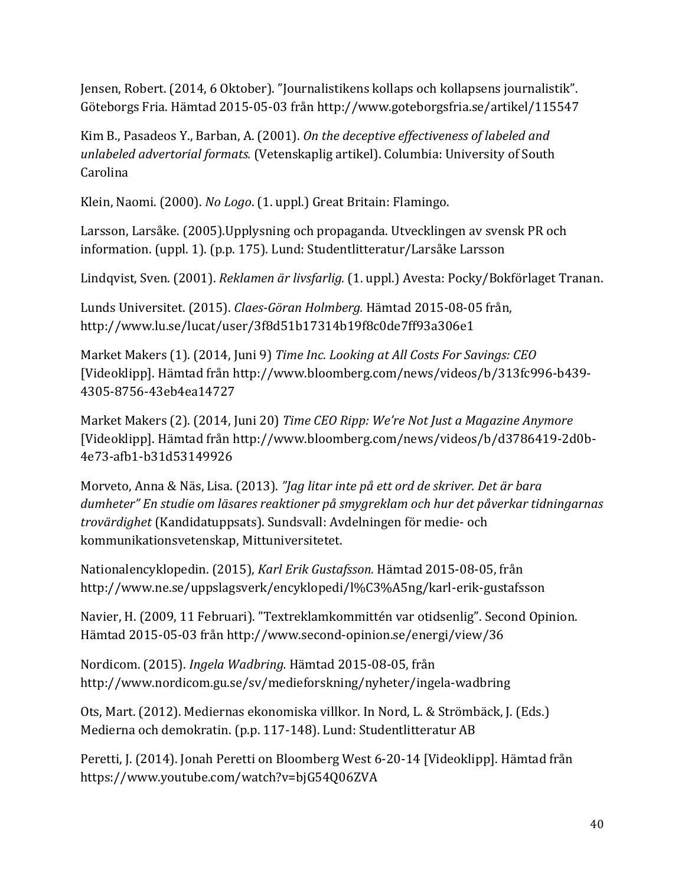Jensen, Robert. (2014, 6 Oktober). "Journalistikens kollaps och kollapsens journalistik". Göteborgs Fria. Hämtad 2015-05-03 från http://www.goteborgsfria.se/artikel/115547

Kim B., Pasadeos Y., Barban, A. (2001). *On the deceptive effectiveness of labeled and unlabeled advertorial formats.* (Vetenskaplig artikel). Columbia: University of South Carolina

Klein, Naomi. (2000). *No Logo*. (1. uppl.) Great Britain: Flamingo.

Larsson, Larsåke. (2005).Upplysning och propaganda. Utvecklingen av svensk PR och information. (uppl. 1). (p.p. 175). Lund: Studentlitteratur/Larsåke Larsson

Lindqvist, Sven. (2001). *Reklamen är livsfarlig.* (1. uppl.) Avesta: Pocky/Bokförlaget Tranan.

Lunds Universitet. (2015). *Claes-Göran Holmberg.* Hämtad 2015-08-05 från, http://www.lu.se/lucat/user/3f8d51b17314b19f8c0de7ff93a306e1

Market Makers (1). (2014, Juni 9) *Time Inc. Looking at All Costs For Savings: CEO* [Videoklipp]. Hämtad från http://www.bloomberg.com/news/videos/b/313fc996-b439-4305-8756-43eb4ea14727

Market Makers (2). (2014, Juni 20) *Time CEO Ripp: We're Not Just a Magazine Anymore* [Videoklipp]. Hämtad från http://www.bloomberg.com/news/videos/b/d3786419-2d0b-4e73-afb1-b31d53149926

Morveto, Anna & Näs, Lisa. (2013). *"Jag litar inte på ett ord de skriver. Det är bara dumheter" En studie om läsares reaktioner på smygreklam och hur det påverkar tidningarnas trovärdighet* (Kandidatuppsats). Sundsvall: Avdelningen för medie- och kommunikationsvetenskap, Mittuniversitetet.

Nationalencyklopedin. (2015), *Karl Erik Gustafsson.* Hämtad 2015-08-05, från http://www.ne.se/uppslagsverk/encyklopedi/l%C3%A5ng/karl-erik-gustafsson

Navier, H. (2009, 11 Februari). "Textreklamkommittén var otidsenlig". Second Opinion. Hämtad 2015-05-03 från http://www.second-opinion.se/energi/view/36

Nordicom. (2015). *Ingela Wadbring.* Hämtad 2015-08-05, från http://www.nordicom.gu.se/sv/medieforskning/nyheter/ingela-wadbring

Ots, Mart. (2012). Mediernas ekonomiska villkor. In Nord, L. & Strömbäck, J. (Eds.) Medierna och demokratin. (p.p. 117-148). Lund: Studentlitteratur AB

Peretti, J. (2014). Jonah Peretti on Bloomberg West 6-20-14 [Videoklipp]. Hämtad från https://www.youtube.com/watch?v=bjG54Q06ZVA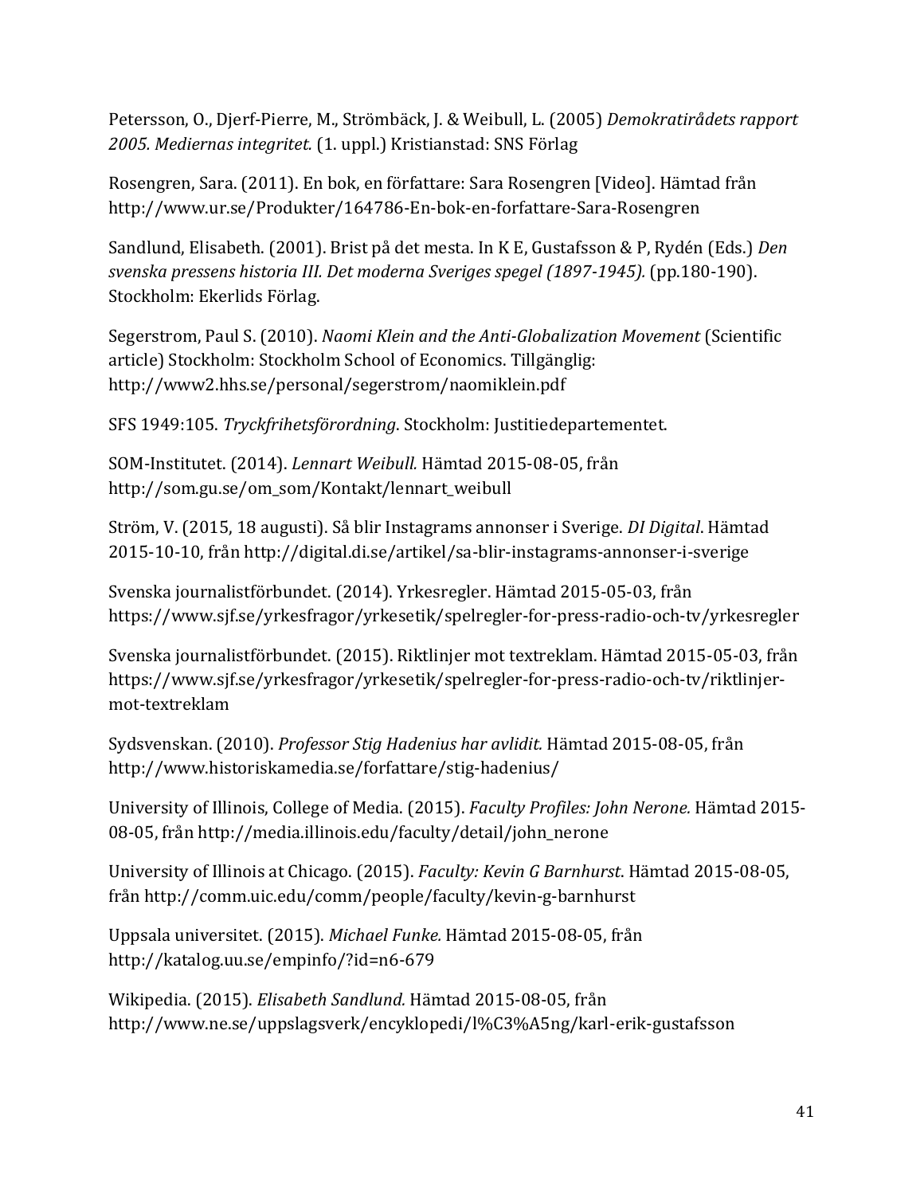Petersson, O., Djerf-Pierre, M., Strömbäck, J. & Weibull, L. (2005) *Demokratirådets rapport 2005. Mediernas integritet.* (1. uppl.) Kristianstad: SNS Förlag

Rosengren, Sara. (2011). En bok, en författare: Sara Rosengren [Video]. Hämtad från http://www.ur.se/Produkter/164786-En-bok-en-forfattare-Sara-Rosengren

Sandlund, Elisabeth. (2001). Brist på det mesta. In K E, Gustafsson & P, Rydén (Eds.) *Den svenska pressens historia III. Det moderna Sveriges spegel (1897-1945).* (pp.180-190). Stockholm: Ekerlids Förlag.

Segerstrom, Paul S. (2010). *Naomi Klein and the Anti-Globalization Movement* (Scientific article) Stockholm: Stockholm School of Economics. Tillgänglig: http://www2.hhs.se/personal/segerstrom/naomiklein.pdf

SFS 1949:105. *Tryckfrihetsförordning*. Stockholm: Justitiedepartementet.

SOM-Institutet. (2014). *Lennart Weibull.* Hämtad 2015-08-05, från http://som.gu.se/om_som/Kontakt/lennart_weibull

Ström, V. (2015, 18 augusti). Så blir Instagrams annonser i Sverige. *DI Digital*. Hämtad 2015-10-10, från http://digital.di.se/artikel/sa-blir-instagrams-annonser-i-sverige

Svenska journalistförbundet. (2014). Yrkesregler. Hämtad 2015-05-03, från https://www.sjf.se/yrkesfragor/yrkesetik/spelregler-for-press-radio-och-tv/yrkesregler

Svenska journalistförbundet. (2015). Riktlinjer mot textreklam. Hämtad 2015-05-03, från https://www.sjf.se/yrkesfragor/yrkesetik/spelregler-for-press-radio-och-tv/riktlinjer-mot-textreklam

Sydsvenskan. (2010). *Professor Stig Hadenius har avlidit.* Hämtad 2015-08-05, från http://www.historiskamedia.se/forfattare/stig-hadenius/

University of Illinois, College of Media. (2015). *Faculty Profiles: John Nerone.* Hämtad 2015-08-05, från http://media.illinois.edu/faculty/detail/john_nerone

University of Illinois at Chicago. (2015). *Faculty: Kevin G Barnhurst*. Hämtad 2015-08-05, från http://comm.uic.edu/comm/people/faculty/kevin-g-barnhurst

Uppsala universitet. (2015). *Michael Funke.* Hämtad 2015-08-05, från http://katalog.uu.se/empinfo/?id=n6-679

Wikipedia. (2015). *Elisabeth Sandlund.* Hämtad 2015-08-05, från http://www.ne.se/uppslagsverk/encyklopedi/l%C3%A5ng/karl-erik-gustafsson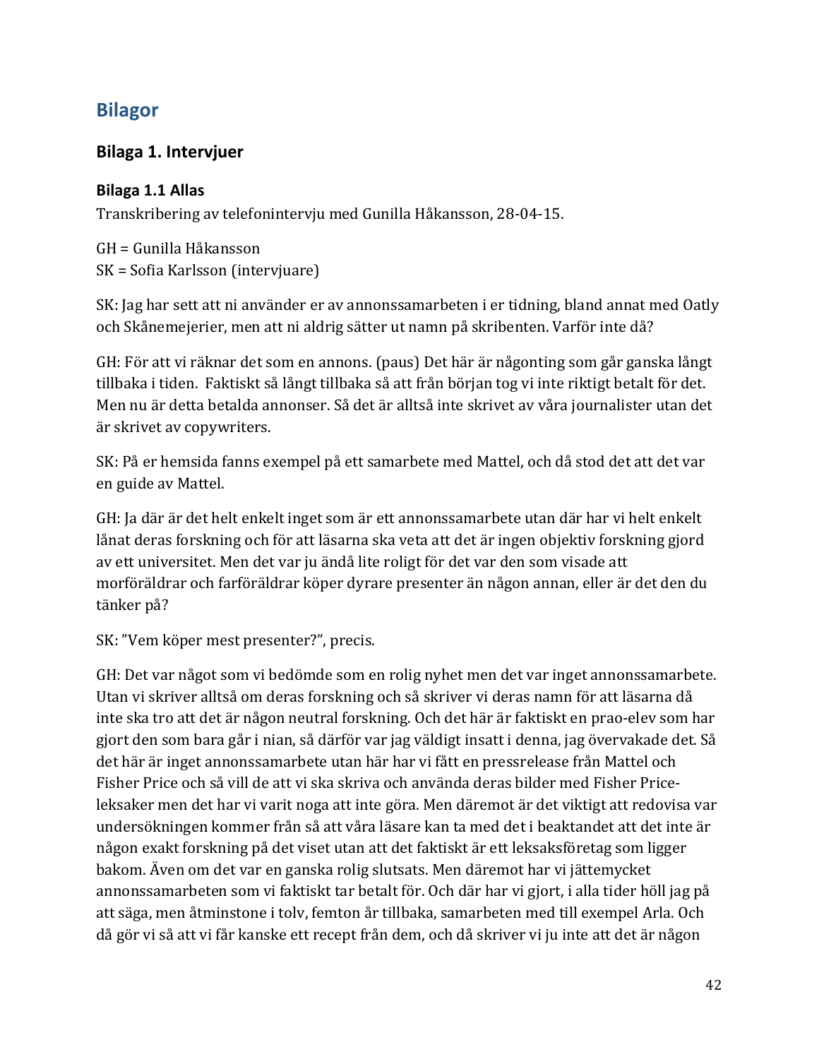# Bilagor

## Bilaga 1. Intervjuer

### Bilaga 1.1 Allas

Transkribering av telefonintervju med Gunilla Håkansson, 28-04-15.

GH = Gunilla Håkansson
SK = Sofia Karlsson (intervjuare)

SK: Jag har sett att ni använder er av annonssamarbeten i er tidning, bland annat med Oatly och Skånemejerier, men att ni aldrig sätter ut namn på skribenten. Varför inte då?

GH: För att vi räknar det som en annons. (paus) Det här är någonting som går ganska långt tillbaka i tiden. Faktiskt så långt tillbaka så att från början tog vi inte riktigt betalt för det. Men nu är detta betalda annonser. Så det är alltså inte skrivet av våra journalister utan det är skrivet av copywriters.

SK: På er hemsida fanns exempel på ett samarbete med Mattel, och då stod det att det var en guide av Mattel.

GH: Ja där är det helt enkelt inget som är ett annonssamarbete utan där har vi helt enkelt lånat deras forskning och för att läsarna ska veta att det är ingen objektiv forskning gjord av ett universitet. Men det var ju ändå lite roligt för det var den som visade att morföräldrar och farföräldrar köper dyrare presenter än någon annan, eller är det den du tänker på?

SK: "Vem köper mest presenter?", precis.

GH: Det var något som vi bedömde som en rolig nyhet men det var inget annonssamarbete. Utan vi skriver alltså om deras forskning och så skriver vi deras namn för att läsarna då inte ska tro att det är någon neutral forskning. Och det här är faktiskt en prao-elev som har gjort den som bara går i nian, så därför var jag väldigt insatt i denna, jag övervakade det. Så det här är inget annonssamarbete utan här har vi fått en pressrelease från Mattel och Fisher Price och så vill de att vi ska skriva och använda deras bilder med Fisher Price-leksaker men det har vi varit noga att inte göra. Men däremot är det viktigt att redovisa var undersökningen kommer från så att våra läsare kan ta med det i beaktandet att det inte är någon exakt forskning på det viset utan att det faktiskt är ett leksaksföretag som ligger bakom. Även om det var en ganska rolig slutsats. Men däremot har vi jättemycket annonssamarbeten som vi faktiskt tar betalt för. Och där har vi gjort, i alla tider höll jag på att säga, men åtminstone i tolv, femton år tillbaka, samarbeten med till exempel Arla. Och då gör vi så att vi får kanske ett recept från dem, och då skriver vi ju inte att det är någon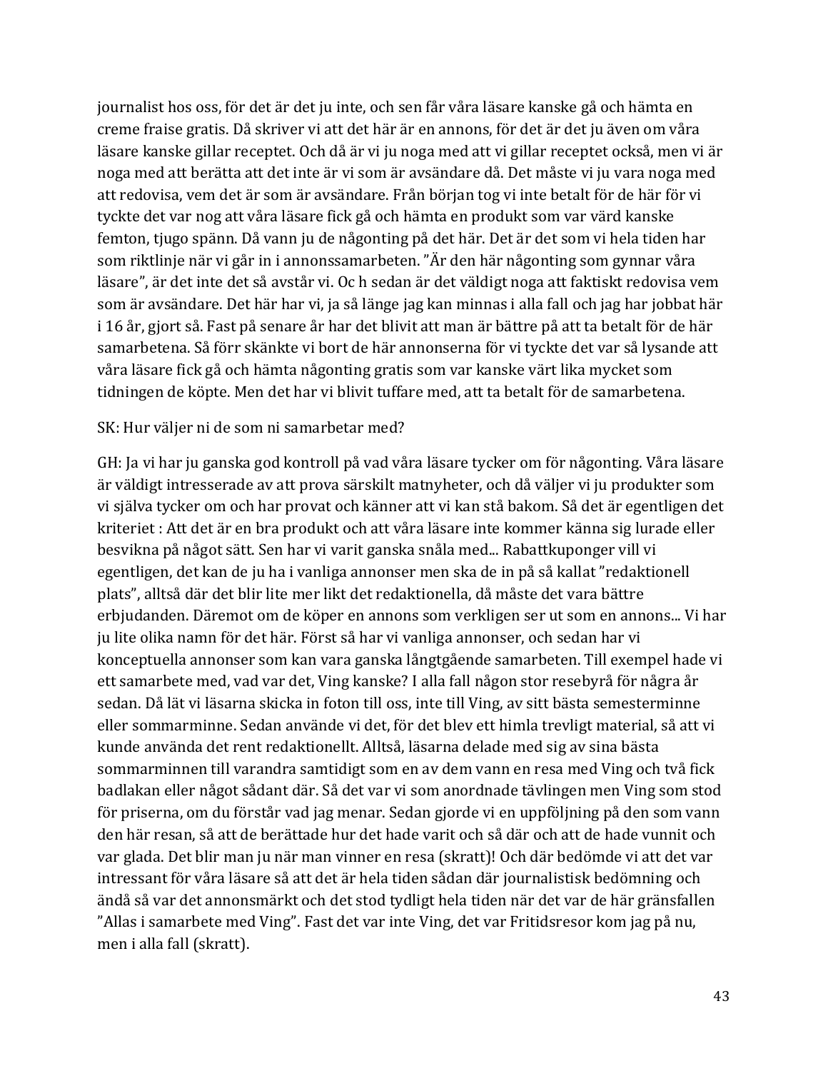journalist hos oss, för det är det ju inte, och sen får våra läsare kanske gå och hämta en creme fraise gratis. Då skriver vi att det här är en annons, för det är det ju även om våra läsare kanske gillar receptet. Och då är vi ju noga med att vi gillar receptet också, men vi är noga med att berätta att det inte är vi som är avsändare då. Det måste vi ju vara noga med att redovisa, vem det är som är avsändare. Från början tog vi inte betalt för de här för vi tyckte det var nog att våra läsare fick gå och hämta en produkt som var värd kanske femton, tjugo spänn. Då vann ju de någonting på det här. Det är det som vi hela tiden har som riktlinje när vi går in i annonssamarbeten. "Är den här någonting som gynnar våra läsare", är det inte det så avstår vi. Oc h sedan är det väldigt noga att faktiskt redovisa vem som är avsändare. Det här har vi, ja så länge jag kan minnas i alla fall och jag har jobbat här i 16 år, gjort så. Fast på senare år har det blivit att man är bättre på att ta betalt för de här samarbetena. Så förr skänkte vi bort de här annonserna för vi tyckte det var så lysande att våra läsare fick gå och hämta någonting gratis som var kanske värt lika mycket som tidningen de köpte. Men det har vi blivit tuffare med, att ta betalt för de samarbetena.

SK: Hur väljer ni de som ni samarbetar med?

GH: Ja vi har ju ganska god kontroll på vad våra läsare tycker om för någonting. Våra läsare är väldigt intresserade av att prova särskilt matnyheter, och då väljer vi ju produkter som vi själva tycker om och har provat och känner att vi kan stå bakom. Så det är egentligen det kriteriet : Att det är en bra produkt och att våra läsare inte kommer känna sig lurade eller besvikna på något sätt. Sen har vi varit ganska snåla med... Rabattkuponger vill vi egentligen, det kan de ju ha i vanliga annonser men ska de in på så kallat "redaktionell plats", alltså där det blir lite mer likt det redaktionella, då måste det vara bättre erbjudanden. Däremot om de köper en annons som verkligen ser ut som en annons... Vi har ju lite olika namn för det här. Först så har vi vanliga annonser, och sedan har vi konceptuella annonser som kan vara ganska långtgående samarbeten. Till exempel hade vi ett samarbete med, vad var det, Ving kanske? I alla fall någon stor resebyrå för några år sedan. Då lät vi läsarna skicka in foton till oss, inte till Ving, av sitt bästa semesterminne eller sommarminne. Sedan använde vi det, för det blev ett himla trevligt material, så att vi kunde använda det rent redaktionellt. Alltså, läsarna delade med sig av sina bästa sommarminnen till varandra samtidigt som en av dem vann en resa med Ving och två fick badlakan eller något sådant där. Så det var vi som anordnade tävlingen men Ving som stod för priserna, om du förstår vad jag menar. Sedan gjorde vi en uppföljning på den som vann den här resan, så att de berättade hur det hade varit och så där och att de hade vunnit och var glada. Det blir man ju när man vinner en resa (skratt)! Och där bedömde vi att det var intressant för våra läsare så att det är hela tiden sådan där journalistisk bedömning och ändå så var det annonsmärkt och det stod tydligt hela tiden när det var de här gränsfallen "Allas i samarbete med Ving". Fast det var inte Ving, det var Fritidsresor kom jag på nu, men i alla fall (skratt).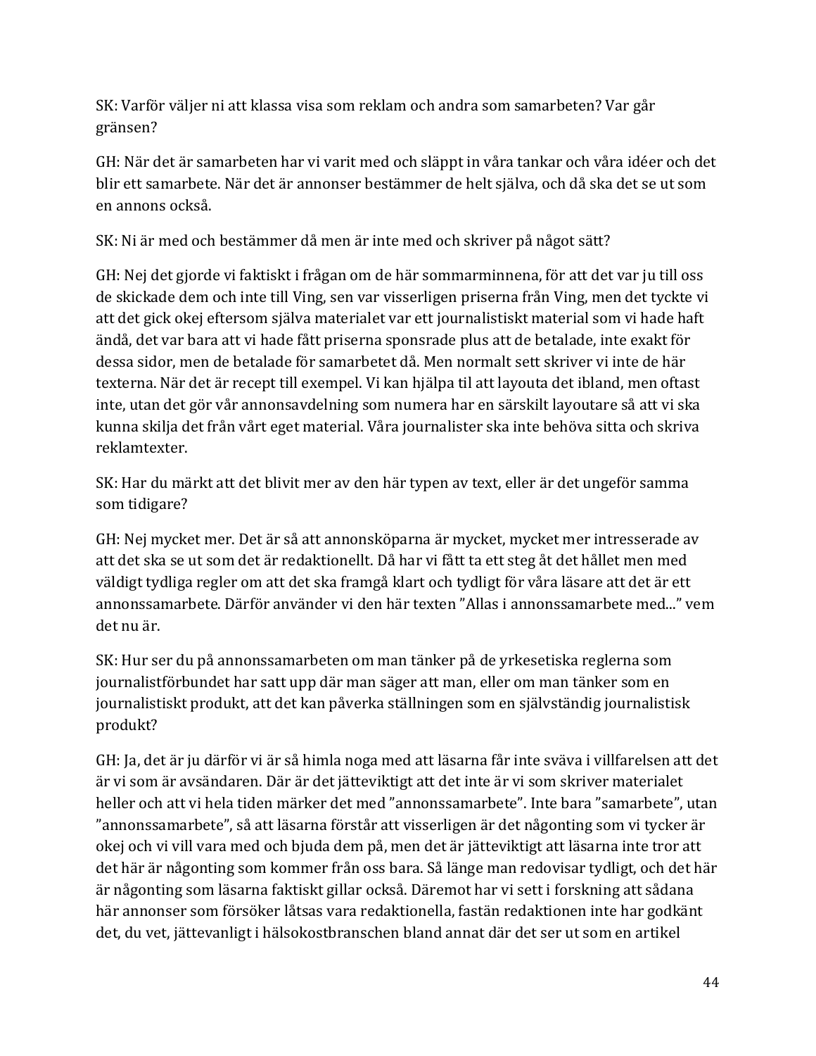SK: Varför väljer ni att klassa visa som reklam och andra som samarbeten? Var går gränsen?

GH: När det är samarbeten har vi varit med och släppt in våra tankar och våra idéer och det blir ett samarbete. När det är annonser bestämmer de helt själva, och då ska det se ut som en annons också.

SK: Ni är med och bestämmer då men är inte med och skriver på något sätt?

GH: Nej det gjorde vi faktiskt i frågan om de här sommarminnena, för att det var ju till oss de skickade dem och inte till Ving, sen var visserligen priserna från Ving, men det tyckte vi att det gick okej eftersom själva materialet var ett journalistiskt material som vi hade haft ändå, det var bara att vi hade fått priserna sponsrade plus att de betalade, inte exakt för dessa sidor, men de betalade för samarbetet då. Men normalt sett skriver vi inte de här texterna. När det är recept till exempel. Vi kan hjälpa til att layouta det ibland, men oftast inte, utan det gör vår annonsavdelning som numera har en särskilt layoutare så att vi ska kunna skilja det från vårt eget material. Våra journalister ska inte behöva sitta och skriva reklamtexter.

SK: Har du märkt att det blivit mer av den här typen av text, eller är det ungeför samma som tidigare?

GH: Nej mycket mer. Det är så att annonsköparna är mycket, mycket mer intresserade av att det ska se ut som det är redaktionellt. Då har vi fått ta ett steg åt det hållet men med väldigt tydliga regler om att det ska framgå klart och tydligt för våra läsare att det är ett annonssamarbete. Därför använder vi den här texten ”Allas i annonssamarbete med...” vem det nu är.

SK: Hur ser du på annonssamarbeten om man tänker på de yrkesetiska reglerna som journalistförbundet har satt upp där man säger att man, eller om man tänker som en journalistiskt produkt, att det kan påverka ställningen som en självständig journalistisk produkt?

GH: Ja, det är ju därför vi är så himla noga med att läsarna får inte sväva i villfarelsen att det är vi som är avsändaren. Där är det jätteviktigt att det inte är vi som skriver materialet heller och att vi hela tiden märker det med ”annonssamarbete”. Inte bara ”samarbete”, utan ”annonssamarbete”, så att läsarna förstår att visserligen är det någonting som vi tycker är okej och vi vill vara med och bjuda dem på, men det är jätteviktigt att läsarna inte tror att det här är någonting som kommer från oss bara. Så länge man redovisar tydligt, och det här är någonting som läsarna faktiskt gillar också. Däremot har vi sett i forskning att sådana här annonser som försöker låtsas vara redaktionella, fastän redaktionen inte har godkänt det, du vet, jättevanligt i hälsokostbranschen bland annat där det ser ut som en artikel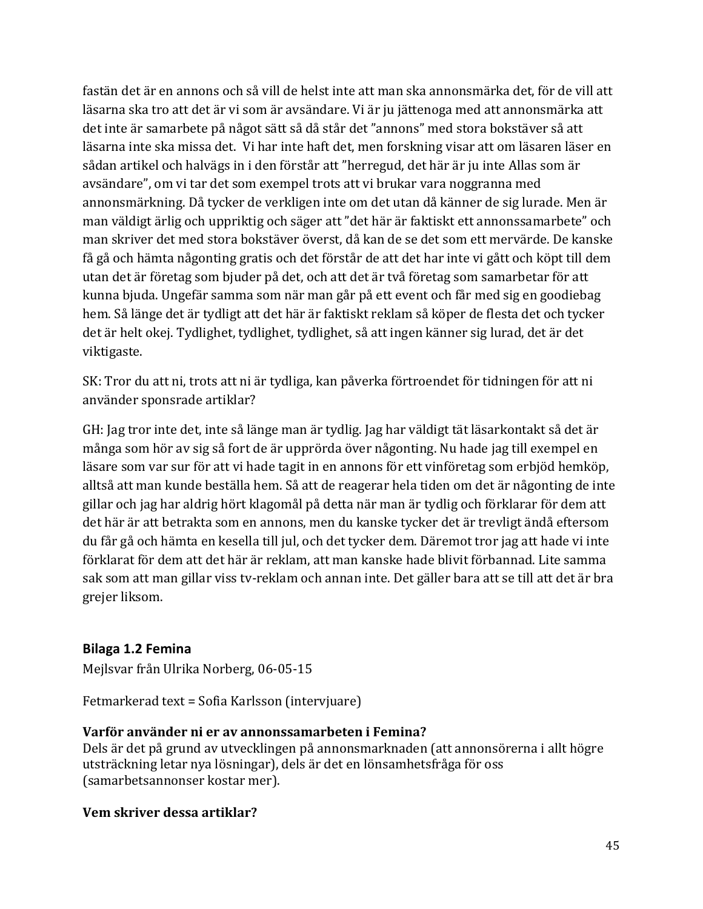fastän det är en annons och så vill de helst inte att man ska annonsmärka det, för de vill att läsarna ska tro att det är vi som är avsändare. Vi är ju jättenoga med att annonsmärka att det inte är samarbete på något sätt så då står det ”annons” med stora bokstäver så att läsarna inte ska missa det.  Vi har inte haft det, men forskning visar att om läsaren läser en sådan artikel och halvägs in i den förstår att ”herregud, det här är ju inte Allas som är avsändare”, om vi tar det som exempel trots att vi brukar vara noggranna med annonsmärkning. Då tycker de verkligen inte om det utan då känner de sig lurade. Men är man väldigt ärlig och uppriktig och säger att ”det här är faktiskt ett annonssamarbete” och man skriver det med stora bokstäver överst, då kan de se det som ett mervärde. De kanske få gå och hämta någonting gratis och det förstår de att det har inte vi gått och köpt till dem utan det är företag som bjuder på det, och att det är två företag som samarbetar för att kunna bjuda. Ungefär samma som när man går på ett event och får med sig en goodiebag hem. Så länge det är tydligt att det här är faktiskt reklam så köper de flesta det och tycker det är helt okej. Tydlighet, tydlighet, tydlighet, så att ingen känner sig lurad, det är det viktigaste.

SK: Tror du att ni, trots att ni är tydliga, kan påverka förtroendet för tidningen för att ni använder sponsrade artiklar?

GH: Jag tror inte det, inte så länge man är tydlig. Jag har väldigt tät läsarkontakt så det är många som hör av sig så fort de är upprörda över någonting. Nu hade jag till exempel en läsare som var sur för att vi hade tagit in en annons för ett vinföretag som erbjöd hemköp, alltså att man kunde beställa hem. Så att de reagerar hela tiden om det är någonting de inte gillar och jag har aldrig hört klagomål på detta när man är tydlig och förklarar för dem att det här är att betrakta som en annons, men du kanske tycker det är trevligt ändå eftersom du får gå och hämta en kesella till jul, och det tycker dem. Däremot tror jag att hade vi inte förklarat för dem att det här är reklam, att man kanske hade blivit förbannad. Lite samma sak som att man gillar viss tv-reklam och annan inte. Det gäller bara att se till att det är bra grejer liksom.

### Bilaga 1.2 Femina

Mejlsvar från Ulrika Norberg, 06-05-15

Fetmarkerad text = Sofia Karlsson (intervjuare)

**Varför använder ni er av annonssamarbeten i Femina?**
Dels är det på grund av utvecklingen på annonsmarknaden (att annonsörerna i allt högre utsträckning letar nya lösningar), dels är det en lönsamhetsfråga för oss (samarbetsannonser kostar mer).

**Vem skriver dessa artiklar?**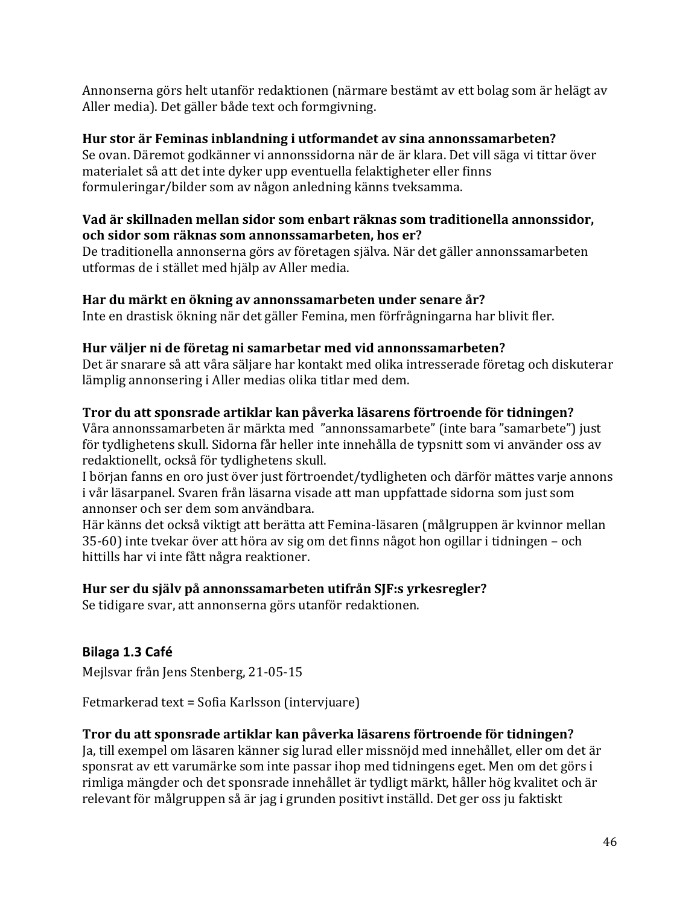Annonserna görs helt utanför redaktionen (närmare bestämt av ett bolag som är helägt av Aller media). Det gäller både text och formgivning.

**Hur stor är Feminas inblandning i utformandet av sina annonssamarbeten?**
Se ovan. Däremot godkänner vi annonssidorna när de är klara. Det vill säga vi tittar över materialet så att det inte dyker upp eventuella felaktigheter eller finns formuleringar/bilder som av någon anledning känns tveksamma.

**Vad är skillnaden mellan sidor som enbart räknas som traditionella annonssidor, och sidor som räknas som annonssamarbeten, hos er?**
De traditionella annonserna görs av företagen själva. När det gäller annonssamarbeten utformas de i stället med hjälp av Aller media.

**Har du märkt en ökning av annonssamarbeten under senare år?**
Inte en drastisk ökning när det gäller Femina, men förfrågningarna har blivit fler.

**Hur väljer ni de företag ni samarbetar med vid annonssamarbeten?**
Det är snarare så att våra säljare har kontakt med olika intresserade företag och diskuterar lämplig annonsering i Aller medias olika titlar med dem.

**Tror du att sponsrade artiklar kan påverka läsarens förtroende för tidningen?**
Våra annonssamarbeten är märkta med ”annonssamarbete” (inte bara ”samarbete”) just för tydlighetens skull. Sidorna får heller inte innehålla de typsnitt som vi använder oss av redaktionellt, också för tydlighetens skull.
I början fanns en oro just över just förtroendet/tydligheten och därför mättes varje annons i vår läsarpanel. Svaren från läsarna visade att man uppfattade sidorna som just som annonser och ser dem som användbara.
Här känns det också viktigt att berätta att Femina-läsaren (målgruppen är kvinnor mellan 35-60) inte tvekar över att höra av sig om det finns något hon ogillar i tidningen – och hittills har vi inte fått några reaktioner.

**Hur ser du själv på annonssamarbeten utifrån SJF:s yrkesregler?**
Se tidigare svar, att annonserna görs utanför redaktionen.

### Bilaga 1.3 Café

Mejlsvar från Jens Stenberg, 21-05-15

Fetmarkerad text = Sofia Karlsson (intervjuare)

**Tror du att sponsrade artiklar kan påverka läsarens förtroende för tidningen?**
Ja, till exempel om läsaren känner sig lurad eller missnöjd med innehållet, eller om det är sponsrat av ett varumärke som inte passar ihop med tidningens eget. Men om det görs i rimliga mängder och det sponsrade innehållet är tydligt märkt, håller hög kvalitet och är relevant för målgruppen så är jag i grunden positivt inställd. Det ger oss ju faktiskt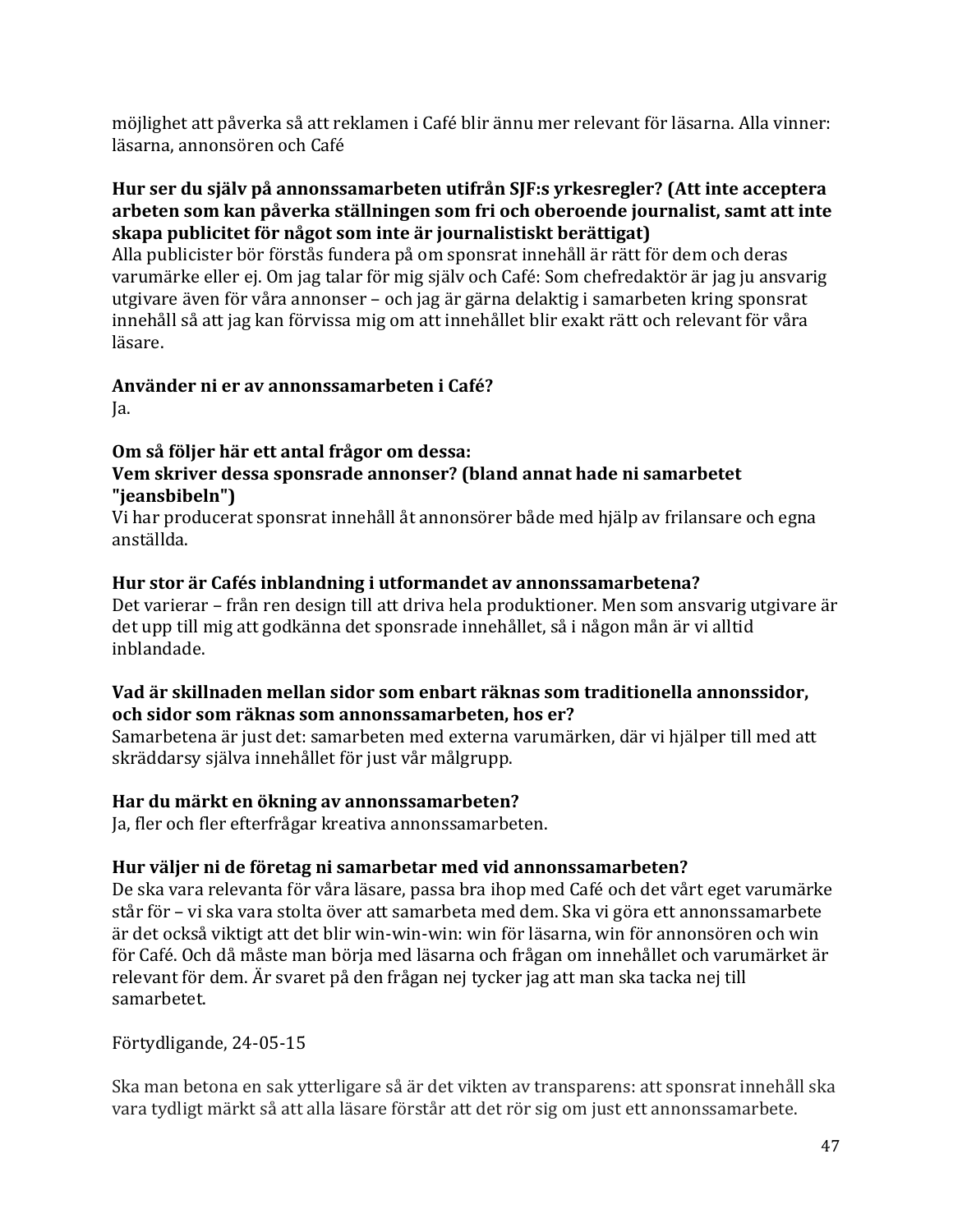möjlighet att påverka så att reklamen i Café blir ännu mer relevant för läsarna. Alla vinner: läsarna, annonsören och Café

**Hur ser du själv på annonssamarbeten utifrån SJF:s yrkesregler? (Att inte acceptera arbeten som kan påverka ställningen som fri och oberoende journalist, samt att inte skapa publicitet för något som inte är journalistiskt berättigat)**
Alla publicister bör förstås fundera på om sponsrat innehåll är rätt för dem och deras varumärke eller ej. Om jag talar för mig själv och Café: Som chefredaktör är jag ju ansvarig utgivare även för våra annonser – och jag är gärna delaktig i samarbeten kring sponsrat innehåll så att jag kan förvissa mig om att innehållet blir exakt rätt och relevant för våra läsare.

**Använder ni er av annonssamarbeten i Café?**
Ja.

**Om så följer här ett antal frågor om dessa:**
**Vem skriver dessa sponsrade annonser? (bland annat hade ni samarbetet "jeansbibeln")**
Vi har producerat sponsrat innehåll åt annonsörer både med hjälp av frilansare och egna anställda.

**Hur stor är Cafés inblandning i utformandet av annonssamarbetena?**
Det varierar – från ren design till att driva hela produktioner. Men som ansvarig utgivare är det upp till mig att godkänna det sponsrade innehållet, så i någon mån är vi alltid inblandade.

**Vad är skillnaden mellan sidor som enbart räknas som traditionella annonssidor, och sidor som räknas som annonssamarbeten, hos er?**
Samarbetena är just det: samarbeten med externa varumärken, där vi hjälper till med att skräddarsy själva innehållet för just vår målgrupp.

**Har du märkt en ökning av annonssamarbeten?**
Ja, fler och fler efterfrågar kreativa annonssamarbeten.

**Hur väljer ni de företag ni samarbetar med vid annonssamarbeten?**
De ska vara relevanta för våra läsare, passa bra ihop med Café och det vårt eget varumärke står för – vi ska vara stolta över att samarbeta med dem. Ska vi göra ett annonssamarbete är det också viktigt att det blir win-win-win: win för läsarna, win för annonsören och win för Café. Och då måste man börja med läsarna och frågan om innehållet och varumärket är relevant för dem. Är svaret på den frågan nej tycker jag att man ska tacka nej till samarbetet.

Förtydligande, 24-05-15

Ska man betona en sak ytterligare så är det vikten av transparens: att sponsrat innehåll ska vara tydligt märkt så att alla läsare förstår att det rör sig om just ett annonssamarbete.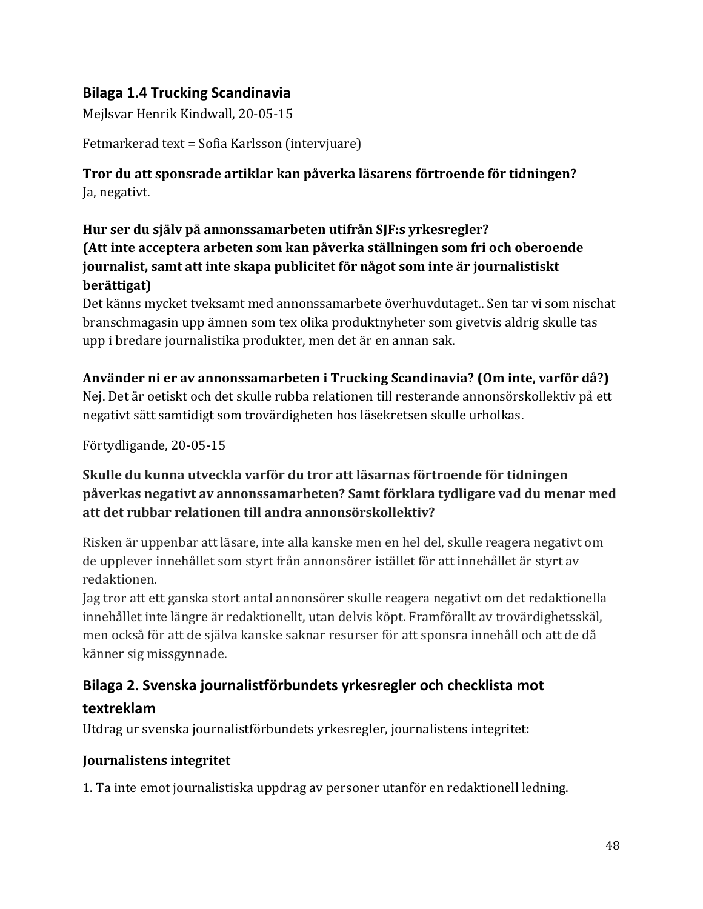### Bilaga 1.4 Trucking Scandinavia

Mejlsvar Henrik Kindwall, 20-05-15

Fetmarkerad text = Sofia Karlsson (intervjuare)

**Tror du att sponsrade artiklar kan påverka läsarens förtroende för tidningen?**
Ja, negativt.

**Hur ser du själv på annonssamarbeten utifrån SJF:s yrkesregler?**
**(Att inte acceptera arbeten som kan påverka ställningen som fri och oberoende journalist, samt att inte skapa publicitet för något som inte är journalistiskt berättigat)**
Det känns mycket tveksamt med annonssamarbete överhuvdutaget.. Sen tar vi som nischat branschmagasin upp ämnen som tex olika produktnyheter som givetvis aldrig skulle tas upp i bredare journalistika produkter, men det är en annan sak.

**Använder ni er av annonssamarbeten i Trucking Scandinavia? (Om inte, varför då?)**
Nej. Det är oetiskt och det skulle rubba relationen till resterande annonsörskollektiv på ett negativt sätt samtidigt som trovärdigheten hos läsekretsen skulle urholkas.

Förtydligande, 20-05-15

**Skulle du kunna utveckla varför du tror att läsarnas förtroende för tidningen påverkas negativt av annonssamarbeten? Samt förklara tydligare vad du menar med att det rubbar relationen till andra annonsörskollektiv?**

Risken är uppenbar att läsare, inte alla kanske men en hel del, skulle reagera negativt om de upplever innehållet som styrt från annonsörer istället för att innehållet är styrt av redaktionen.
Jag tror att ett ganska stort antal annonsörer skulle reagera negativt om det redaktionella innehållet inte längre är redaktionellt, utan delvis köpt. Framförallt av trovärdighetsskäl, men också för att de själva kanske saknar resurser för att sponsra innehåll och att de då känner sig missgynnade.

## Bilaga 2. Svenska journalistförbundets yrkesregler och checklista mot textreklam

Utdrag ur svenska journalistförbundets yrkesregler, journalistens integritet:

**Journalistens integritet**

1. Ta inte emot journalistiska uppdrag av personer utanför en redaktionell ledning.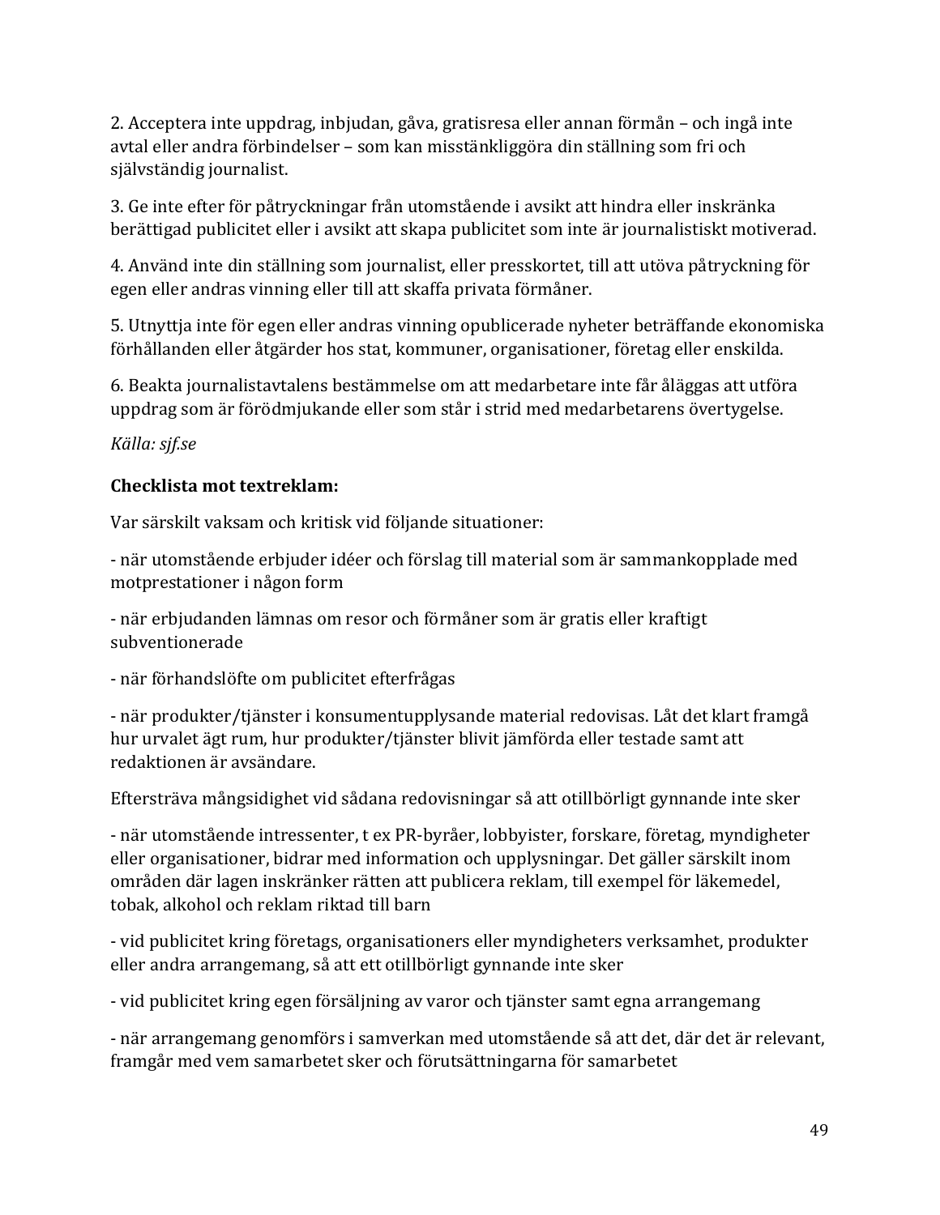2. Acceptera inte uppdrag, inbjudan, gåva, gratisresa eller annan förmån – och ingå inte avtal eller andra förbindelser – som kan misstänkliggöra din ställning som fri och självständig journalist.

3. Ge inte efter för påtryckningar från utomstående i avsikt att hindra eller inskränka berättigad publicitet eller i avsikt att skapa publicitet som inte är journalistiskt motiverad.

4. Använd inte din ställning som journalist, eller presskortet, till att utöva påtryckning för egen eller andras vinning eller till att skaffa privata förmåner.

5. Utnyttja inte för egen eller andras vinning opublicerade nyheter beträffande ekonomiska förhållanden eller åtgärder hos stat, kommuner, organisationer, företag eller enskilda.

6. Beakta journalistavtalens bestämmelse om att medarbetare inte får åläggas att utföra uppdrag som är förödmjukande eller som står i strid med medarbetarens övertygelse.

*Källa: sjf.se*

**Checklista mot textreklam:**

Var särskilt vaksam och kritisk vid följande situationer:

- när utomstående erbjuder idéer och förslag till material som är sammankopplade med motprestationer i någon form

- när erbjudanden lämnas om resor och förmåner som är gratis eller kraftigt subventionerade

- när förhandslöfte om publicitet efterfrågas

- när produkter/tjänster i konsumentupplysande material redovisas. Låt det klart framgå hur urvalet ägt rum, hur produkter/tjänster blivit jämförda eller testade samt att redaktionen är avsändare.

Eftersträva mångsidighet vid sådana redovisningar så att otillbörligt gynnande inte sker

- när utomstående intressenter, t ex PR-byråer, lobbyister, forskare, företag, myndigheter eller organisationer, bidrar med information och upplysningar. Det gäller särskilt inom områden där lagen inskränker rätten att publicera reklam, till exempel för läkemedel, tobak, alkohol och reklam riktad till barn

- vid publicitet kring företags, organisationers eller myndigheters verksamhet, produkter eller andra arrangemang, så att ett otillbörligt gynnande inte sker

- vid publicitet kring egen försäljning av varor och tjänster samt egna arrangemang

- när arrangemang genomförs i samverkan med utomstående så att det, där det är relevant, framgår med vem samarbetet sker och förutsättningarna för samarbetet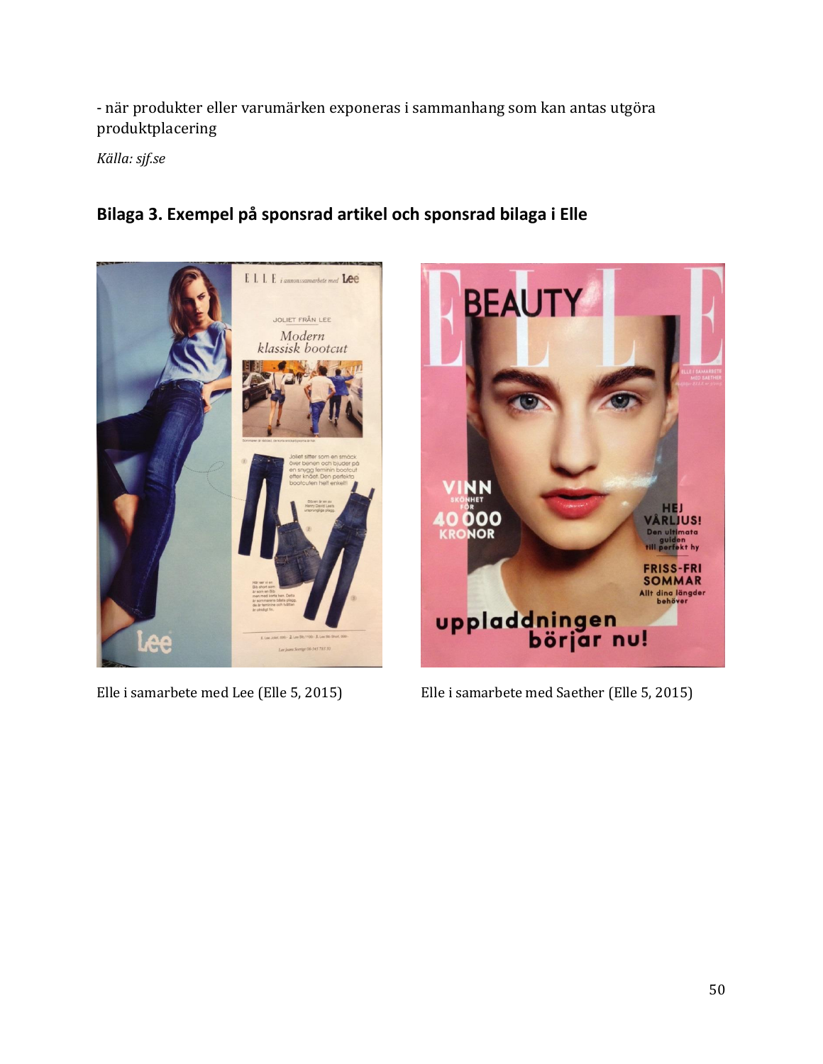- när produkter eller varumärken exponeras i sammanhang som kan antas utgöra produktplacering

*Källa: sjf.se*

## Bilaga 3. Exempel på sponsrad artikel och sponsrad bilaga i Elle

Elle i samarbete med Lee (Elle 5, 2015)

Elle i samarbete med Saether (Elle 5, 2015)